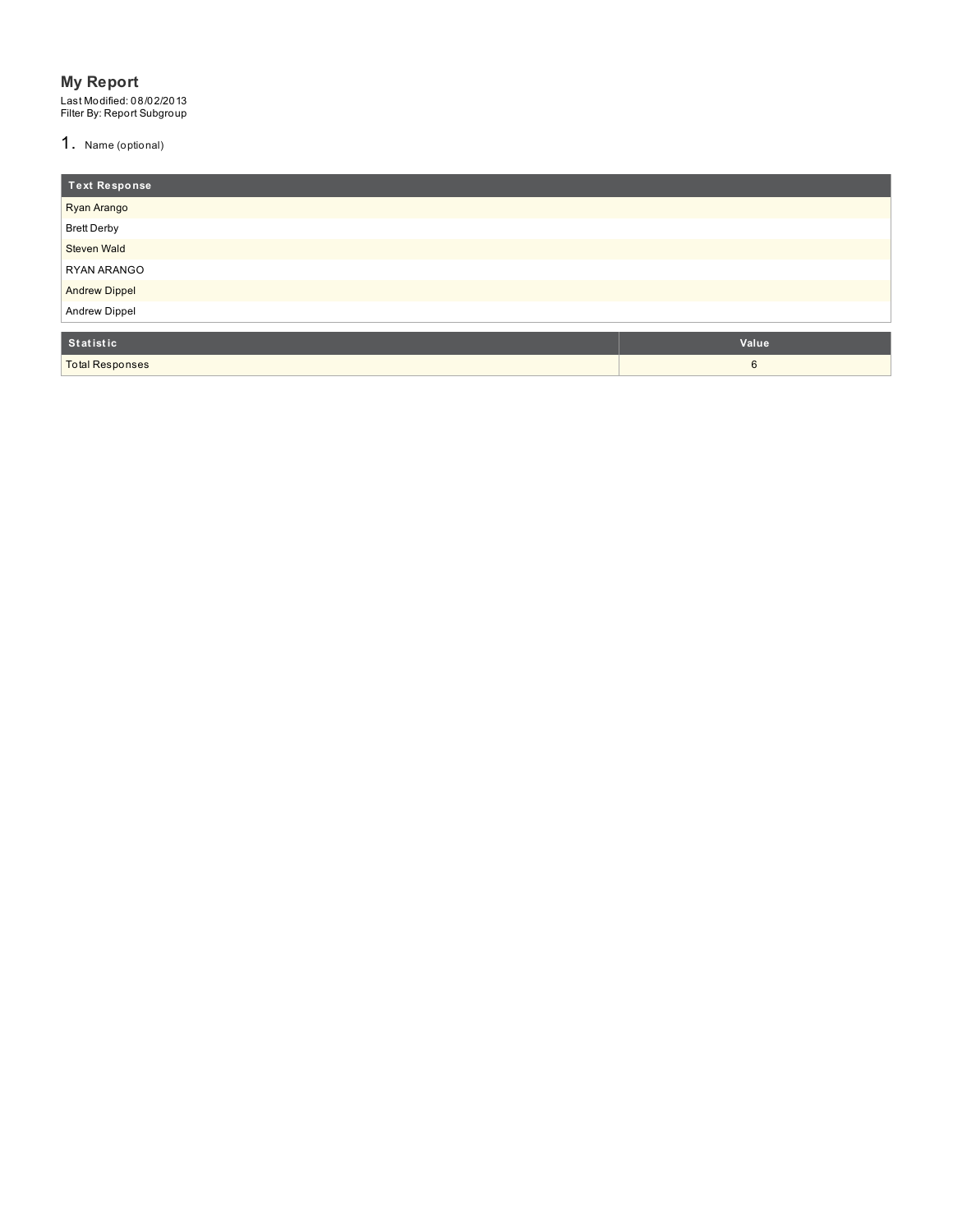# My Report

Last Modified: 08/02/2013
Filter By: Report Subgroup

1. Name (optional)

| Text Response |
| --- |
| Ryan Arango |
| Brett Derby |
| Steven Wald |
| RYAN ARANGO |
| Andrew Dippel |
| Andrew Dippel |

| Statistic | Value |
| --- | --- |
| Total Responses | 6 |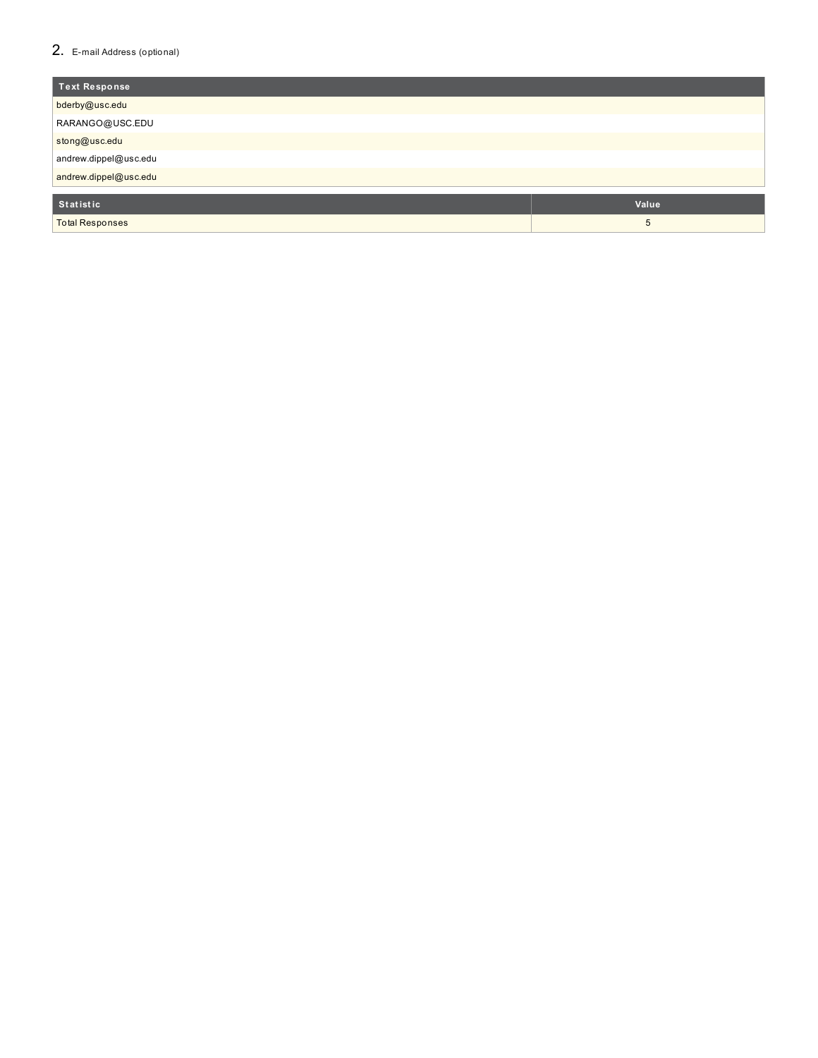## 2. E-mail Address (optional)

| Text Response |
|---|
| bderby@usc.edu |
| RARANGO@USC.EDU |
| stong@usc.edu |
| andrew.dippel@usc.edu |
| andrew.dippel@usc.edu |

| Statistic | Value |
|---|---|
| Total Responses | 5 |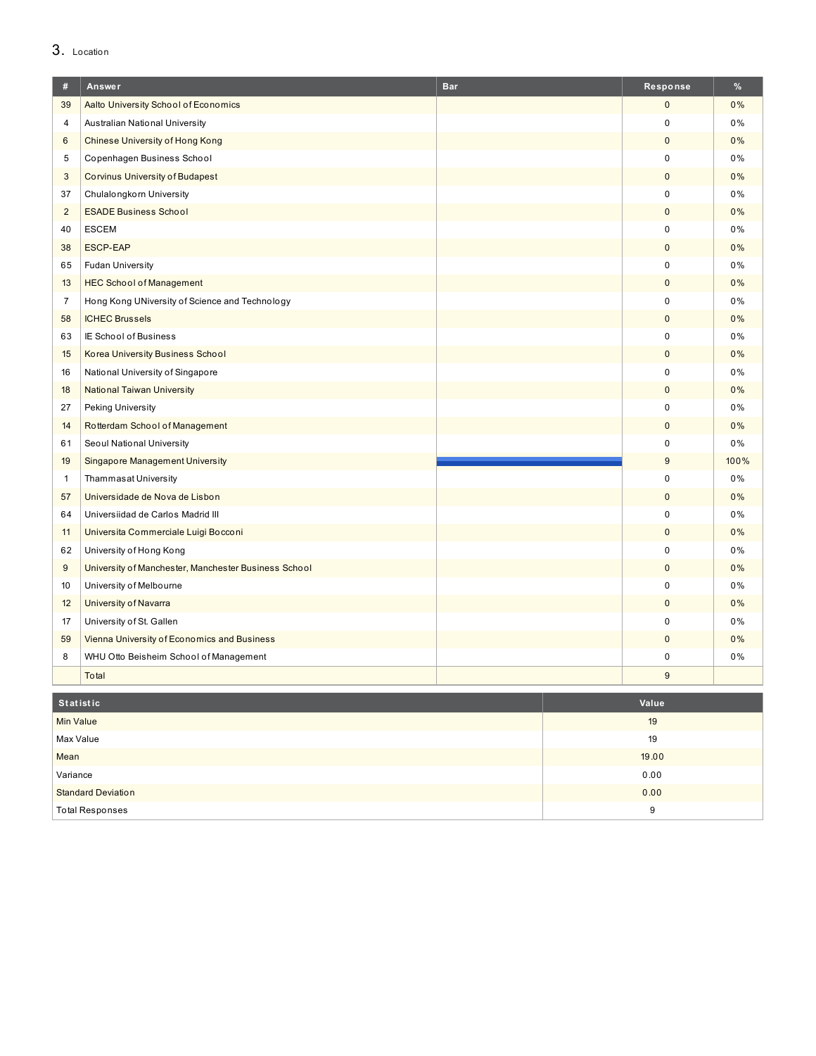## 3. Location

| # | Answer | Bar | Response | % |
|---|---|---|---|---|
| 39 | Aalto University School of Economics | | 0 | 0% |
| 4 | Australian National University | | 0 | 0% |
| 6 | Chinese University of Hong Kong | | 0 | 0% |
| 5 | Copenhagen Business School | | 0 | 0% |
| 3 | Corvinus University of Budapest | | 0 | 0% |
| 37 | Chulalongkorn University | | 0 | 0% |
| 2 | ESADE Business School | | 0 | 0% |
| 40 | ESCEM | | 0 | 0% |
| 38 | ESCP-EAP | | 0 | 0% |
| 65 | Fudan University | | 0 | 0% |
| 13 | HEC School of Management | | 0 | 0% |
| 7 | Hong Kong UNiversity of Science and Technology | | 0 | 0% |
| 58 | ICHEC Brussels | | 0 | 0% |
| 63 | IE School of Business | | 0 | 0% |
| 15 | Korea University Business School | | 0 | 0% |
| 16 | National University of Singapore | | 0 | 0% |
| 18 | National Taiwan University | | 0 | 0% |
| 27 | Peking University | | 0 | 0% |
| 14 | Rotterdam School of Management | | 0 | 0% |
| 61 | Seoul National University | | 0 | 0% |
| 19 | Singapore Management University | | 9 | 100% |
| 1 | Thammasat University | | 0 | 0% |
| 57 | Universidade de Nova de Lisbon | | 0 | 0% |
| 64 | Universiidad de Carlos Madrid III | | 0 | 0% |
| 11 | Universita Commerciale Luigi Bocconi | | 0 | 0% |
| 62 | University of Hong Kong | | 0 | 0% |
| 9 | University of Manchester, Manchester Business School | | 0 | 0% |
| 10 | University of Melbourne | | 0 | 0% |
| 12 | University of Navarra | | 0 | 0% |
| 17 | University of St. Gallen | | 0 | 0% |
| 59 | Vienna University of Economics and Business | | 0 | 0% |
| 8 | WHU Otto Beisheim School of Management | | 0 | 0% |
| | Total | | 9 | |

| Statistic | Value |
|---|---|
| Min Value | 19 |
| Max Value | 19 |
| Mean | 19.00 |
| Variance | 0.00 |
| Standard Deviation | 0.00 |
| Total Responses | 9 |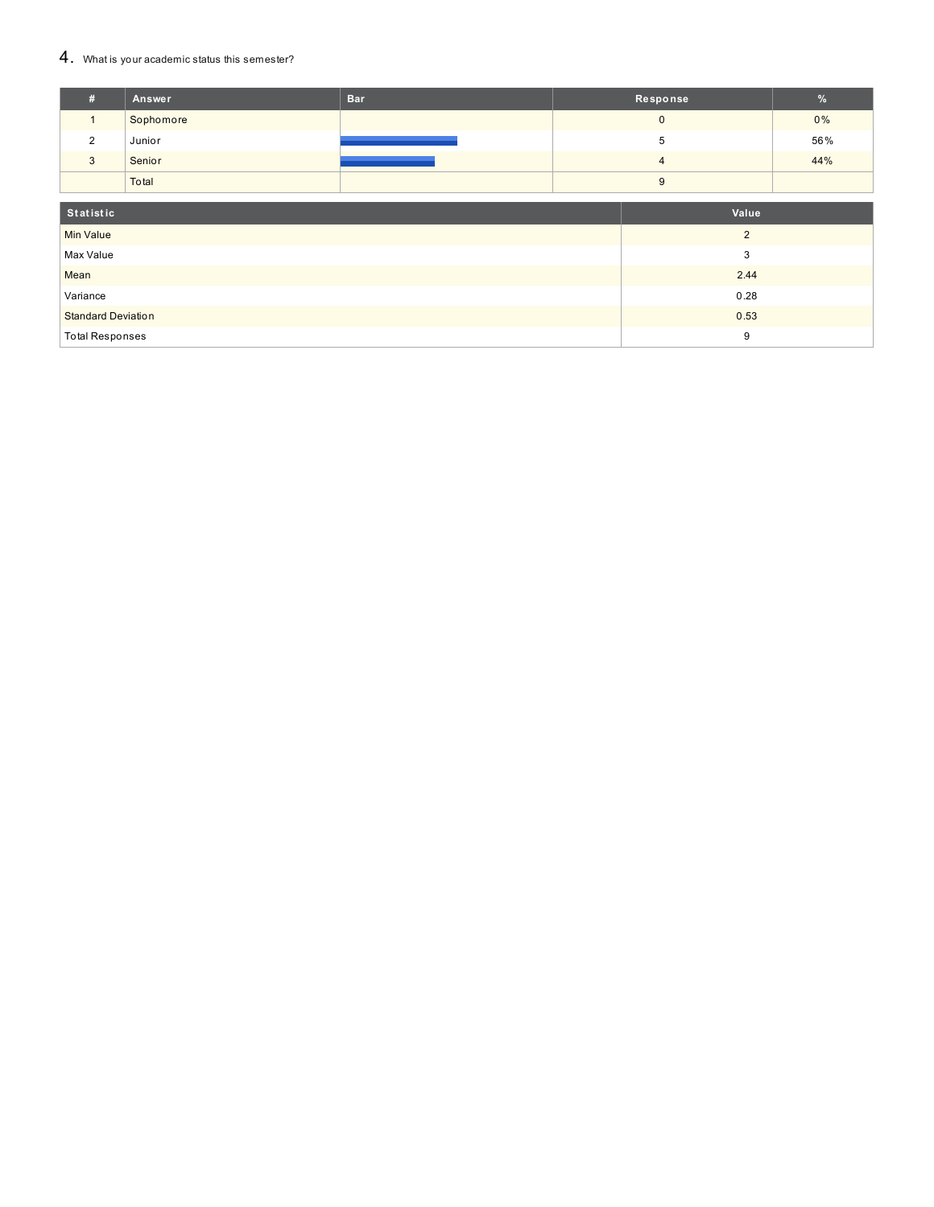## 4. What is your academic status this semester?

| # | Answer | Bar | Response | % |
|---|---|---|---|---|
| 1 | Sophomore | | 0 | 0% |
| 2 | Junior | | 5 | 56% |
| 3 | Senior | | 4 | 44% |
| | Total | | 9 | |

| Statistic | Value |
|---|---|
| Min Value | 2 |
| Max Value | 3 |
| Mean | 2.44 |
| Variance | 0.28 |
| Standard Deviation | 0.53 |
| Total Responses | 9 |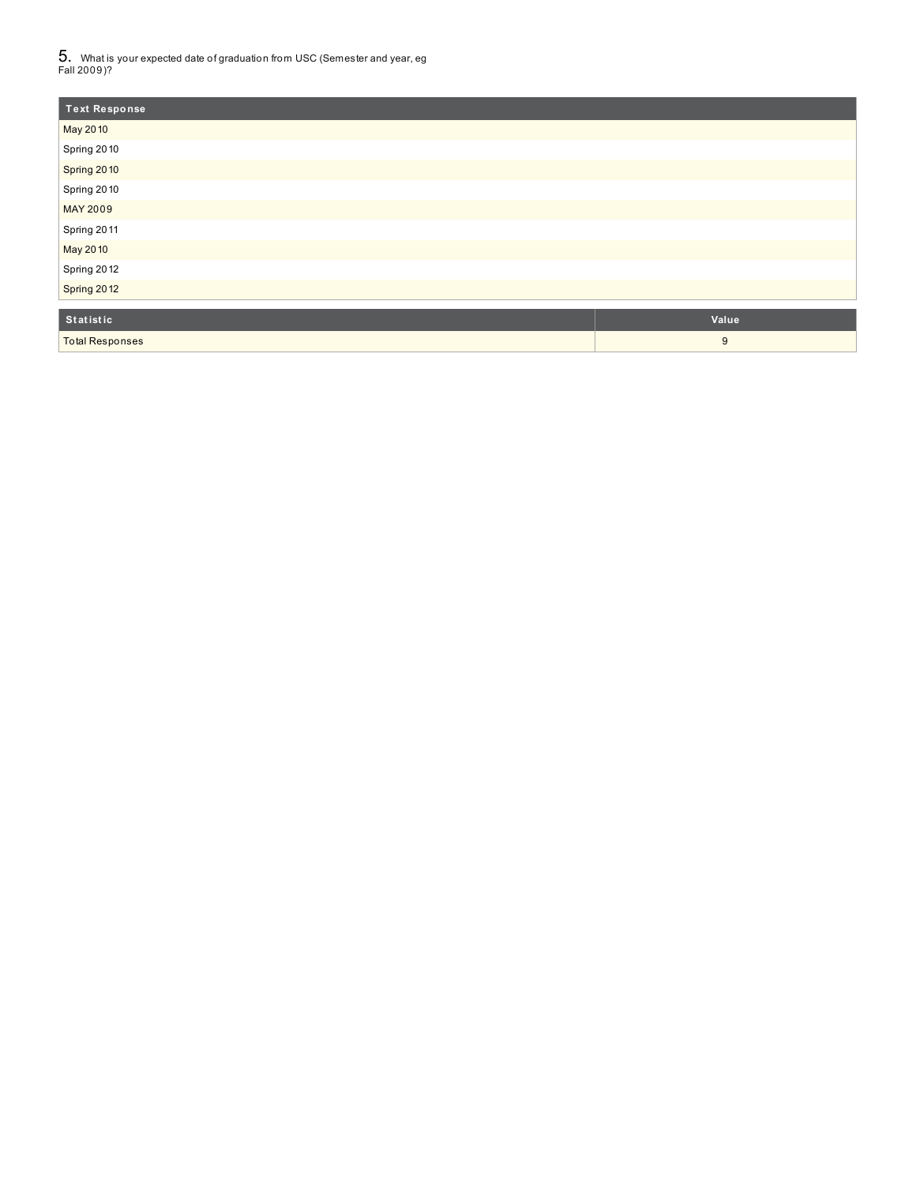5. What is your expected date of graduation from USC (Semester and year, eg Fall 2009)?

| Text Response |
| --- |
| May 2010 |
| Spring 2010 |
| Spring 2010 |
| Spring 2010 |
| MAY 2009 |
| Spring 2011 |
| May 2010 |
| Spring 2012 |
| Spring 2012 |

| Statistic | Value |
| --- | --- |
| Total Responses | 9 |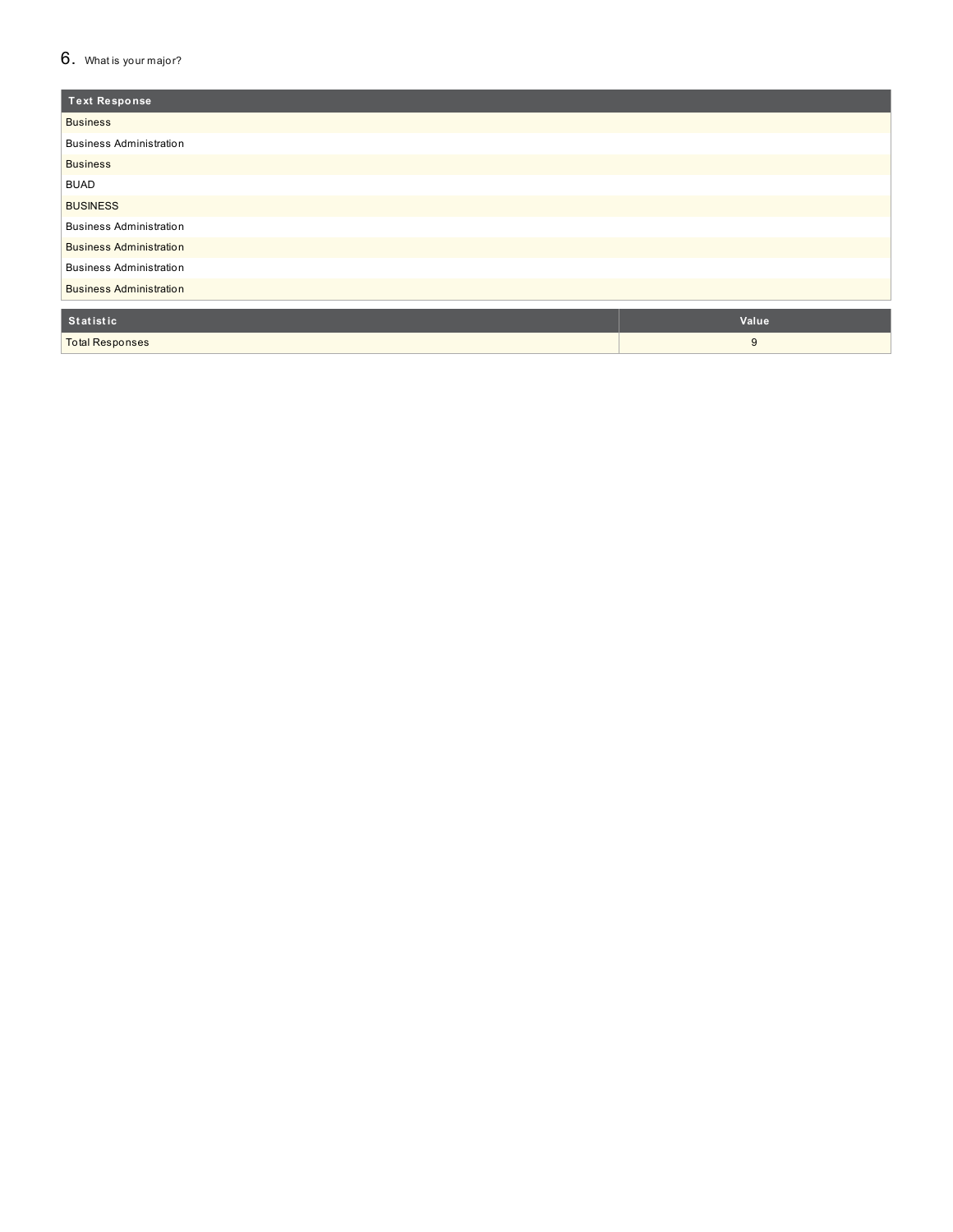## 6. What is your major?

| Text Response |
|---|
| Business |
| Business Administration |
| Business |
| BUAD |
| BUSINESS |
| Business Administration |
| Business Administration |
| Business Administration |
| Business Administration |

| Statistic | Value |
|---|---|
| Total Responses | 9 |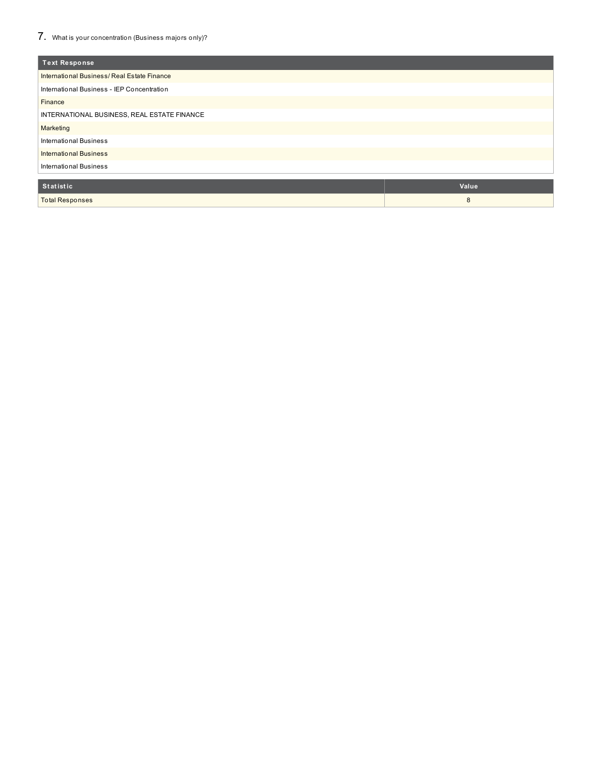## 7. What is your concentration (Business majors only)?

| Text Response |
|---|
| International Business/ Real Estate Finance |
| International Business - IEP Concentration |
| Finance |
| INTERNATIONAL BUSINESS, REAL ESTATE FINANCE |
| Marketing |
| International Business |
| International Business |
| International Business |

| Statistic | Value |
|---|---|
| Total Responses | 8 |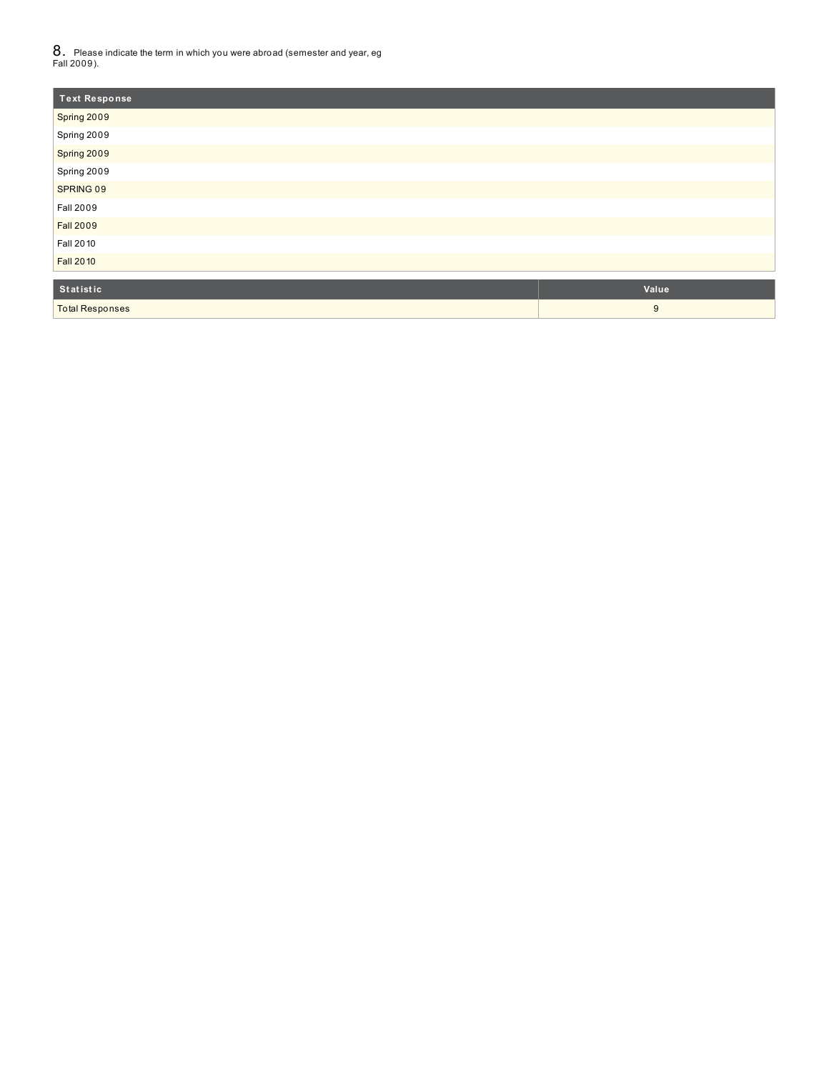8. Please indicate the term in which you were abroad (semester and year, eg Fall 2009).

| Text Response |
| --- |
| Spring 2009 |
| Spring 2009 |
| Spring 2009 |
| Spring 2009 |
| SPRING 09 |
| Fall 2009 |
| Fall 2009 |
| Fall 2010 |
| Fall 2010 |

| Statistic | Value |
| --- | --- |
| Total Responses | 9 |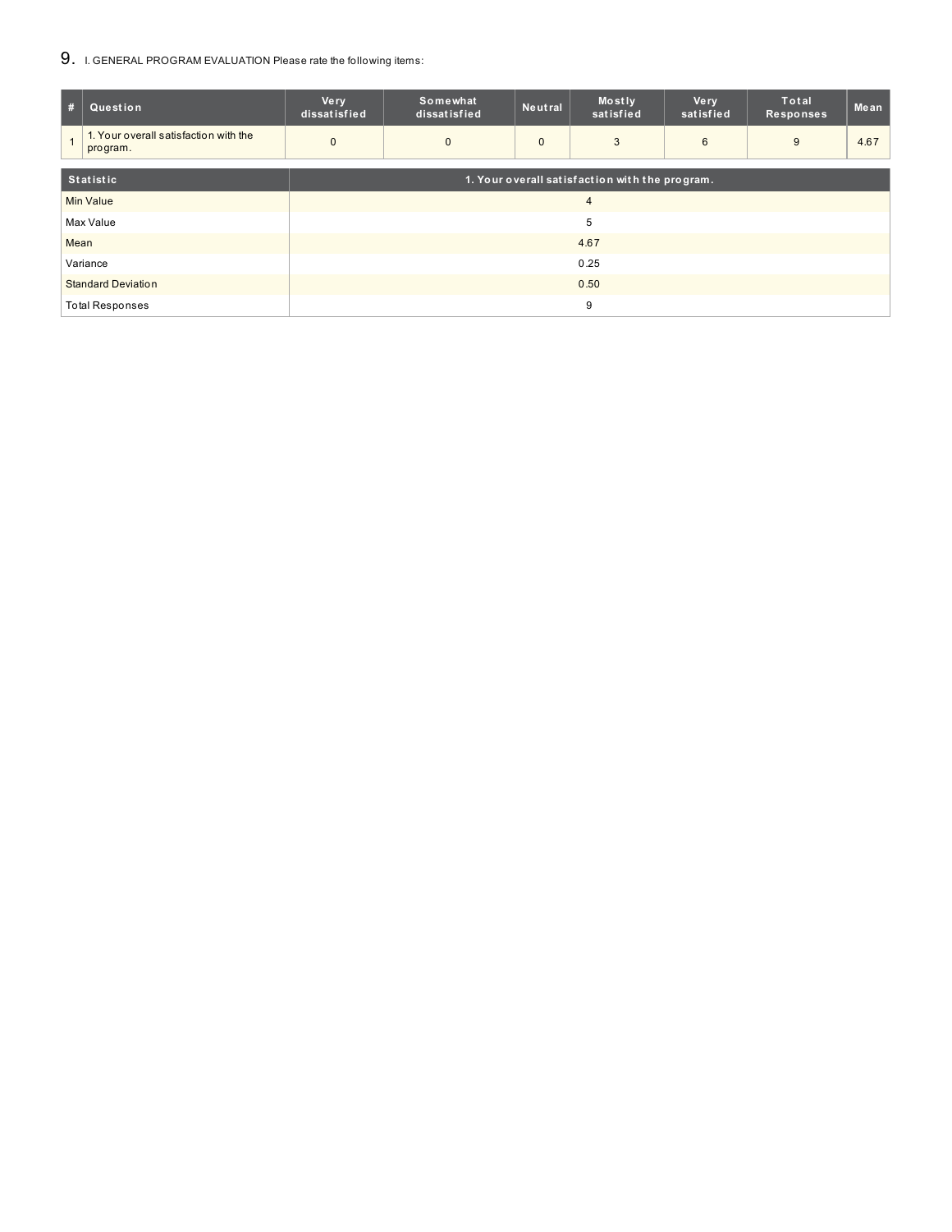## 9. I. GENERAL PROGRAM EVALUATION Please rate the following items:

| # | Question | Very dissatisfied | Somewhat dissatisfied | Neutral | Mostly satisfied | Very satisfied | Total Responses | Mean |
|---|---|---|---|---|---|---|---|---|
| 1 | 1. Your overall satisfaction with the program. | 0 | 0 | 0 | 3 | 6 | 9 | 4.67 |

| Statistic | 1. Your overall satisfaction with the program. |
|---|---|
| Min Value | 4 |
| Max Value | 5 |
| Mean | 4.67 |
| Variance | 0.25 |
| Standard Deviation | 0.50 |
| Total Responses | 9 |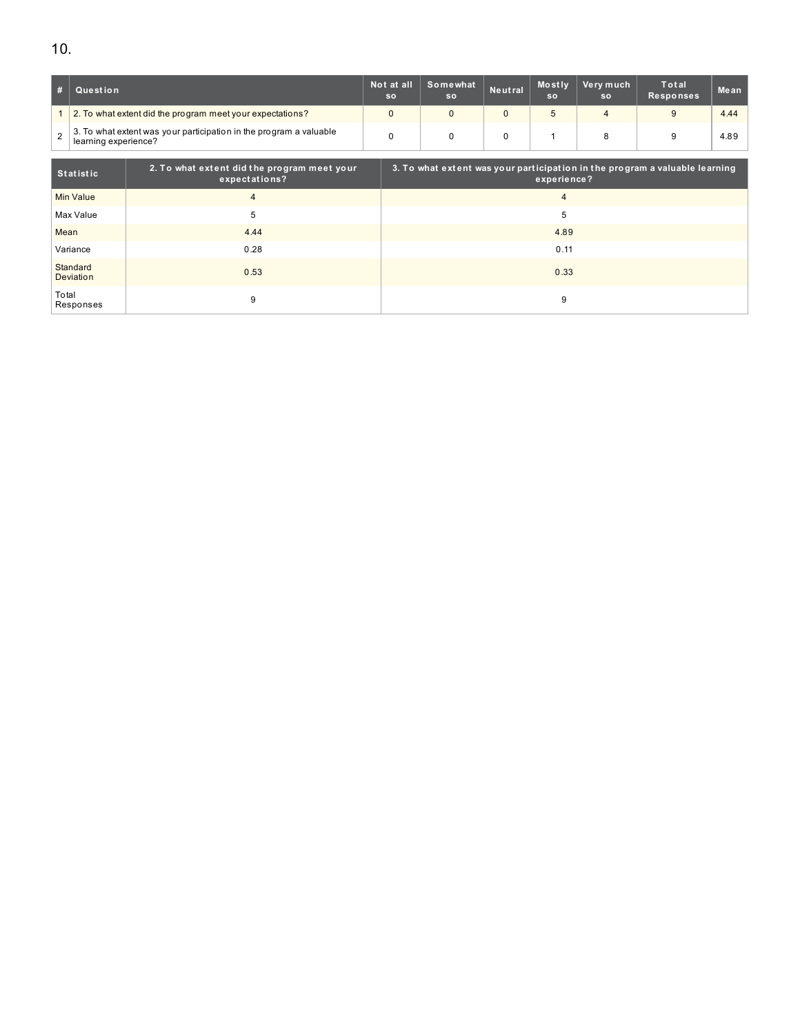10.

| # | Question | Not at all so | Somewhat so | Neutral | Mostly so | Very much so | Total Responses | Mean |
|---|---|---|---|---|---|---|---|---|
| 1 | 2. To what extent did the program meet your expectations? | 0 | 0 | 0 | 5 | 4 | 9 | 4.44 |
| 2 | 3. To what extent was your participation in the program a valuable learning experience? | 0 | 0 | 0 | 1 | 8 | 9 | 4.89 |

| Statistic | 2. To what extent did the program meet your expectations? | 3. To what extent was your participation in the program a valuable learning experience? |
|---|---|---|
| Min Value | 4 | 4 |
| Max Value | 5 | 5 |
| Mean | 4.44 | 4.89 |
| Variance | 0.28 | 0.11 |
| Standard Deviation | 0.53 | 0.33 |
| Total Responses | 9 | 9 |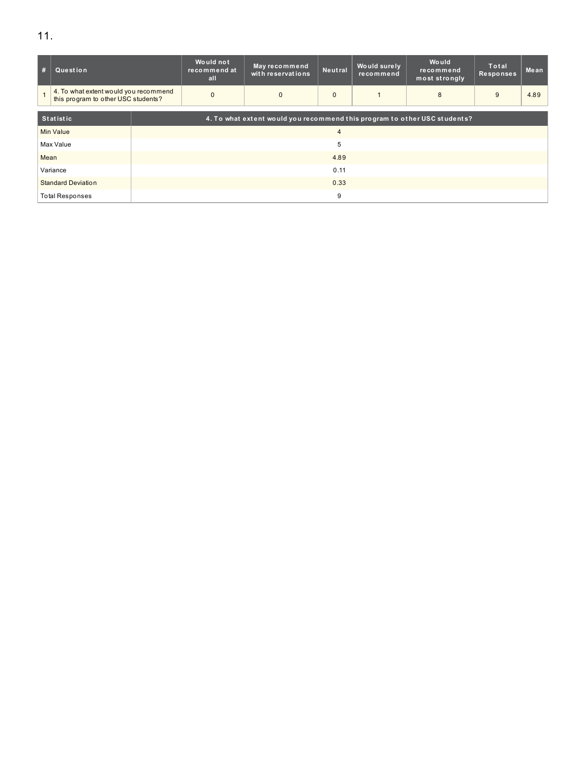11.

| # | Question | Would not recommend at all | May recommend with reservations | Neutral | Would surely recommend | Would recommend most strongly | Total Responses | Mean |
|---|---|---|---|---|---|---|---|---|
| 1 | 4. To what extent would you recommend this program to other USC students? | 0 | 0 | 0 | 1 | 8 | 9 | 4.89 |

| Statistic | 4. To what extent would you recommend this program to other USC students? |
|---|---|
| Min Value | 4 |
| Max Value | 5 |
| Mean | 4.89 |
| Variance | 0.11 |
| Standard Deviation | 0.33 |
| Total Responses | 9 |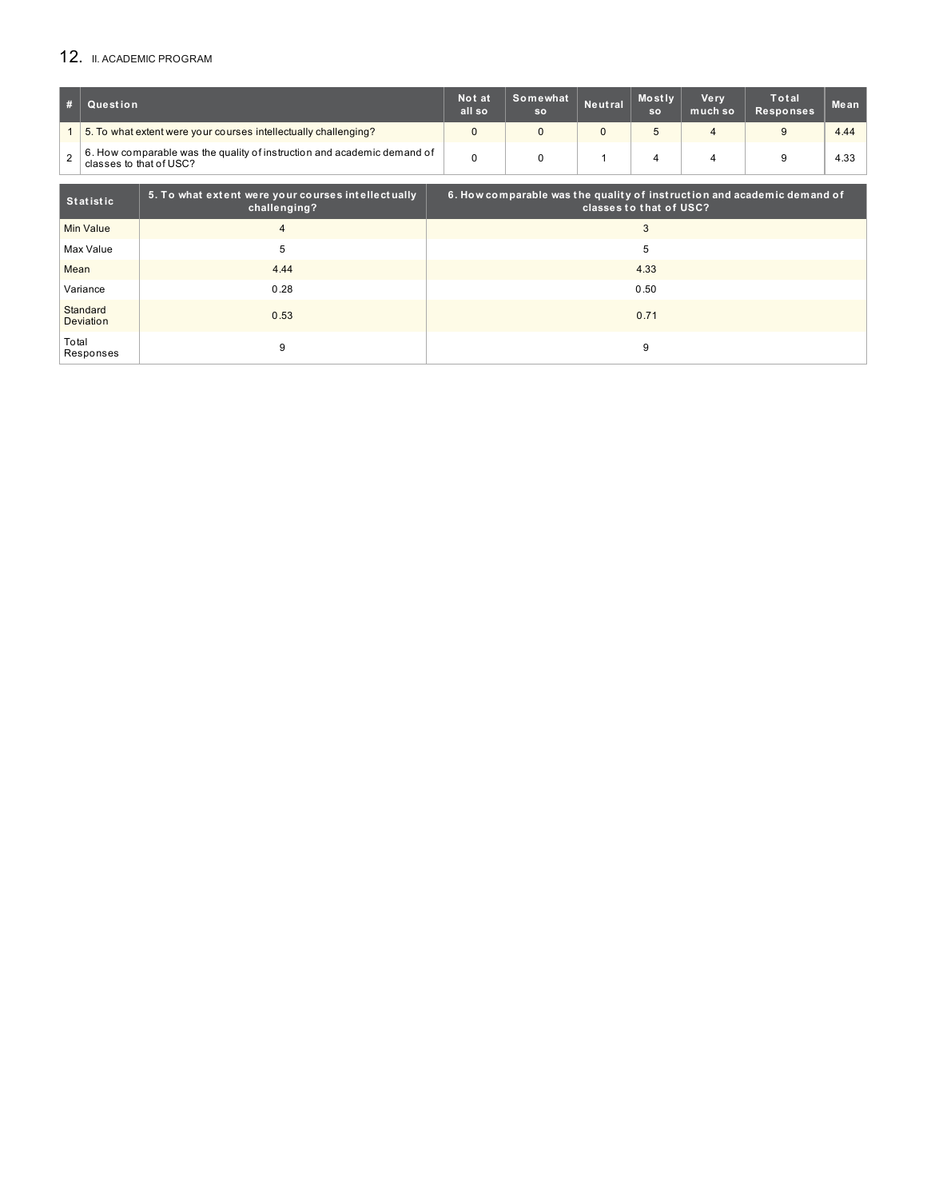## 12. II. ACADEMIC PROGRAM

| # | Question | Not at all so | Somewhat so | Neutral | Mostly so | Very much so | Total Responses | Mean |
|---|---|---|---|---|---|---|---|---|
| 1 | 5. To what extent were your courses intellectually challenging? | 0 | 0 | 0 | 5 | 4 | 9 | 4.44 |
| 2 | 6. How comparable was the quality of instruction and academic demand of classes to that of USC? | 0 | 0 | 1 | 4 | 4 | 9 | 4.33 |

| Statistic | 5. To what extent were your courses intellectually challenging? | 6. How comparable was the quality of instruction and academic demand of classes to that of USC? |
|---|---|---|
| Min Value | 4 | 3 |
| Max Value | 5 | 5 |
| Mean | 4.44 | 4.33 |
| Variance | 0.28 | 0.50 |
| Standard Deviation | 0.53 | 0.71 |
| Total Responses | 9 | 9 |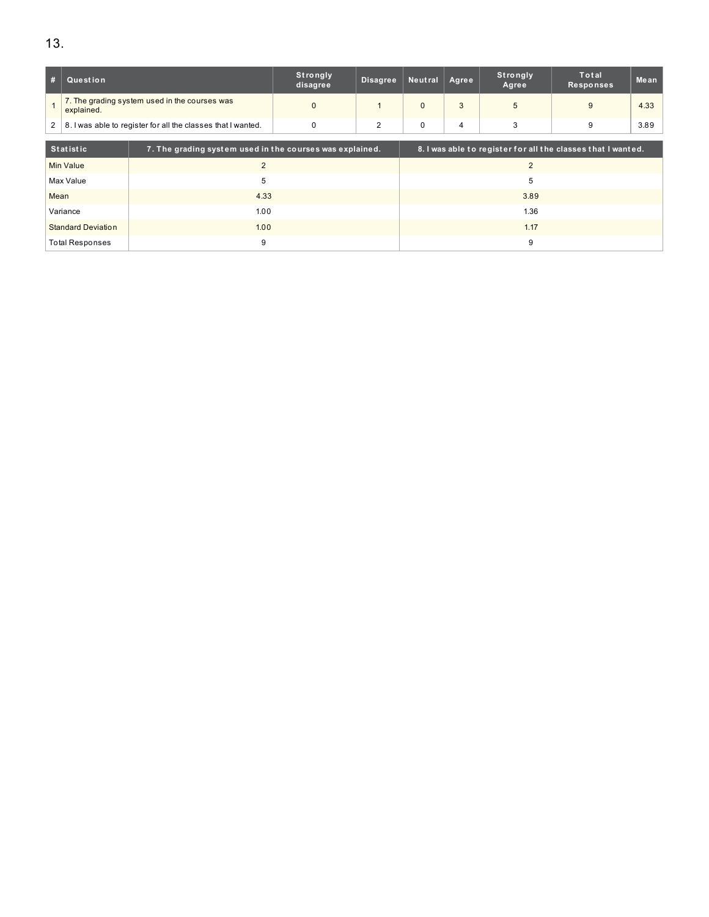13.

| # | Question | Strongly disagree | Disagree | Neutral | Agree | Strongly Agree | Total Responses | Mean |
|---|---|---|---|---|---|---|---|---|
| 1 | 7. The grading system used in the courses was explained. | 0 | 1 | 0 | 3 | 5 | 9 | 4.33 |
| 2 | 8. I was able to register for all the classes that I wanted. | 0 | 2 | 0 | 4 | 3 | 9 | 3.89 |

| Statistic | 7. The grading system used in the courses was explained. | 8. I was able to register for all the classes that I wanted. |
|---|---|---|
| Min Value | 2 | 2 |
| Max Value | 5 | 5 |
| Mean | 4.33 | 3.89 |
| Variance | 1.00 | 1.36 |
| Standard Deviation | 1.00 | 1.17 |
| Total Responses | 9 | 9 |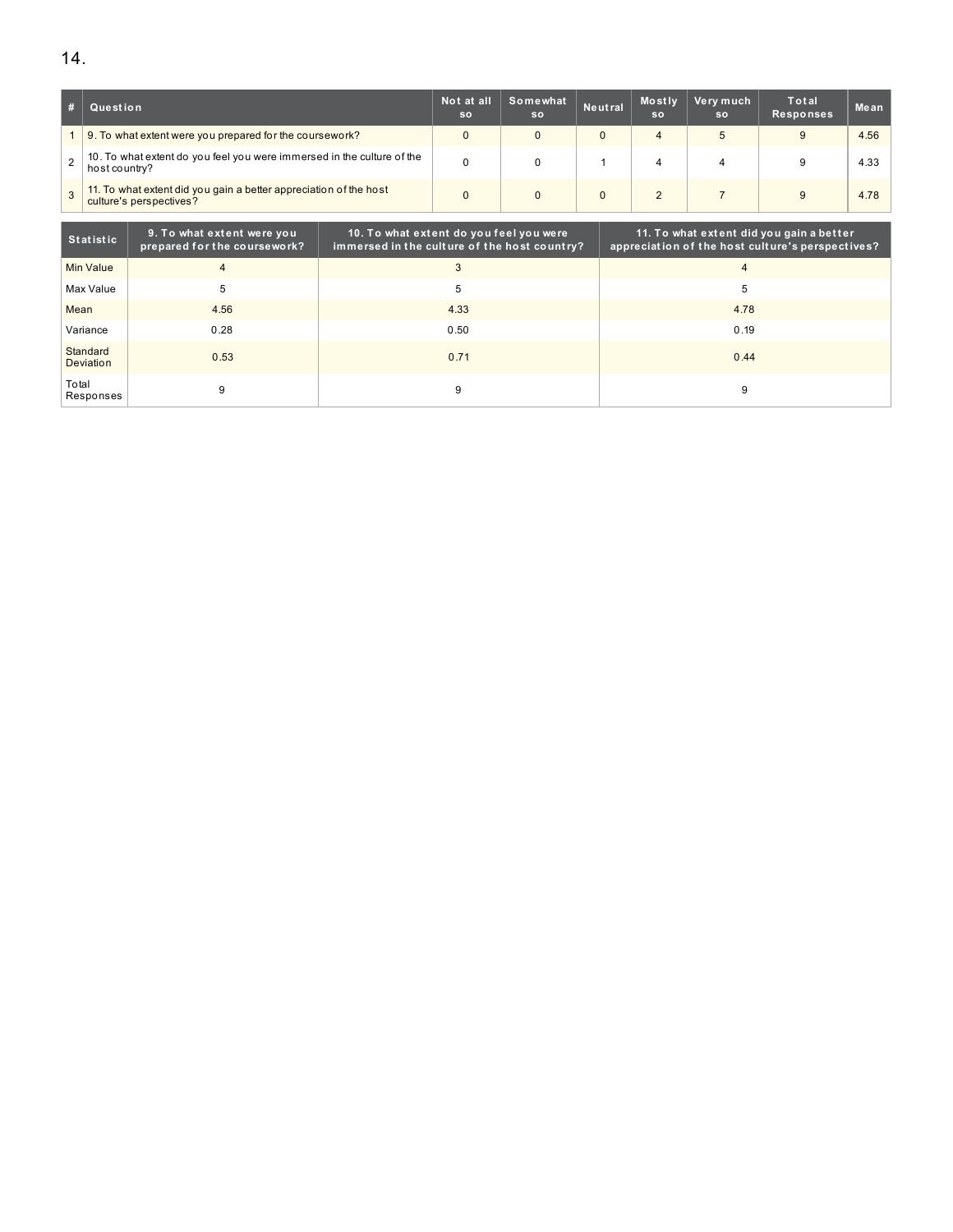14.

| # | Question | Not at all so | Somewhat so | Neutral | Mostly so | Very much so | Total Responses | Mean |
|---|---|---|---|---|---|---|---|---|
| 1 | 9. To what extent were you prepared for the coursework? | 0 | 0 | 0 | 4 | 5 | 9 | 4.56 |
| 2 | 10. To what extent do you feel you were immersed in the culture of the host country? | 0 | 0 | 1 | 4 | 4 | 9 | 4.33 |
| 3 | 11. To what extent did you gain a better appreciation of the host culture's perspectives? | 0 | 0 | 0 | 2 | 7 | 9 | 4.78 |

| Statistic | 9. To what extent were you prepared for the coursework? | 10. To what extent do you feel you were immersed in the culture of the host country? | 11. To what extent did you gain a better appreciation of the host culture's perspectives? |
|---|---|---|---|
| Min Value | 4 | 3 | 4 |
| Max Value | 5 | 5 | 5 |
| Mean | 4.56 | 4.33 | 4.78 |
| Variance | 0.28 | 0.50 | 0.19 |
| Standard Deviation | 0.53 | 0.71 | 0.44 |
| Total Responses | 9 | 9 | 9 |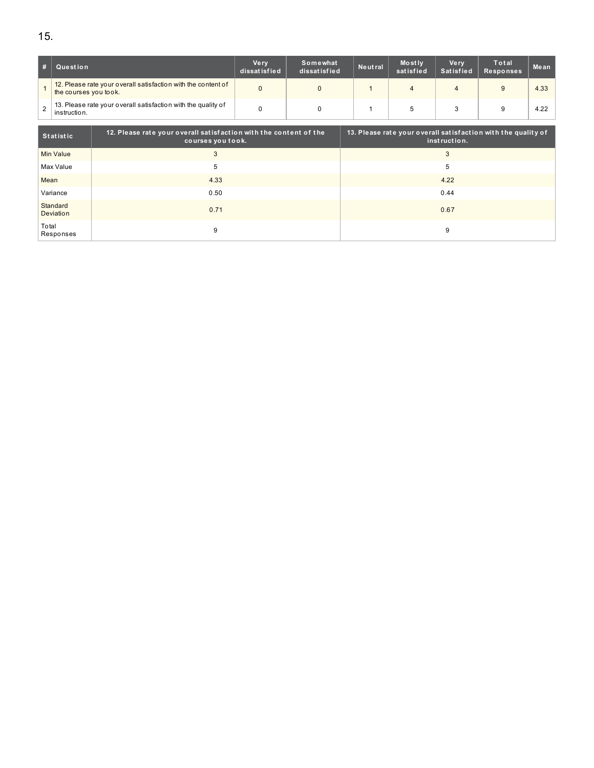15.

| # | Question | Very dissatisfied | Somewhat dissatisfied | Neutral | Mostly satisfied | Very Satisfied | Total Responses | Mean |
|---|---|---|---|---|---|---|---|---|
| 1 | 12. Please rate your overall satisfaction with the content of the courses you took. | 0 | 0 | 1 | 4 | 4 | 9 | 4.33 |
| 2 | 13. Please rate your overall satisfaction with the quality of instruction. | 0 | 0 | 1 | 5 | 3 | 9 | 4.22 |

| Statistic | 12. Please rate your overall satisfaction with the content of the courses you took. | 13. Please rate your overall satisfaction with the quality of instruction. |
|---|---|---|
| Min Value | 3 | 3 |
| Max Value | 5 | 5 |
| Mean | 4.33 | 4.22 |
| Variance | 0.50 | 0.44 |
| Standard Deviation | 0.71 | 0.67 |
| Total Responses | 9 | 9 |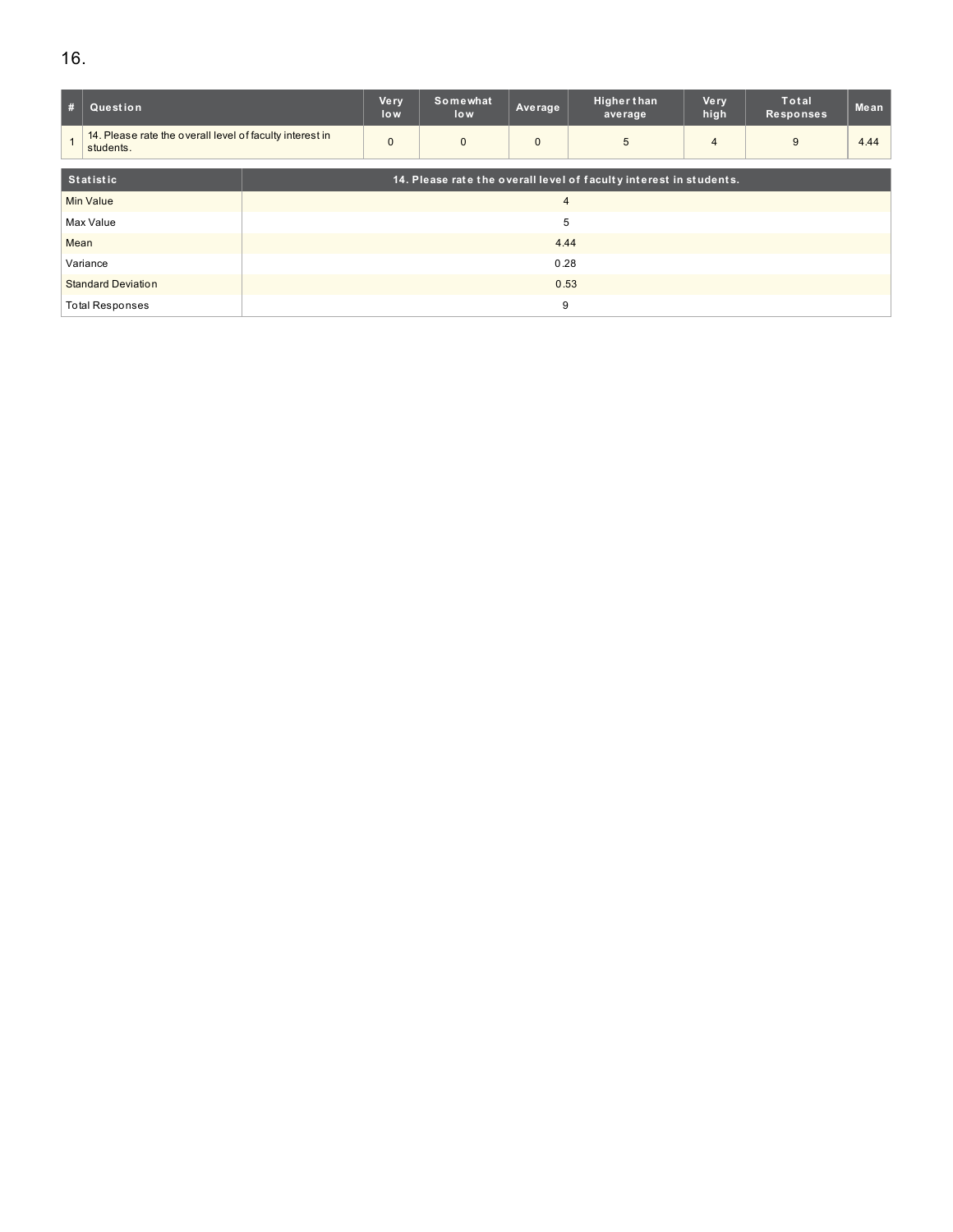16.

| # | Question | Very low | Somewhat low | Average | Higher than average | Very high | Total Responses | Mean |
|---|---|---|---|---|---|---|---|---|
| 1 | 14. Please rate the overall level of faculty interest in students. | 0 | 0 | 0 | 5 | 4 | 9 | 4.44 |

| Statistic | 14. Please rate the overall level of faculty interest in students. |
|---|---|
| Min Value | 4 |
| Max Value | 5 |
| Mean | 4.44 |
| Variance | 0.28 |
| Standard Deviation | 0.53 |
| Total Responses | 9 |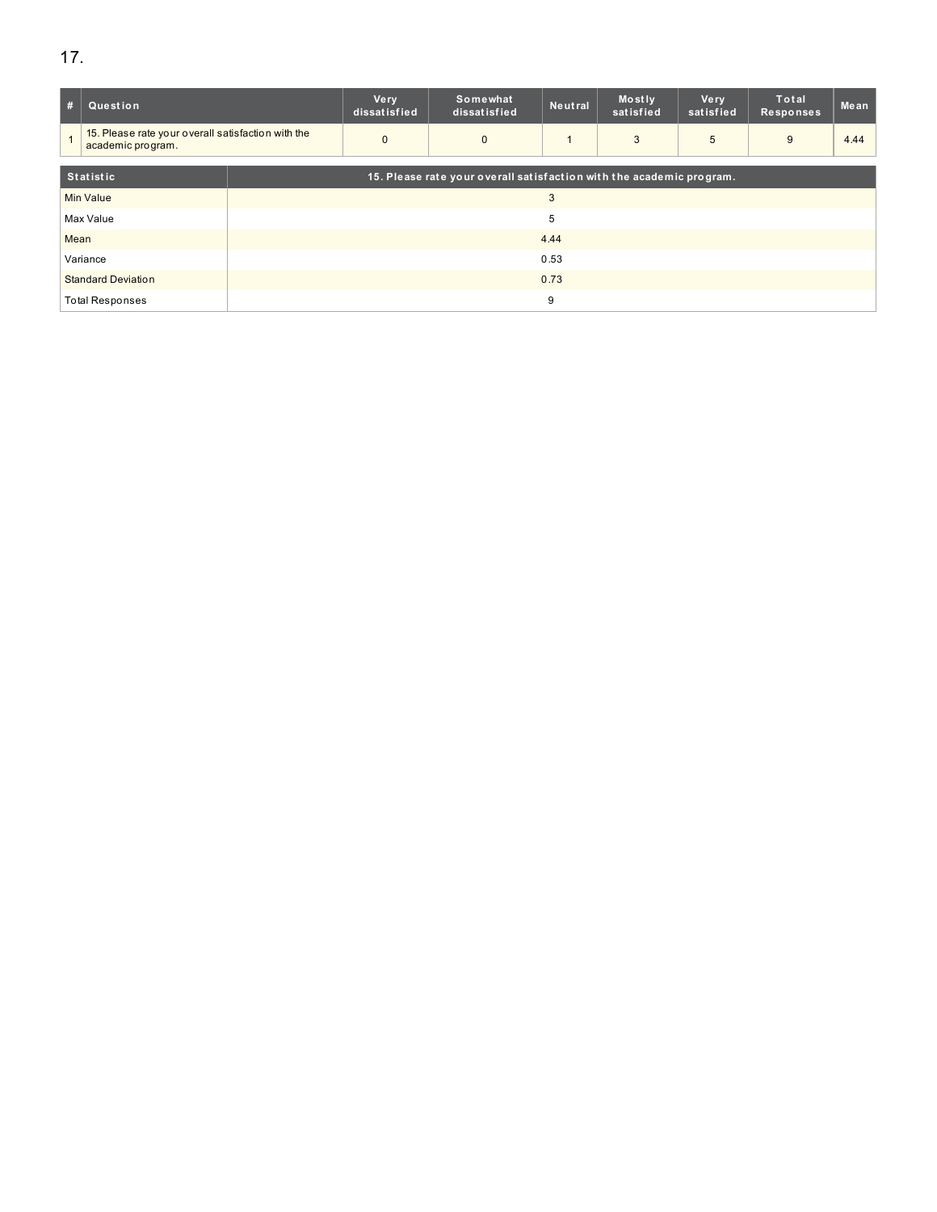17.

| # | Question | Very dissatisfied | Somewhat dissatisfied | Neutral | Mostly satisfied | Very satisfied | Total Responses | Mean |
|---|---|---|---|---|---|---|---|---|
| 1 | 15. Please rate your overall satisfaction with the academic program. | 0 | 0 | 1 | 3 | 5 | 9 | 4.44 |

| Statistic | 15. Please rate your overall satisfaction with the academic program. |
|---|---|
| Min Value | 3 |
| Max Value | 5 |
| Mean | 4.44 |
| Variance | 0.53 |
| Standard Deviation | 0.73 |
| Total Responses | 9 |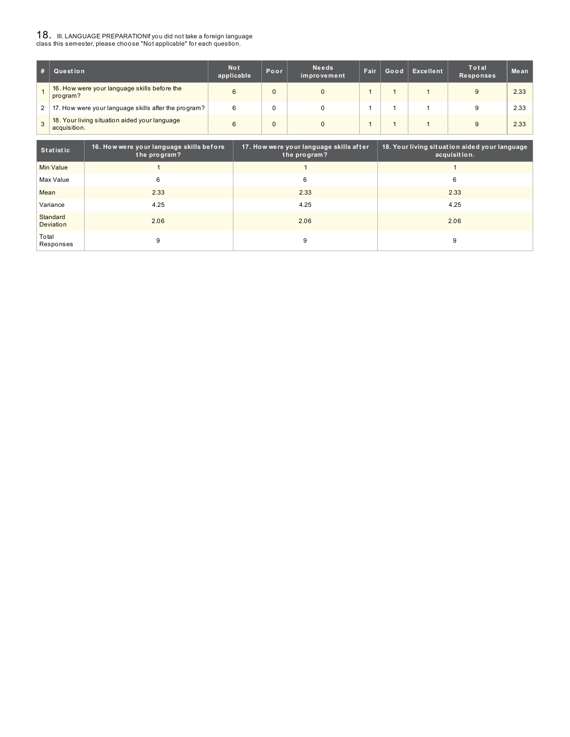## 18. III. LANGUAGE PREPARATIONIf you did not take a foreign language class this semester, please choose "Not applicable" for each question.

| # | Question | Not applicable | Poor | Needs improvement | Fair | Good | Excellent | Total Responses | Mean |
|---|---|---|---|---|---|---|---|---|---|
| 1 | 16. How were your language skills before the program? | 6 | 0 | 0 | 1 | 1 | 1 | 9 | 2.33 |
| 2 | 17. How were your language skills after the program? | 6 | 0 | 0 | 1 | 1 | 1 | 9 | 2.33 |
| 3 | 18. Your living situation aided your language acquisition. | 6 | 0 | 0 | 1 | 1 | 1 | 9 | 2.33 |

| Statistic | 16. How were your language skills before the program? | 17. How were your language skills after the program? | 18. Your living situation aided your language acquisition. |
|---|---|---|---|
| Min Value | 1 | 1 | 1 |
| Max Value | 6 | 6 | 6 |
| Mean | 2.33 | 2.33 | 2.33 |
| Variance | 4.25 | 4.25 | 4.25 |
| Standard Deviation | 2.06 | 2.06 | 2.06 |
| Total Responses | 9 | 9 | 9 |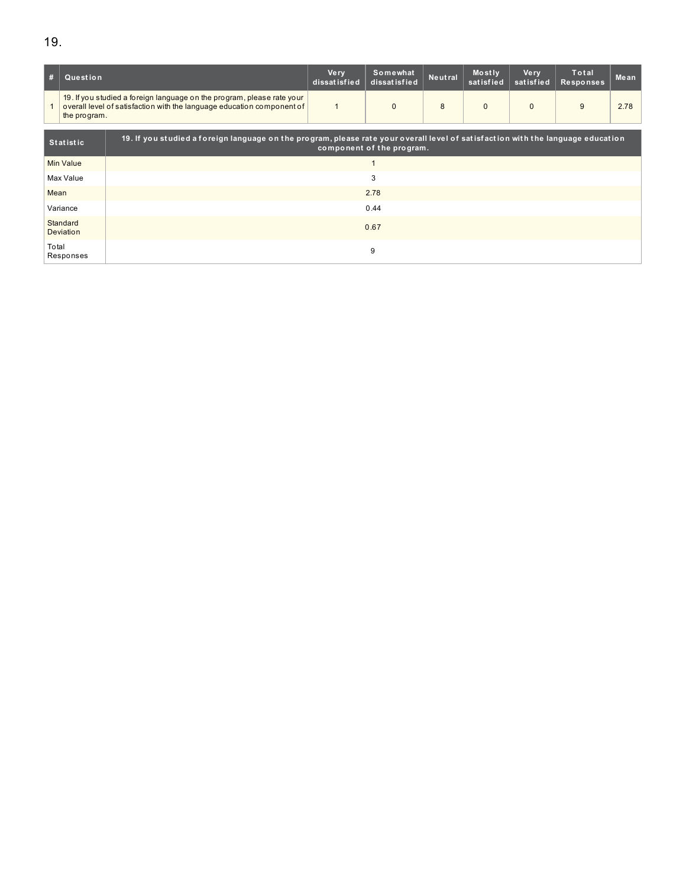19.

| # | Question | Very dissatisfied | Somewhat dissatisfied | Neutral | Mostly satisfied | Very satisfied | Total Responses | Mean |
|---|---|---|---|---|---|---|---|---|
| 1 | 19. If you studied a foreign language on the program, please rate your overall level of satisfaction with the language education component of the program. | 1 | 0 | 8 | 0 | 0 | 9 | 2.78 |

| Statistic | 19. If you studied a foreign language on the program, please rate your overall level of satisfaction with the language education component of the program. |
|---|---|
| Min Value | 1 |
| Max Value | 3 |
| Mean | 2.78 |
| Variance | 0.44 |
| Standard Deviation | 0.67 |
| Total Responses | 9 |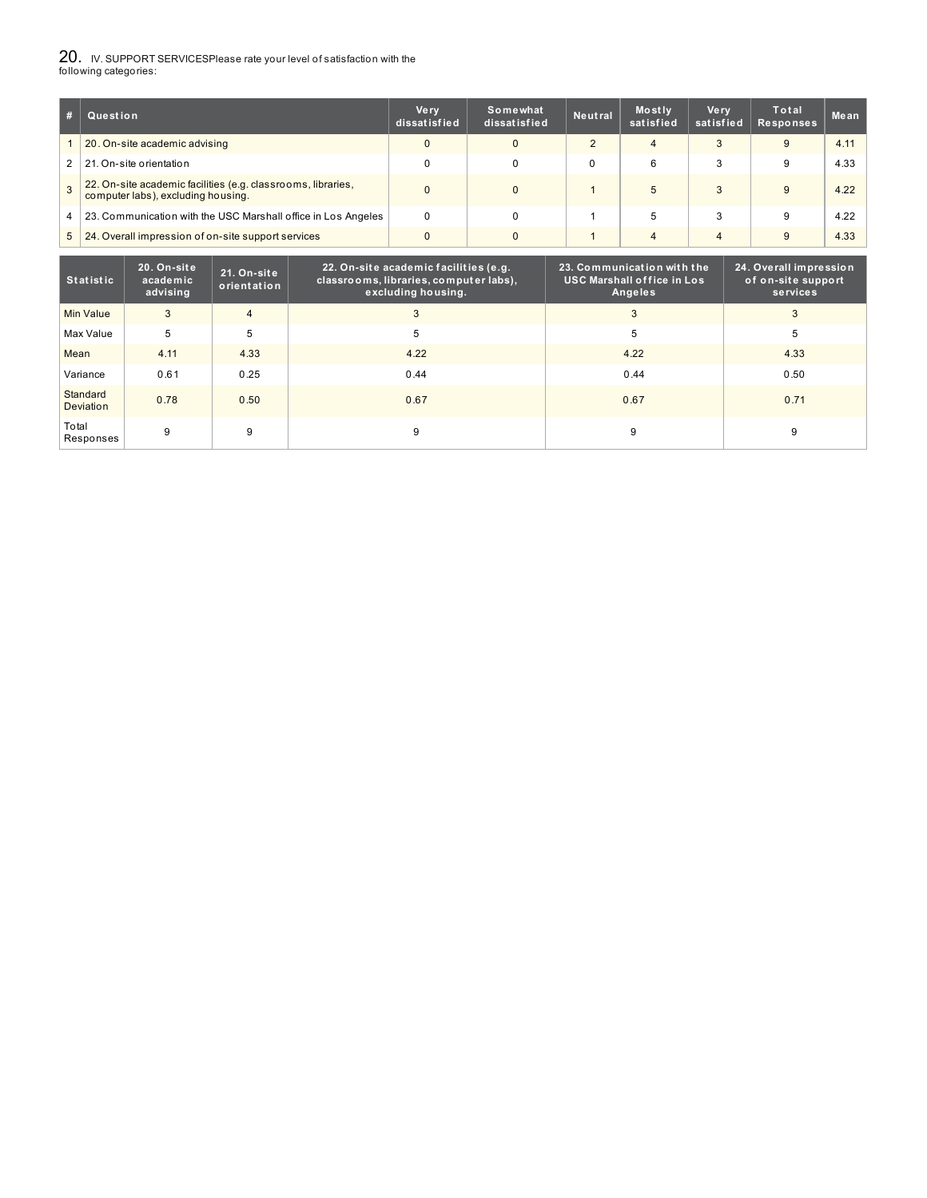## 20. IV. SUPPORT SERVICESPlease rate your level of satisfaction with the following categories:

| # | Question | Very dissatisfied | Somewhat dissatisfied | Neutral | Mostly satisfied | Very satisfied | Total Responses | Mean |
|---|---|---|---|---|---|---|---|---|
| 1 | 20. On-site academic advising | 0 | 0 | 2 | 4 | 3 | 9 | 4.11 |
| 2 | 21. On-site orientation | 0 | 0 | 0 | 6 | 3 | 9 | 4.33 |
| 3 | 22. On-site academic facilities (e.g. classrooms, libraries, computer labs), excluding housing. | 0 | 0 | 1 | 5 | 3 | 9 | 4.22 |
| 4 | 23. Communication with the USC Marshall office in Los Angeles | 0 | 0 | 1 | 5 | 3 | 9 | 4.22 |
| 5 | 24. Overall impression of on-site support services | 0 | 0 | 1 | 4 | 4 | 9 | 4.33 |

| Statistic | 20. On-site academic advising | 21. On-site orientation | 22. On-site academic facilities (e.g. classrooms, libraries, computer labs), excluding housing. | 23. Communication with the USC Marshall office in Los Angeles | 24. Overall impression of on-site support services |
|---|---|---|---|---|---|
| Min Value | 3 | 4 | 3 | 3 | 3 |
| Max Value | 5 | 5 | 5 | 5 | 5 |
| Mean | 4.11 | 4.33 | 4.22 | 4.22 | 4.33 |
| Variance | 0.61 | 0.25 | 0.44 | 0.44 | 0.50 |
| Standard Deviation | 0.78 | 0.50 | 0.67 | 0.67 | 0.71 |
| Total Responses | 9 | 9 | 9 | 9 | 9 |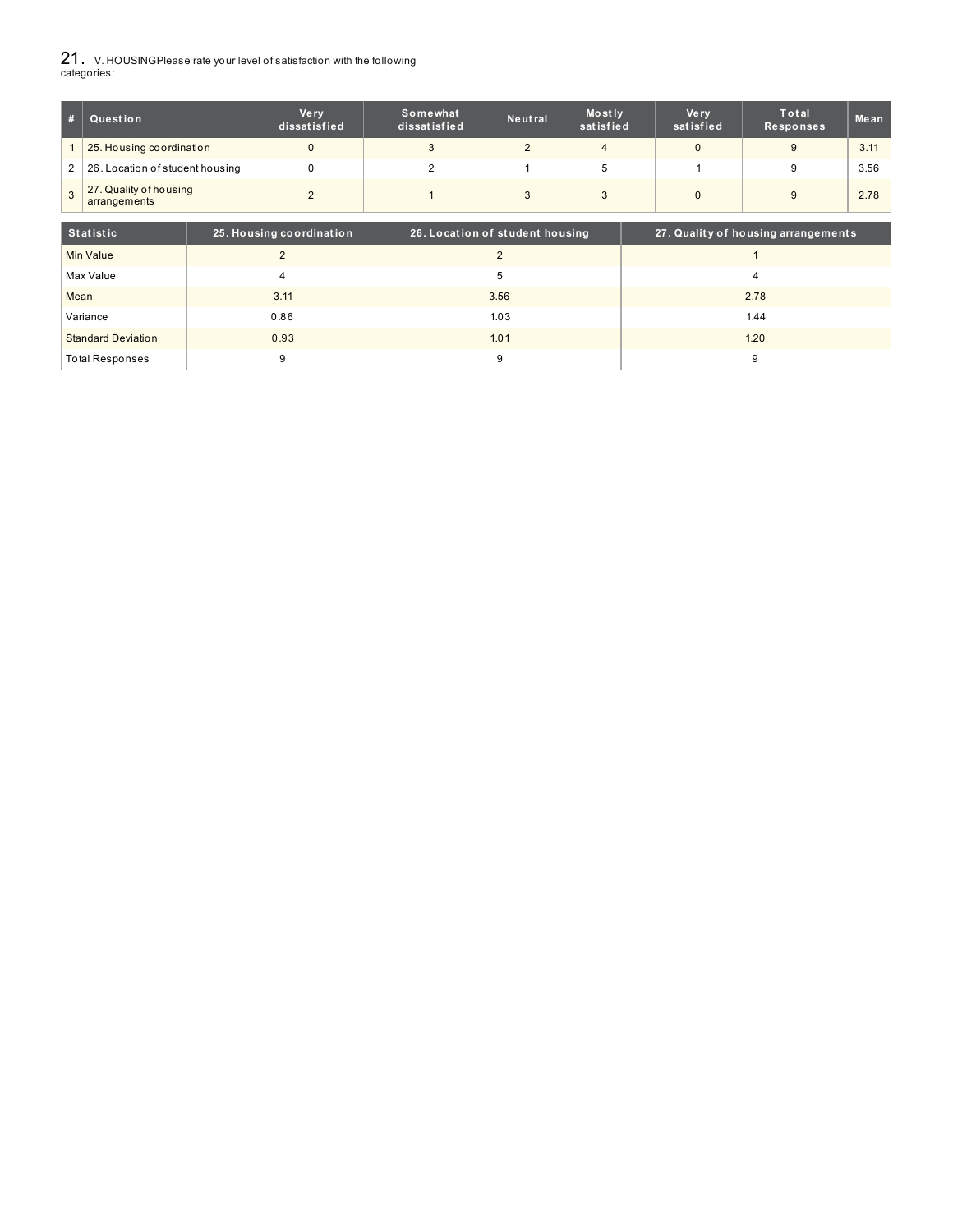## 21. V. HOUSINGPlease rate your level of satisfaction with the following categories:

| # | Question | Very dissatisfied | Somewhat dissatisfied | Neutral | Mostly satisfied | Very satisfied | Total Responses | Mean |
|---|---|---|---|---|---|---|---|---|
| 1 | 25. Housing coordination | 0 | 3 | 2 | 4 | 0 | 9 | 3.11 |
| 2 | 26. Location of student housing | 0 | 2 | 1 | 5 | 1 | 9 | 3.56 |
| 3 | 27. Quality of housing arrangements | 2 | 1 | 3 | 3 | 0 | 9 | 2.78 |

| Statistic | 25. Housing coordination | 26. Location of student housing | 27. Quality of housing arrangements |
|---|---|---|---|
| Min Value | 2 | 2 | 1 |
| Max Value | 4 | 5 | 4 |
| Mean | 3.11 | 3.56 | 2.78 |
| Variance | 0.86 | 1.03 | 1.44 |
| Standard Deviation | 0.93 | 1.01 | 1.20 |
| Total Responses | 9 | 9 | 9 |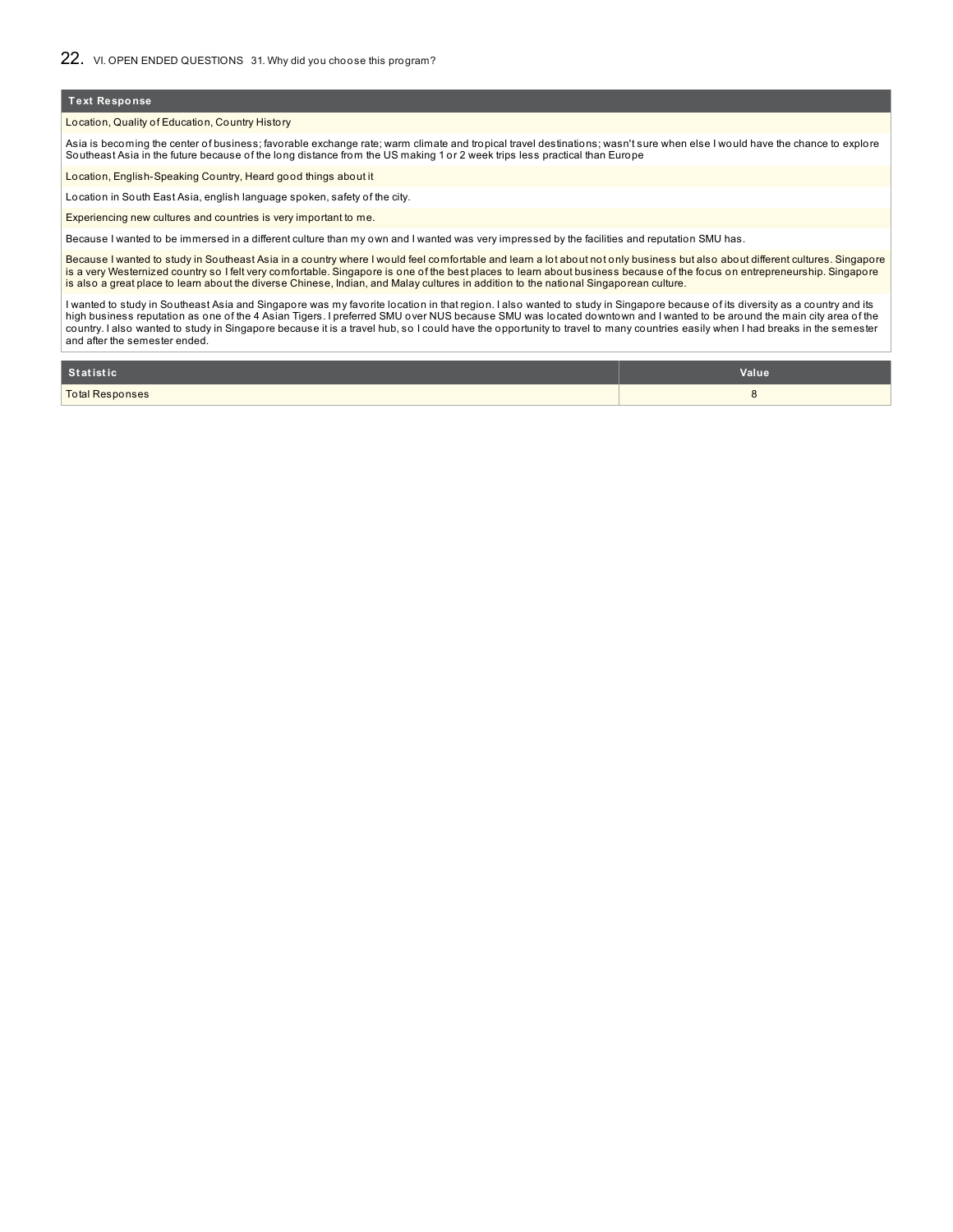## 22. VI. OPEN ENDED QUESTIONS 31. Why did you choose this program?

| Text Response |
|---|
| Location, Quality of Education, Country History |
| Asia is becoming the center of business; favorable exchange rate; warm climate and tropical travel destinations; wasn't sure when else I would have the chance to explore Southeast Asia in the future because of the long distance from the US making 1 or 2 week trips less practical than Europe |
| Location, English-Speaking Country, Heard good things about it |
| Location in South East Asia, english language spoken, safety of the city. |
| Experiencing new cultures and countries is very important to me. |
| Because I wanted to be immersed in a different culture than my own and I wanted was very impressed by the facilities and reputation SMU has. |
| Because I wanted to study in Southeast Asia in a country where I would feel comfortable and learn a lot about not only business but also about different cultures. Singapore is a very Westernized country so I felt very comfortable. Singapore is one of the best places to learn about business because of the focus on entrepreneurship. Singapore is also a great place to learn about the diverse Chinese, Indian, and Malay cultures in addition to the national Singaporean culture. |
| I wanted to study in Southeast Asia and Singapore was my favorite location in that region. I also wanted to study in Singapore because of its diversity as a country and its high business reputation as one of the 4 Asian Tigers. I preferred SMU over NUS because SMU was located downtown and I wanted to be around the main city area of the country. I also wanted to study in Singapore because it is a travel hub, so I could have the opportunity to travel to many countries easily when I had breaks in the semester and after the semester ended. |

| Statistic | Value |
|---|---|
| Total Responses | 8 |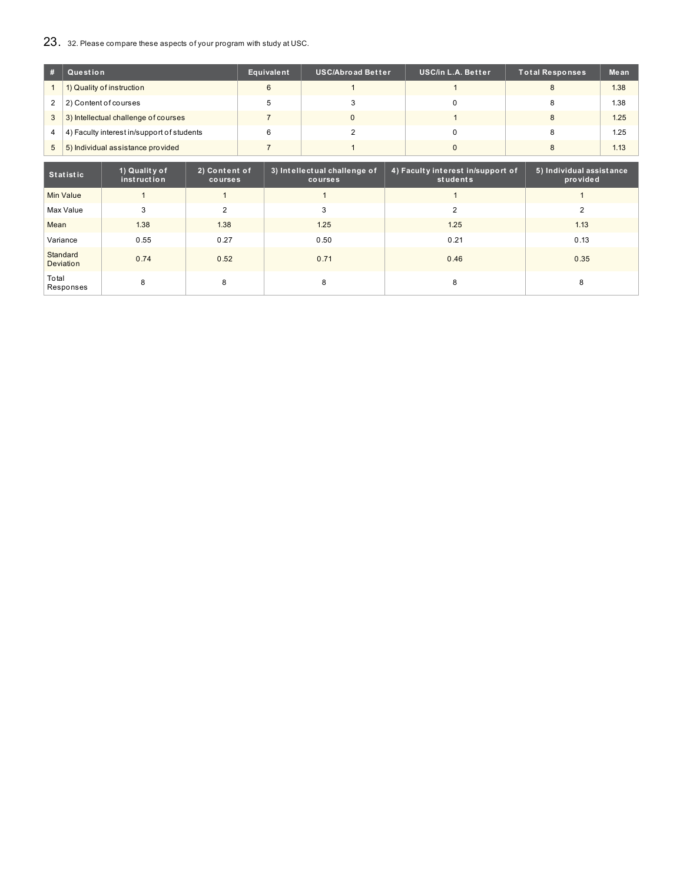## 23. 32. Please compare these aspects of your program with study at USC.

| # | Question | Equivalent | USC/Abroad Better | USC/in L.A. Better | Total Responses | Mean |
|---|---|---|---|---|---|---|
| 1 | 1) Quality of instruction | 6 | 1 | 1 | 8 | 1.38 |
| 2 | 2) Content of courses | 5 | 3 | 0 | 8 | 1.38 |
| 3 | 3) Intellectual challenge of courses | 7 | 0 | 1 | 8 | 1.25 |
| 4 | 4) Faculty interest in/support of students | 6 | 2 | 0 | 8 | 1.25 |
| 5 | 5) Individual assistance provided | 7 | 1 | 0 | 8 | 1.13 |

| Statistic | 1) Quality of instruction | 2) Content of courses | 3) Intellectual challenge of courses | 4) Faculty interest in/support of students | 5) Individual assistance provided |
|---|---|---|---|---|---|
| Min Value | 1 | 1 | 1 | 1 | 1 |
| Max Value | 3 | 2 | 3 | 2 | 2 |
| Mean | 1.38 | 1.38 | 1.25 | 1.25 | 1.13 |
| Variance | 0.55 | 0.27 | 0.50 | 0.21 | 0.13 |
| Standard Deviation | 0.74 | 0.52 | 0.71 | 0.46 | 0.35 |
| Total Responses | 8 | 8 | 8 | 8 | 8 |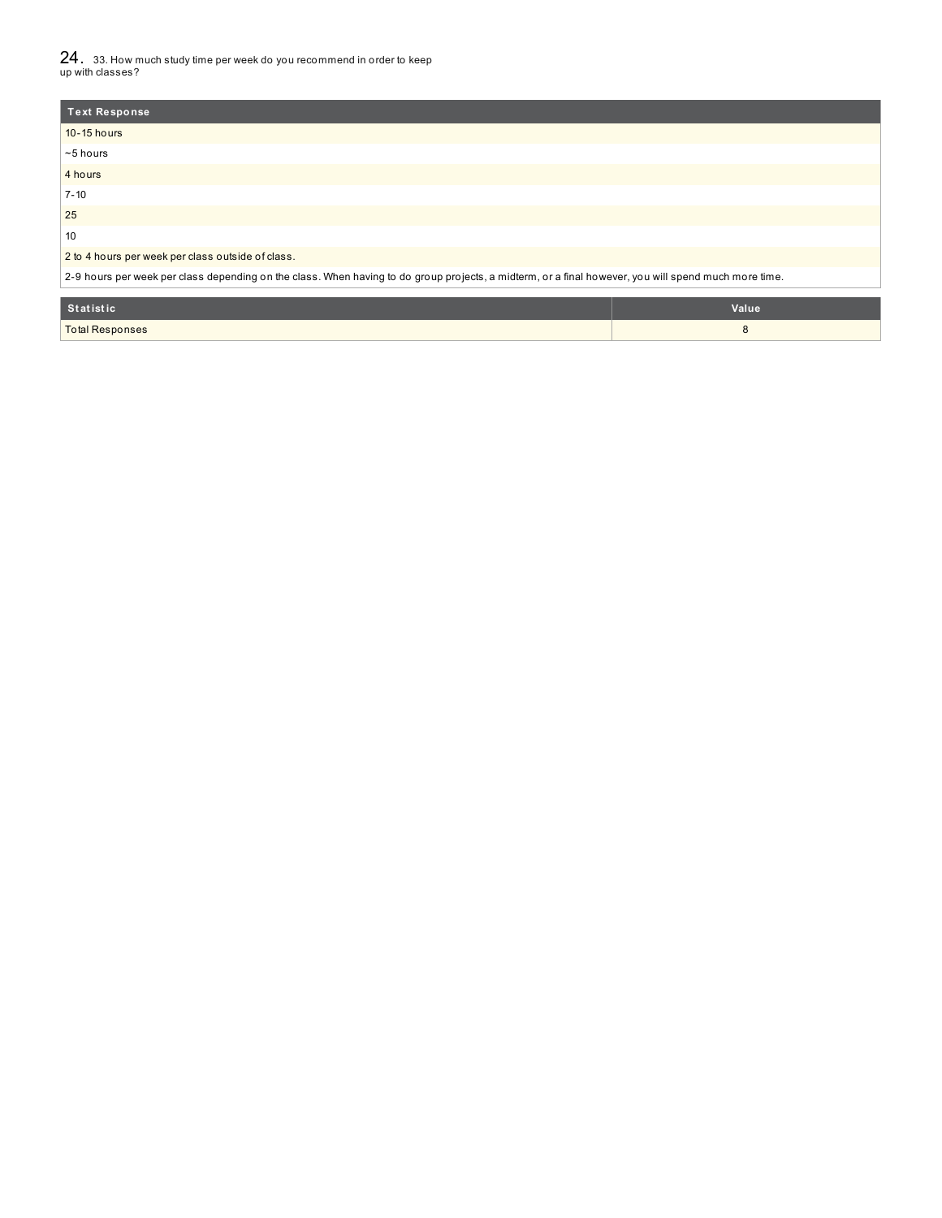## 24. 33. How much study time per week do you recommend in order to keep up with classes?

| Text Response |
| --- |
| 10-15 hours |
| ~5 hours |
| 4 hours |
| 7-10 |
| 25 |
| 10 |
| 2 to 4 hours per week per class outside of class. |
| 2-9 hours per week per class depending on the class. When having to do group projects, a midterm, or a final however, you will spend much more time. |

| Statistic | Value |
| --- | --- |
| Total Responses | 8 |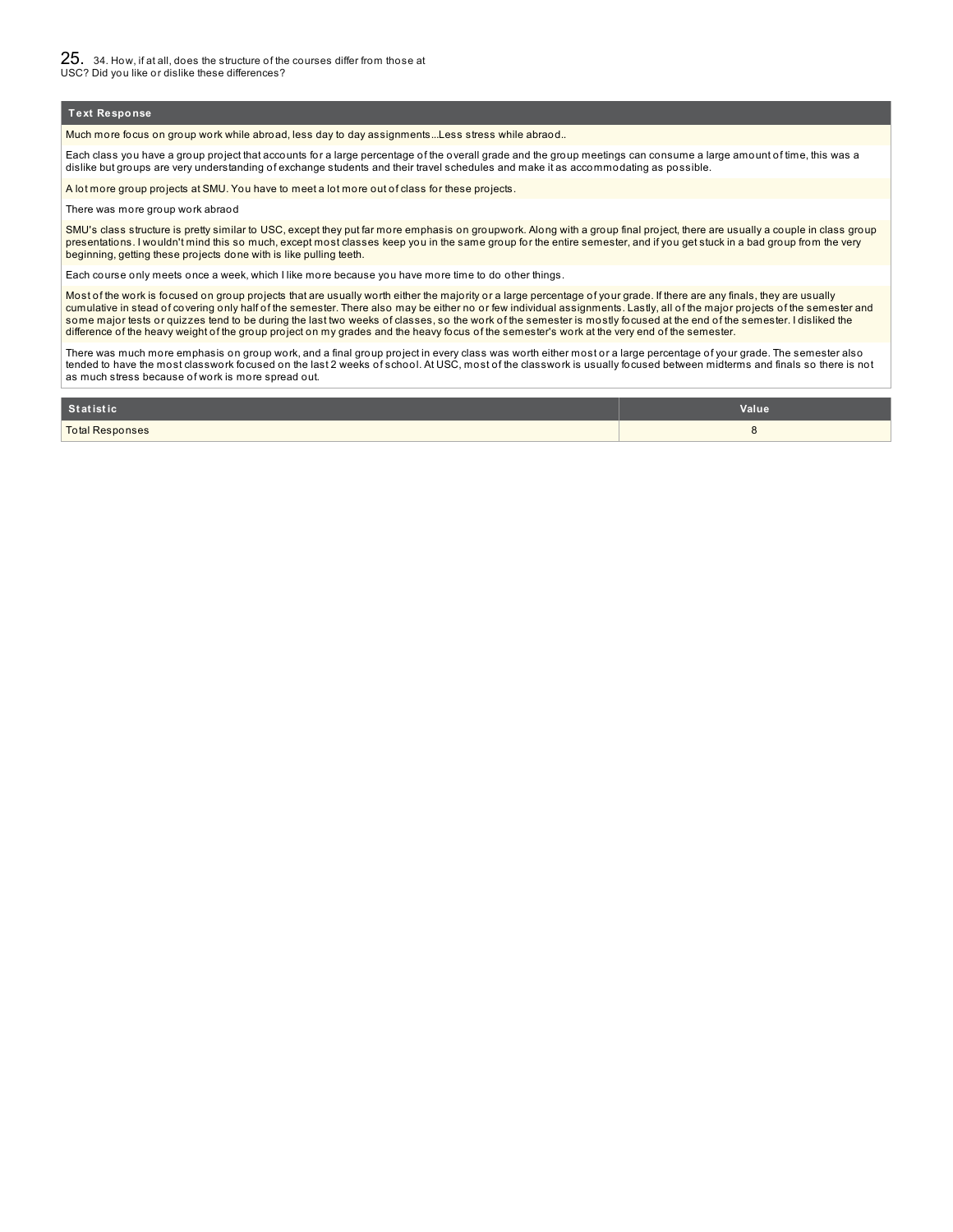## 25. 34. How, if at all, does the structure of the courses differ from those at USC? Did you like or dislike these differences?

| Text Response |
| --- |
| Much more focus on group work while abroad, less day to day assignments...Less stress while abraod.. |
| Each class you have a group project that accounts for a large percentage of the overall grade and the group meetings can consume a large amount of time, this was a dislike but groups are very understanding of exchange students and their travel schedules and make it as accommodating as possible. |
| A lot more group projects at SMU. You have to meet a lot more out of class for these projects. |
| There was more group work abraod |
| SMU's class structure is pretty similar to USC, except they put far more emphasis on groupwork. Along with a group final project, there are usually a couple in class group presentations. I wouldn't mind this so much, except most classes keep you in the same group for the entire semester, and if you get stuck in a bad group from the very beginning, getting these projects done with is like pulling teeth. |
| Each course only meets once a week, which I like more because you have more time to do other things. |
| Most of the work is focused on group projects that are usually worth either the majority or a large percentage of your grade. If there are any finals, they are usually cumulative in stead of covering only half of the semester. There also may be either no or few individual assignments. Lastly, all of the major projects of the semester and some major tests or quizzes tend to be during the last two weeks of classes, so the work of the semester is mostly focused at the end of the semester. I disliked the difference of the heavy weight of the group project on my grades and the heavy focus of the semester's work at the very end of the semester. |
| There was much more emphasis on group work, and a final group project in every class was worth either most or a large percentage of your grade. The semester also tended to have the most classwork focused on the last 2 weeks of school. At USC, most of the classwork is usually focused between midterms and finals so there is not as much stress because of work is more spread out. |

| Statistic | Value |
| --- | --- |
| Total Responses | 8 |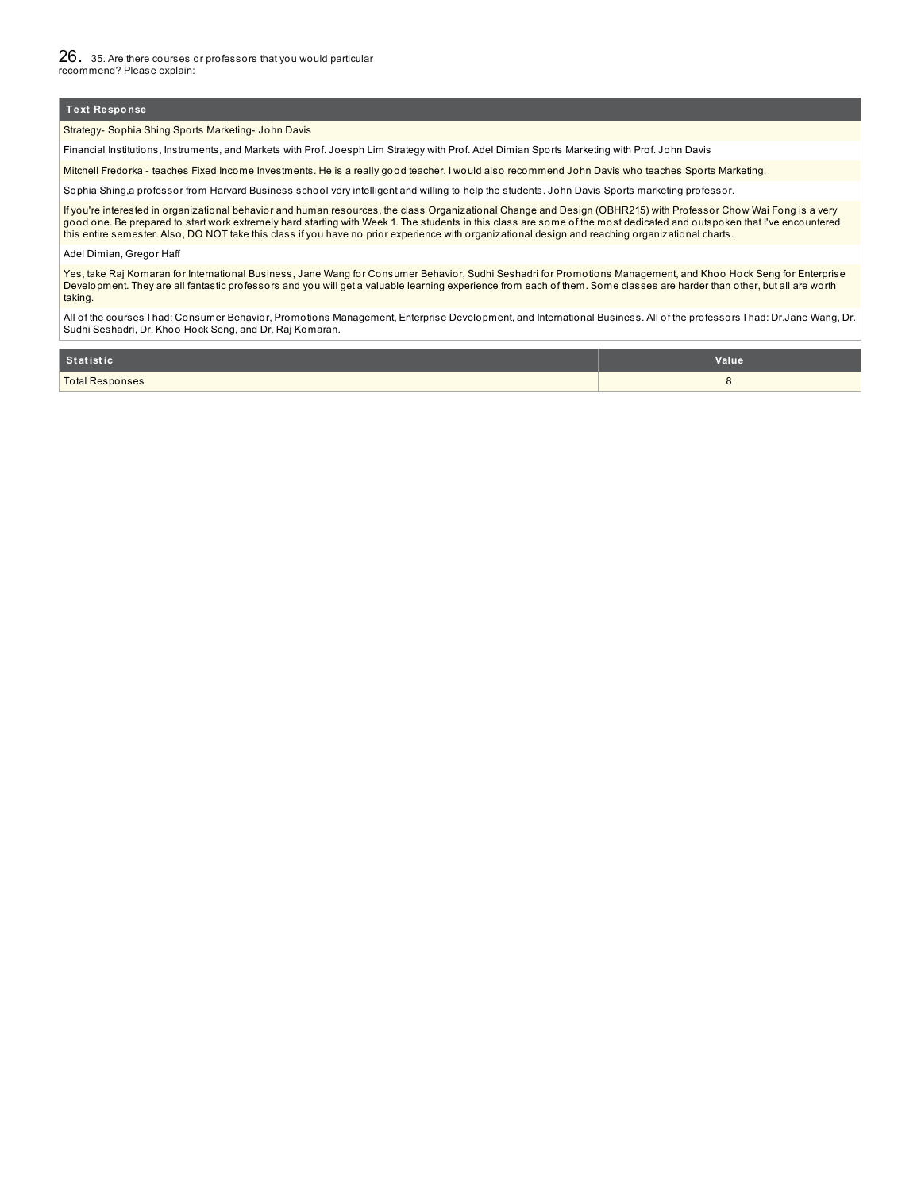## 26. 35. Are there courses or professors that you would particular recommend? Please explain:

| Text Response |
| --- |
| Strategy- Sophia Shing Sports Marketing- John Davis |
| Financial Institutions, Instruments, and Markets with Prof. Joesph Lim Strategy with Prof. Adel Dimian Sports Marketing with Prof. John Davis |
| Mitchell Fredorka - teaches Fixed Income Investments. He is a really good teacher. I would also recommend John Davis who teaches Sports Marketing. |
| Sophia Shing,a professor from Harvard Business school very intelligent and willing to help the students. John Davis Sports marketing professor. |
| If you're interested in organizational behavior and human resources, the class Organizational Change and Design (OBHR215) with Professor Chow Wai Fong is a very good one. Be prepared to start work extremely hard starting with Week 1. The students in this class are some of the most dedicated and outspoken that I've encountered this entire semester. Also, DO NOT take this class if you have no prior experience with organizational design and reaching organizational charts. |
| Adel Dimian, Gregor Haff |
| Yes, take Raj Komaran for International Business, Jane Wang for Consumer Behavior, Sudhi Seshadri for Promotions Management, and Khoo Hock Seng for Enterprise Development. They are all fantastic professors and you will get a valuable learning experience from each of them. Some classes are harder than other, but all are worth taking. |
| All of the courses I had: Consumer Behavior, Promotions Management, Enterprise Development, and International Business. All of the professors I had: Dr.Jane Wang, Dr. Sudhi Seshadri, Dr. Khoo Hock Seng, and Dr, Raj Komaran. |

| Statistic | Value |
| --- | --- |
| Total Responses | 8 |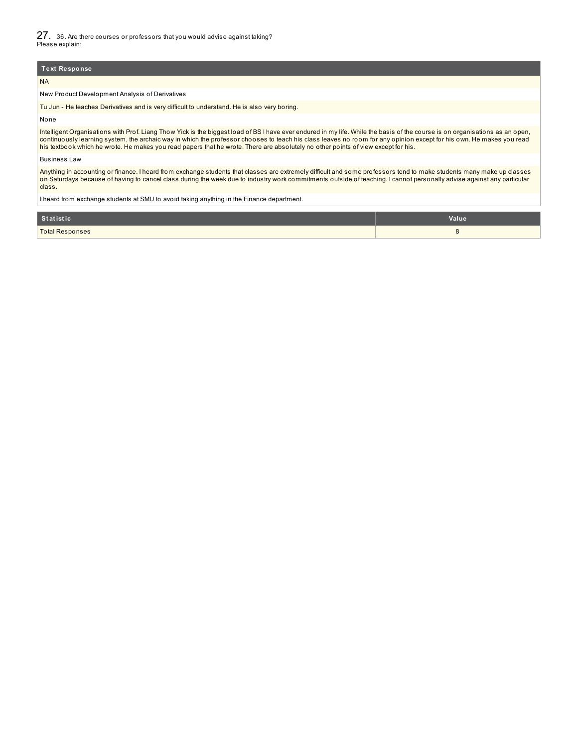## 27. 36. Are there courses or professors that you would advise against taking? Please explain:

| Text Response |
|---|
| NA |
| New Product Development Analysis of Derivatives |
| Tu Jun - He teaches Derivatives and is very difficult to understand. He is also very boring. |
| None |
| Intelligent Organisations with Prof. Liang Thow Yick is the biggest load of BS I have ever endured in my life. While the basis of the course is on organisations as an open, continuously learning system, the archaic way in which the professor chooses to teach his class leaves no room for any opinion except for his own. He makes you read his textbook which he wrote. He makes you read papers that he wrote. There are absolutely no other points of view except for his. |
| Business Law |
| Anything in accounting or finance. I heard from exchange students that classes are extremely difficult and some professors tend to make students many make up classes on Saturdays because of having to cancel class during the week due to industry work commitments outside of teaching. I cannot personally advise against any particular class. |
| I heard from exchange students at SMU to avoid taking anything in the Finance department. |

| Statistic | Value |
|---|---|
| Total Responses | 8 |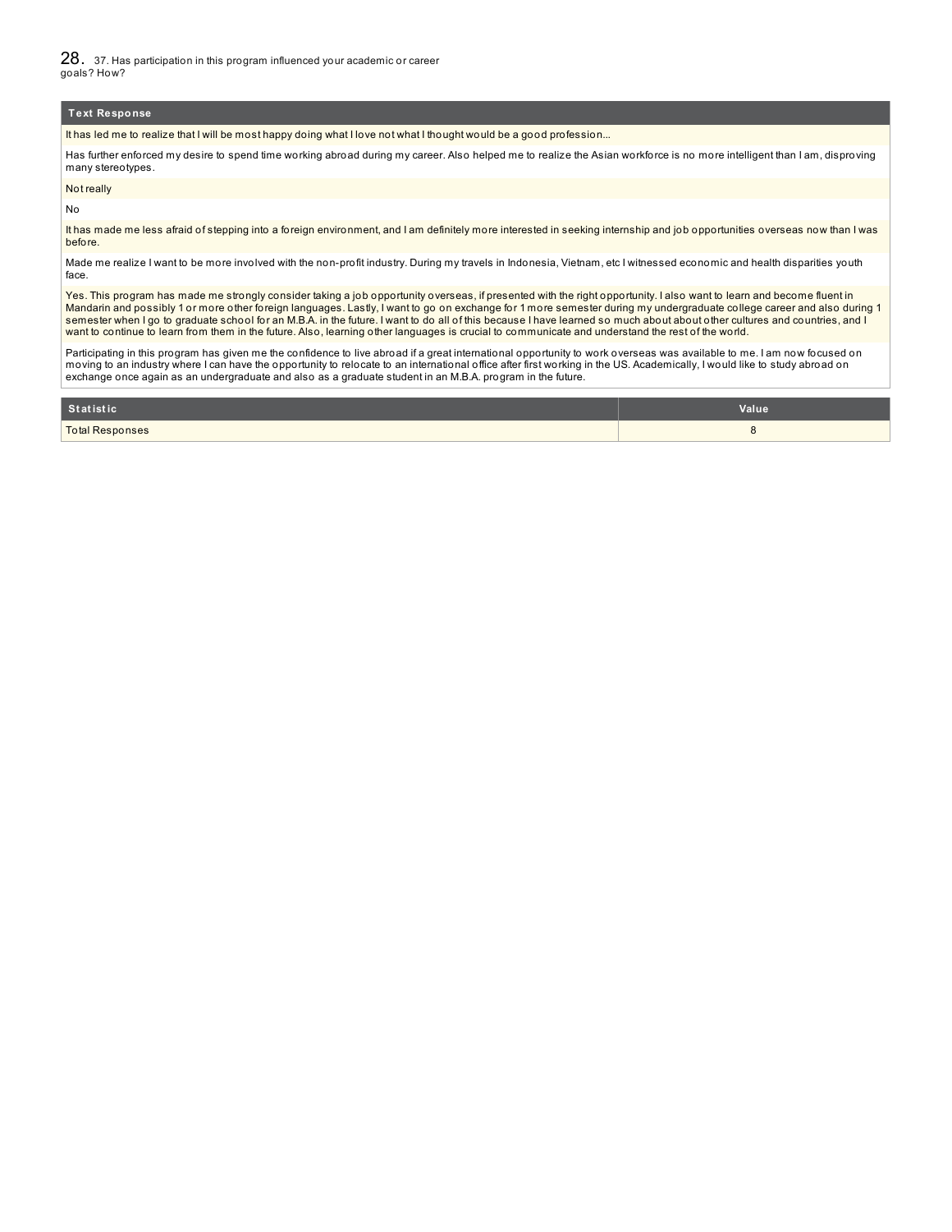## 28. 37. Has participation in this program influenced your academic or career goals? How?

| Text Response |
| --- |
| It has led me to realize that I will be most happy doing what I love not what I thought would be a good profession... |
| Has further enforced my desire to spend time working abroad during my career. Also helped me to realize the Asian workforce is no more intelligent than I am, disproving many stereotypes. |
| Not really |
| No |
| It has made me less afraid of stepping into a foreign environment, and I am definitely more interested in seeking internship and job opportunities overseas now than I was before. |
| Made me realize I want to be more involved with the non-profit industry. During my travels in Indonesia, Vietnam, etc I witnessed economic and health disparities youth face. |
| Yes. This program has made me strongly consider taking a job opportunity overseas, if presented with the right opportunity. I also want to learn and become fluent in Mandarin and possibly 1 or more other foreign languages. Lastly, I want to go on exchange for 1 more semester during my undergraduate college career and also during 1 semester when I go to graduate school for an M.B.A. in the future. I want to do all of this because I have learned so much about about other cultures and countries, and I want to continue to learn from them in the future. Also, learning other languages is crucial to communicate and understand the rest of the world. |
| Participating in this program has given me the confidence to live abroad if a great international opportunity to work overseas was available to me. I am now focused on moving to an industry where I can have the opportunity to relocate to an international office after first working in the US. Academically, I would like to study abroad on exchange once again as an undergraduate and also as a graduate student in an M.B.A. program in the future. |

| Statistic | Value |
| --- | --- |
| Total Responses | 8 |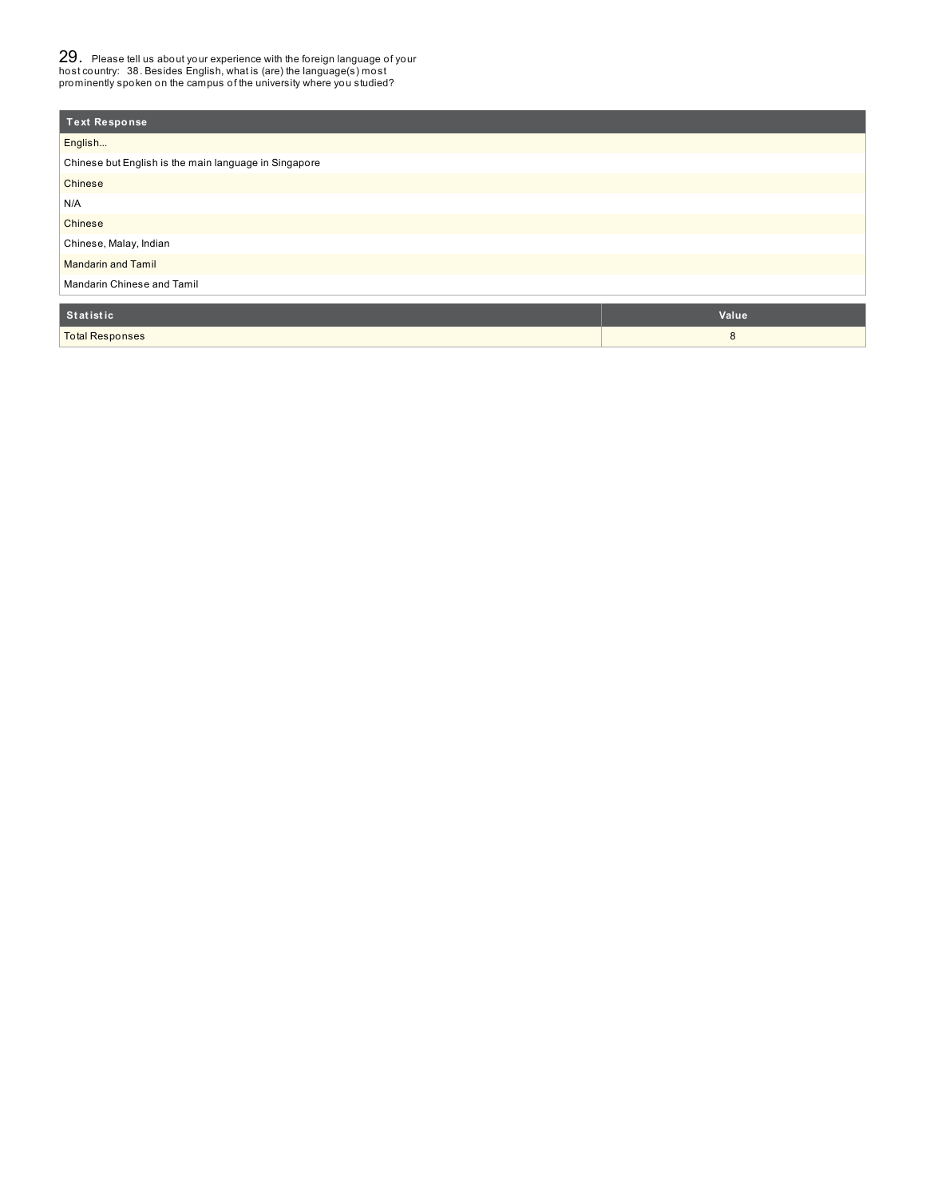## 29. Please tell us about your experience with the foreign language of your host country: 38. Besides English, what is (are) the language(s) most prominently spoken on the campus of the university where you studied?

| Text Response |
|---|
| English... |
| Chinese but English is the main language in Singapore |
| Chinese |
| N/A |
| Chinese |
| Chinese, Malay, Indian |
| Mandarin and Tamil |
| Mandarin Chinese and Tamil |

| Statistic | Value |
|---|---|
| Total Responses | 8 |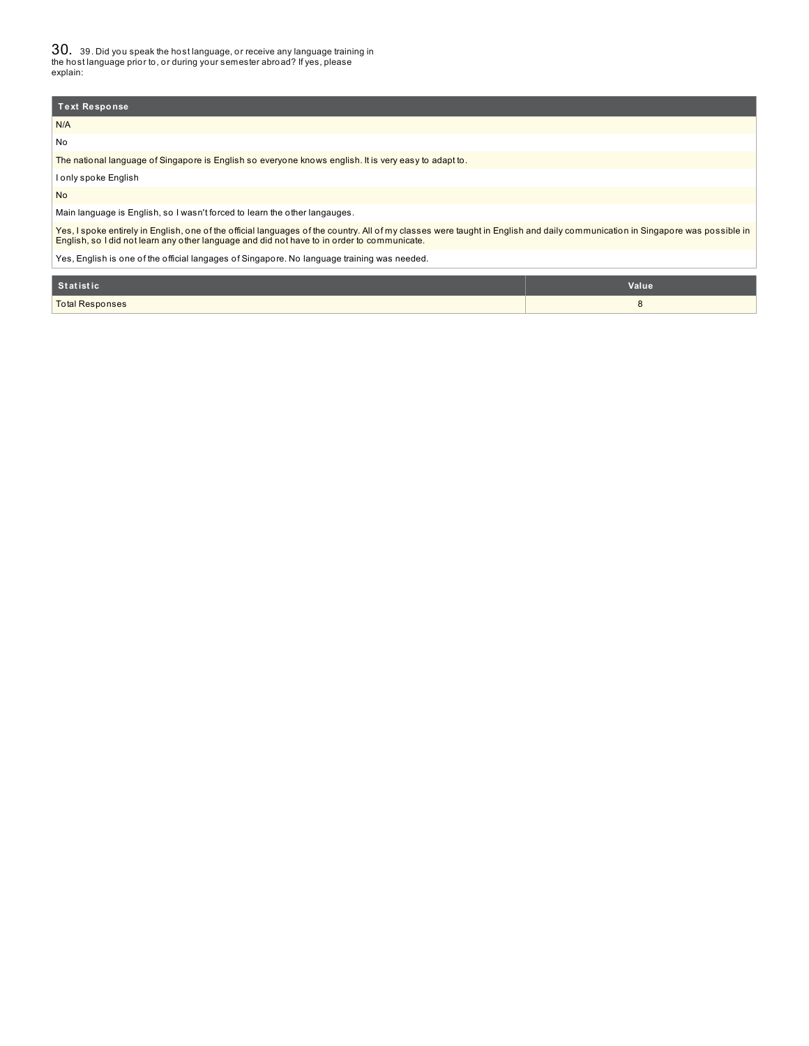## 30. 39. Did you speak the host language, or receive any language training in the host language prior to, or during your semester abroad? If yes, please explain:

| Text Response |
|---|
| N/A |
| No |
| The national language of Singapore is English so everyone knows english. It is very easy to adapt to. |
| I only spoke English |
| No |
| Main language is English, so I wasn't forced to learn the other langauges. |
| Yes, I spoke entirely in English, one of the official languages of the country. All of my classes were taught in English and daily communication in Singapore was possible in English, so I did not learn any other language and did not have to in order to communicate. |
| Yes, English is one of the official langages of Singapore. No language training was needed. |

| Statistic | Value |
|---|---|
| Total Responses | 8 |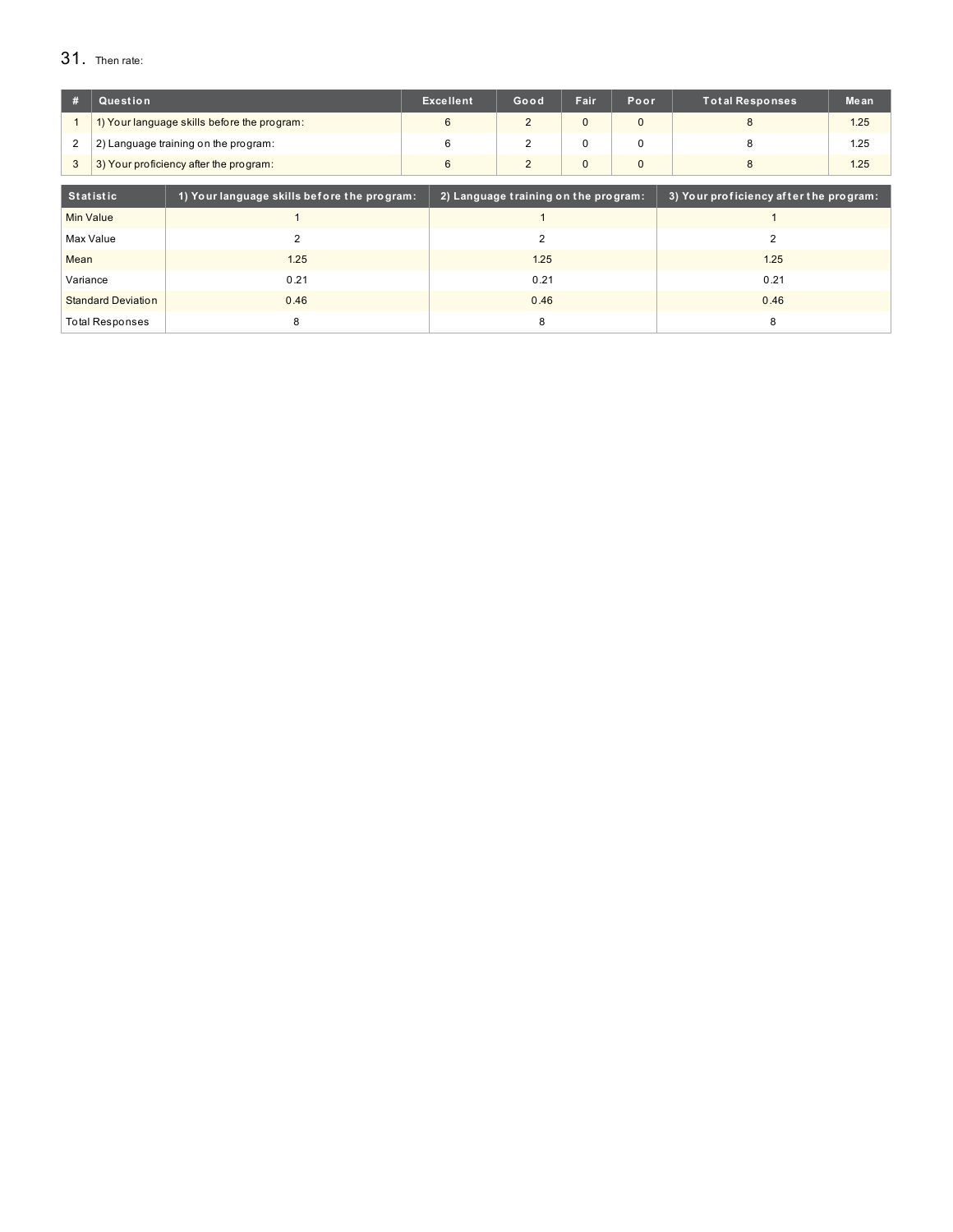31. Then rate:

| # | Question | Excellent | Good | Fair | Poor | Total Responses | Mean |
|---|---|---|---|---|---|---|---|
| 1 | 1) Your language skills before the program: | 6 | 2 | 0 | 0 | 8 | 1.25 |
| 2 | 2) Language training on the program: | 6 | 2 | 0 | 0 | 8 | 1.25 |
| 3 | 3) Your proficiency after the program: | 6 | 2 | 0 | 0 | 8 | 1.25 |

| Statistic | 1) Your language skills before the program: | 2) Language training on the program: | 3) Your proficiency after the program: |
|---|---|---|---|
| Min Value | 1 | 1 | 1 |
| Max Value | 2 | 2 | 2 |
| Mean | 1.25 | 1.25 | 1.25 |
| Variance | 0.21 | 0.21 | 0.21 |
| Standard Deviation | 0.46 | 0.46 | 0.46 |
| Total Responses | 8 | 8 | 8 |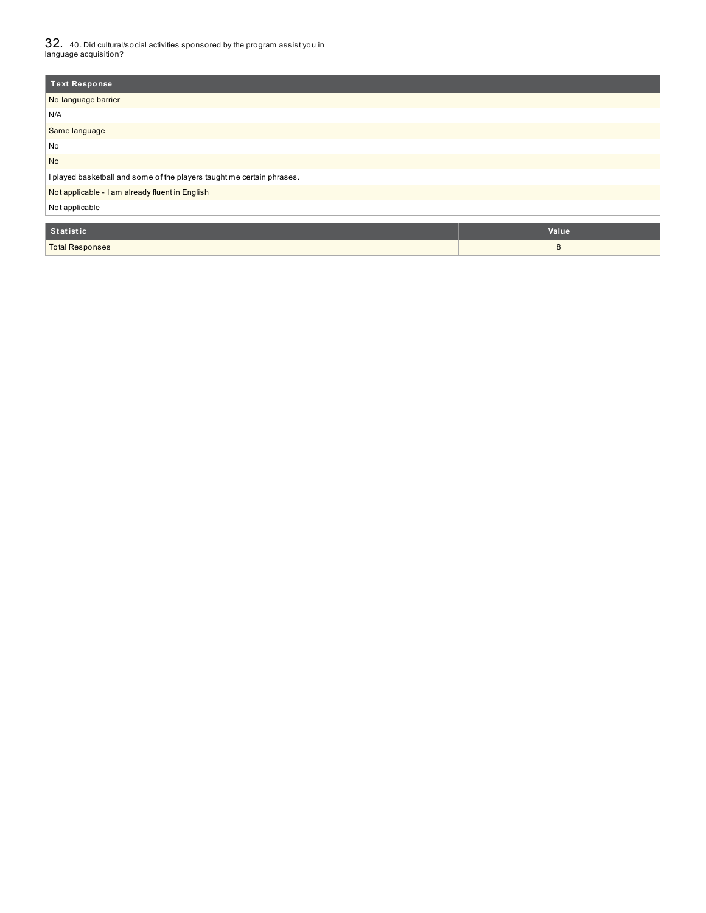## 32. 40. Did cultural/social activities sponsored by the program assist you in language acquisition?

| Text Response |
|---|
| No language barrier |
| N/A |
| Same language |
| No |
| No |
| I played basketball and some of the players taught me certain phrases. |
| Not applicable - I am already fluent in English |
| Not applicable |

| Statistic | Value |
|---|---|
| Total Responses | 8 |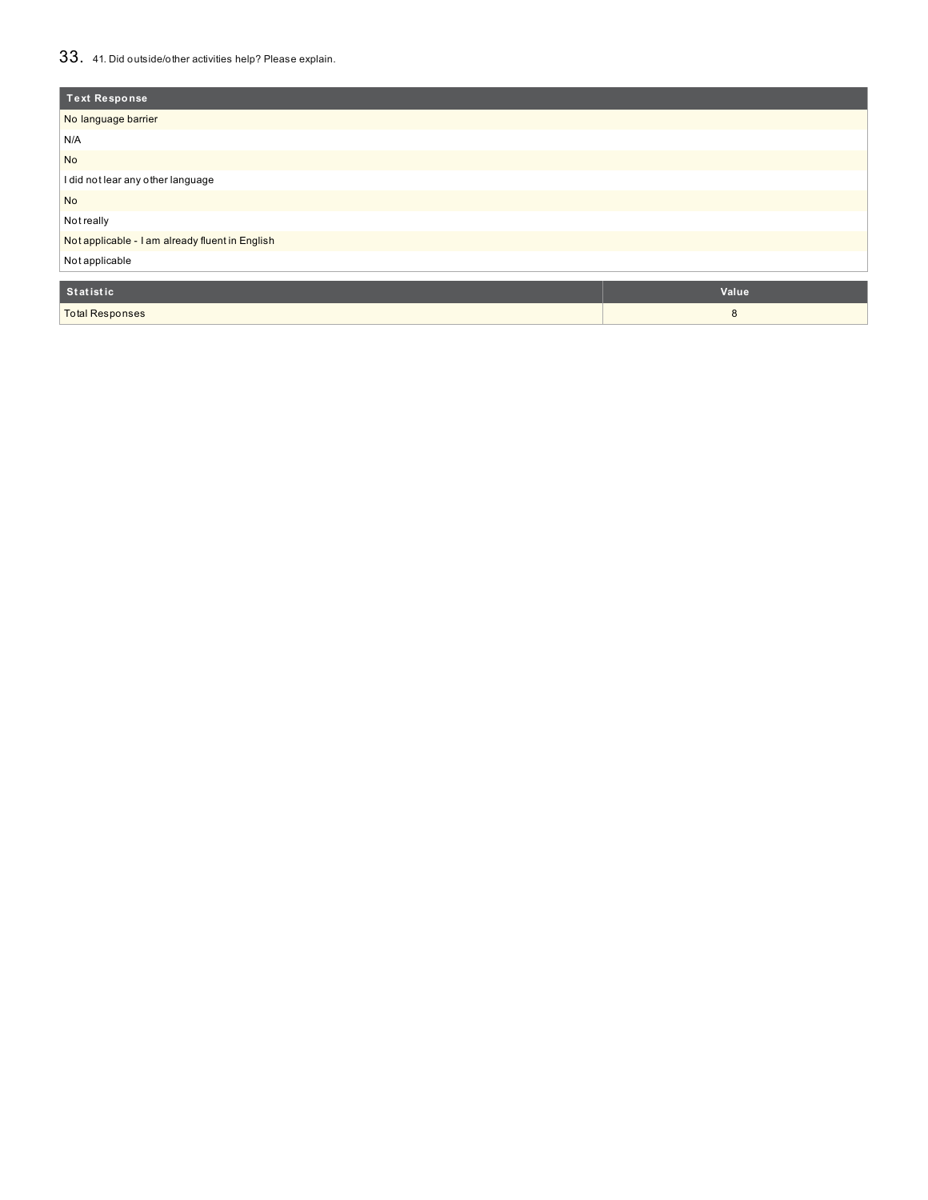## 33. 41. Did outside/other activities help? Please explain.

| Text Response |
|---|
| No language barrier |
| N/A |
| No |
| I did not lear any other language |
| No |
| Not really |
| Not applicable - I am already fluent in English |
| Not applicable |

| Statistic | Value |
|---|---|
| Total Responses | 8 |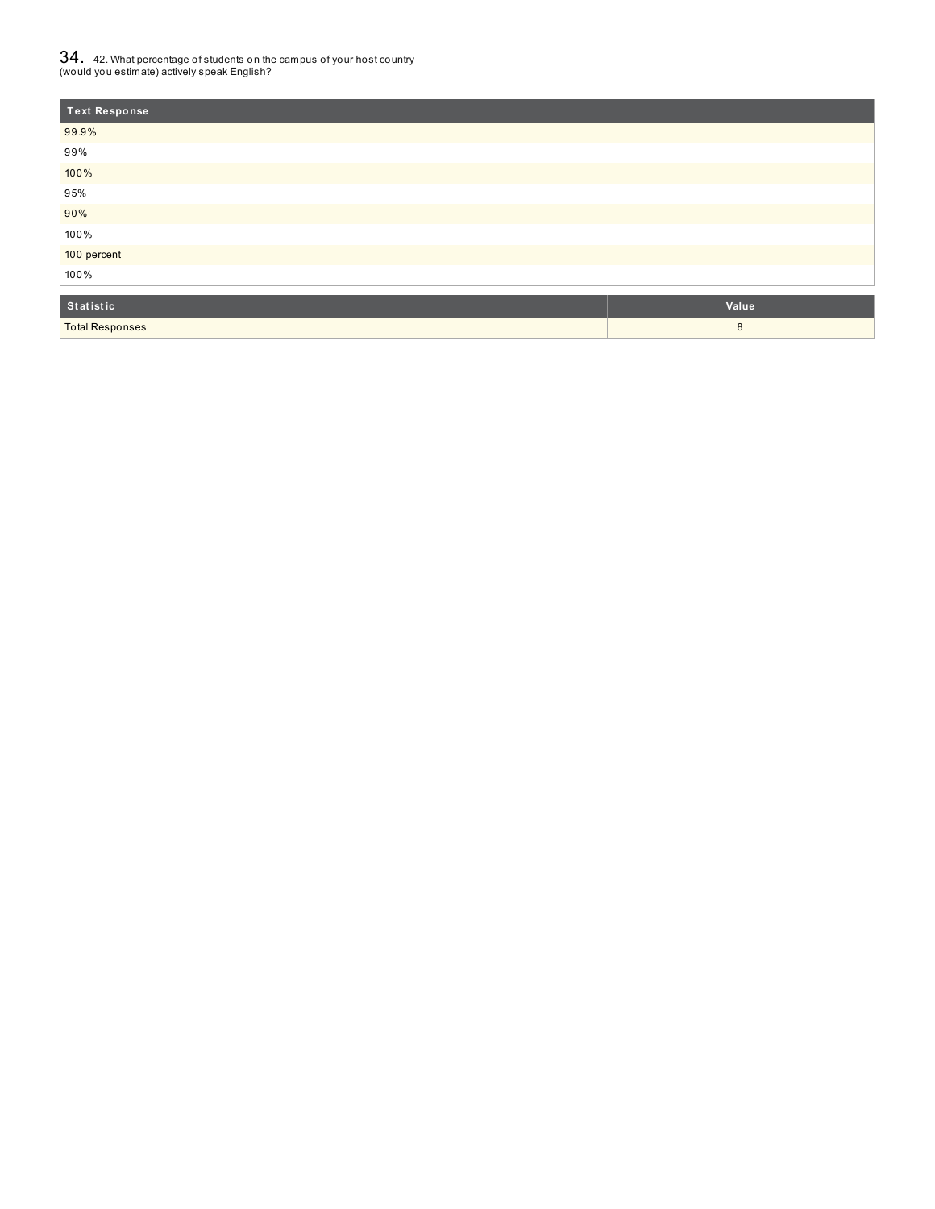## 34. 42. What percentage of students on the campus of your host country (would you estimate) actively speak English?

| Text Response |
|---|
| 99.9% |
| 99% |
| 100% |
| 95% |
| 90% |
| 100% |
| 100 percent |
| 100% |

| Statistic | Value |
|---|---|
| Total Responses | 8 |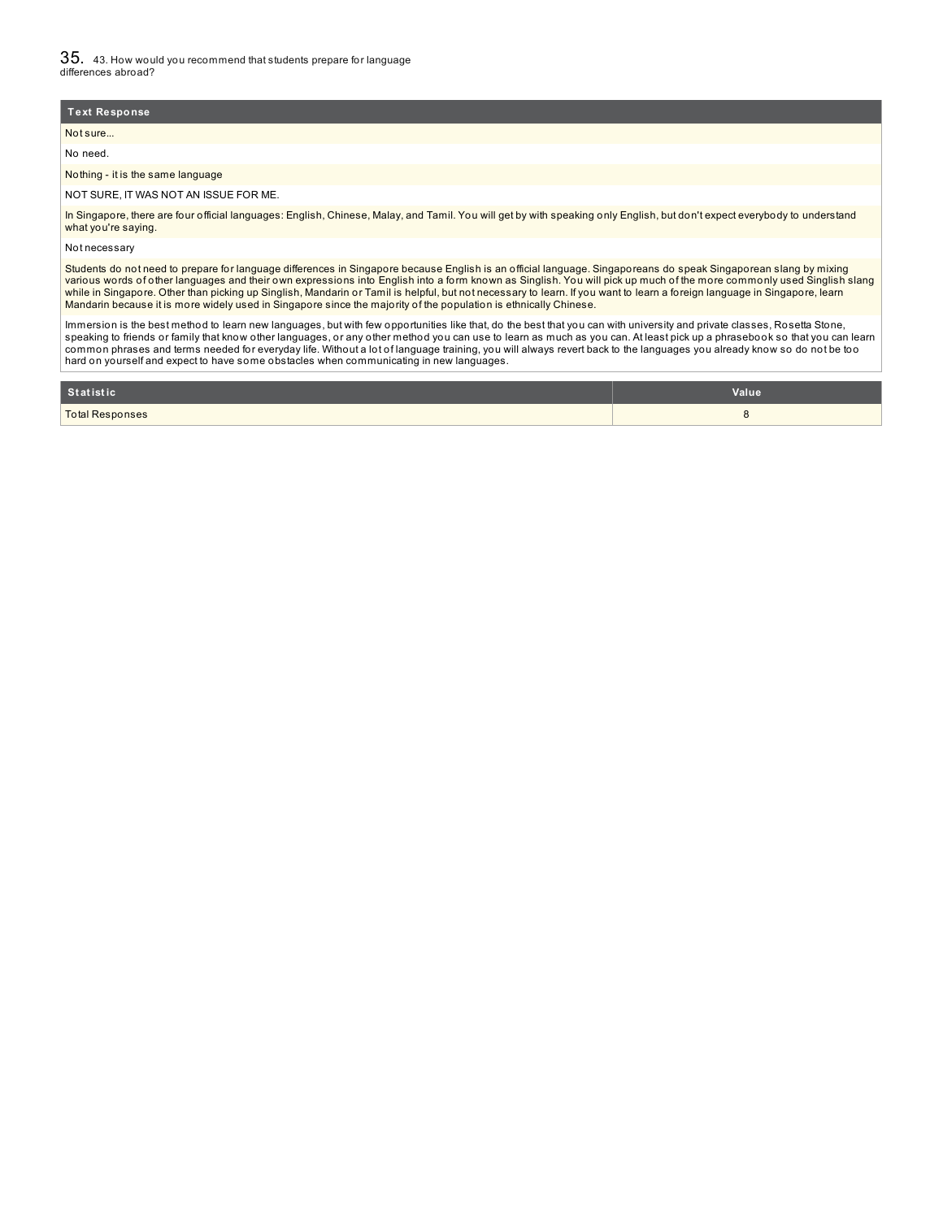## 35. 43. How would you recommend that students prepare for language differences abroad?

| Text Response |
|---|
| Not sure... |
| No need. |
| Nothing - it is the same language |
| NOT SURE, IT WAS NOT AN ISSUE FOR ME. |
| In Singapore, there are four official languages: English, Chinese, Malay, and Tamil. You will get by with speaking only English, but don't expect everybody to understand what you're saying. |
| Not necessary |
| Students do not need to prepare for language differences in Singapore because English is an official language. Singaporeans do speak Singaporean slang by mixing various words of other languages and their own expressions into English into a form known as Singlish. You will pick up much of the more commonly used Singlish slang while in Singapore. Other than picking up Singlish, Mandarin or Tamil is helpful, but not necessary to learn. If you want to learn a foreign language in Singapore, learn Mandarin because it is more widely used in Singapore since the majority of the population is ethnically Chinese. |
| Immersion is the best method to learn new languages, but with few opportunities like that, do the best that you can with university and private classes, Rosetta Stone, speaking to friends or family that know other languages, or any other method you can use to learn as much as you can. At least pick up a phrasebook so that you can learn common phrases and terms needed for everyday life. Without a lot of language training, you will always revert back to the languages you already know so do not be too hard on yourself and expect to have some obstacles when communicating in new languages. |

| Statistic | Value |
|---|---|
| Total Responses | 8 |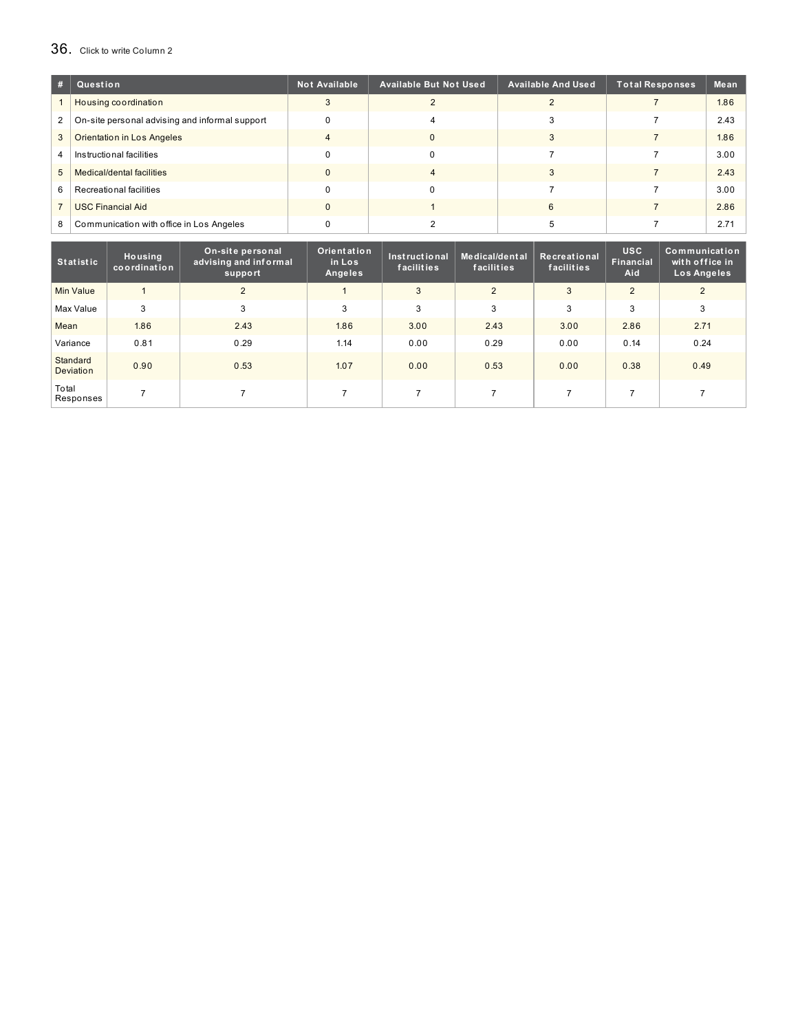## 36. Click to write Column 2

| # | Question | Not Available | Available But Not Used | Available And Used | Total Responses | Mean |
|---|---|---|---|---|---|---|
| 1 | Housing coordination | 3 | 2 | 2 | 7 | 1.86 |
| 2 | On-site personal advising and informal support | 0 | 4 | 3 | 7 | 2.43 |
| 3 | Orientation in Los Angeles | 4 | 0 | 3 | 7 | 1.86 |
| 4 | Instructional facilities | 0 | 0 | 7 | 7 | 3.00 |
| 5 | Medical/dental facilities | 0 | 4 | 3 | 7 | 2.43 |
| 6 | Recreational facilities | 0 | 0 | 7 | 7 | 3.00 |
| 7 | USC Financial Aid | 0 | 1 | 6 | 7 | 2.86 |
| 8 | Communication with office in Los Angeles | 0 | 2 | 5 | 7 | 2.71 |

| Statistic | Housing coordination | On-site personal advising and informal support | Orientation in Los Angeles | Instructional facilities | Medical/dental facilities | Recreational facilities | USC Financial Aid | Communication with office in Los Angeles |
|---|---|---|---|---|---|---|---|---|
| Min Value | 1 | 2 | 1 | 3 | 2 | 3 | 2 | 2 |
| Max Value | 3 | 3 | 3 | 3 | 3 | 3 | 3 | 3 |
| Mean | 1.86 | 2.43 | 1.86 | 3.00 | 2.43 | 3.00 | 2.86 | 2.71 |
| Variance | 0.81 | 0.29 | 1.14 | 0.00 | 0.29 | 0.00 | 0.14 | 0.24 |
| Standard Deviation | 0.90 | 0.53 | 1.07 | 0.00 | 0.53 | 0.00 | 0.38 | 0.49 |
| Total Responses | 7 | 7 | 7 | 7 | 7 | 7 | 7 | 7 |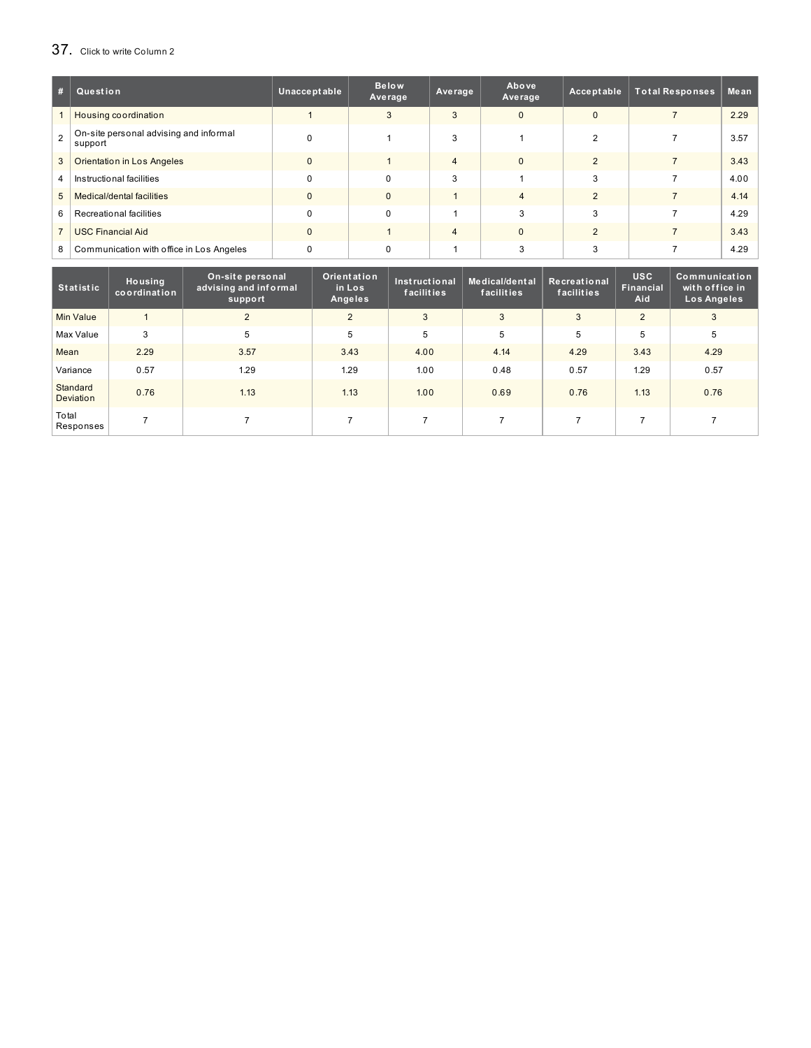## 37. Click to write Column 2

| # | Question | Unacceptable | Below Average | Average | Above Average | Acceptable | Total Responses | Mean |
|---|---|---|---|---|---|---|---|---|
| 1 | Housing coordination | 1 | 3 | 3 | 0 | 0 | 7 | 2.29 |
| 2 | On-site personal advising and informal support | 0 | 1 | 3 | 1 | 2 | 7 | 3.57 |
| 3 | Orientation in Los Angeles | 0 | 1 | 4 | 0 | 2 | 7 | 3.43 |
| 4 | Instructional facilities | 0 | 0 | 3 | 1 | 3 | 7 | 4.00 |
| 5 | Medical/dental facilities | 0 | 0 | 1 | 4 | 2 | 7 | 4.14 |
| 6 | Recreational facilities | 0 | 0 | 1 | 3 | 3 | 7 | 4.29 |
| 7 | USC Financial Aid | 0 | 1 | 4 | 0 | 2 | 7 | 3.43 |
| 8 | Communication with office in Los Angeles | 0 | 0 | 1 | 3 | 3 | 7 | 4.29 |

| Statistic | Housing coordination | On-site personal advising and informal support | Orientation in Los Angeles | Instructional facilities | Medical/dental facilities | Recreational facilities | USC Financial Aid | Communication with office in Los Angeles |
|---|---|---|---|---|---|---|---|---|
| Min Value | 1 | 2 | 2 | 3 | 3 | 3 | 2 | 3 |
| Max Value | 3 | 5 | 5 | 5 | 5 | 5 | 5 | 5 |
| Mean | 2.29 | 3.57 | 3.43 | 4.00 | 4.14 | 4.29 | 3.43 | 4.29 |
| Variance | 0.57 | 1.29 | 1.29 | 1.00 | 0.48 | 0.57 | 1.29 | 0.57 |
| Standard Deviation | 0.76 | 1.13 | 1.13 | 1.00 | 0.69 | 0.76 | 1.13 | 0.76 |
| Total Responses | 7 | 7 | 7 | 7 | 7 | 7 | 7 | 7 |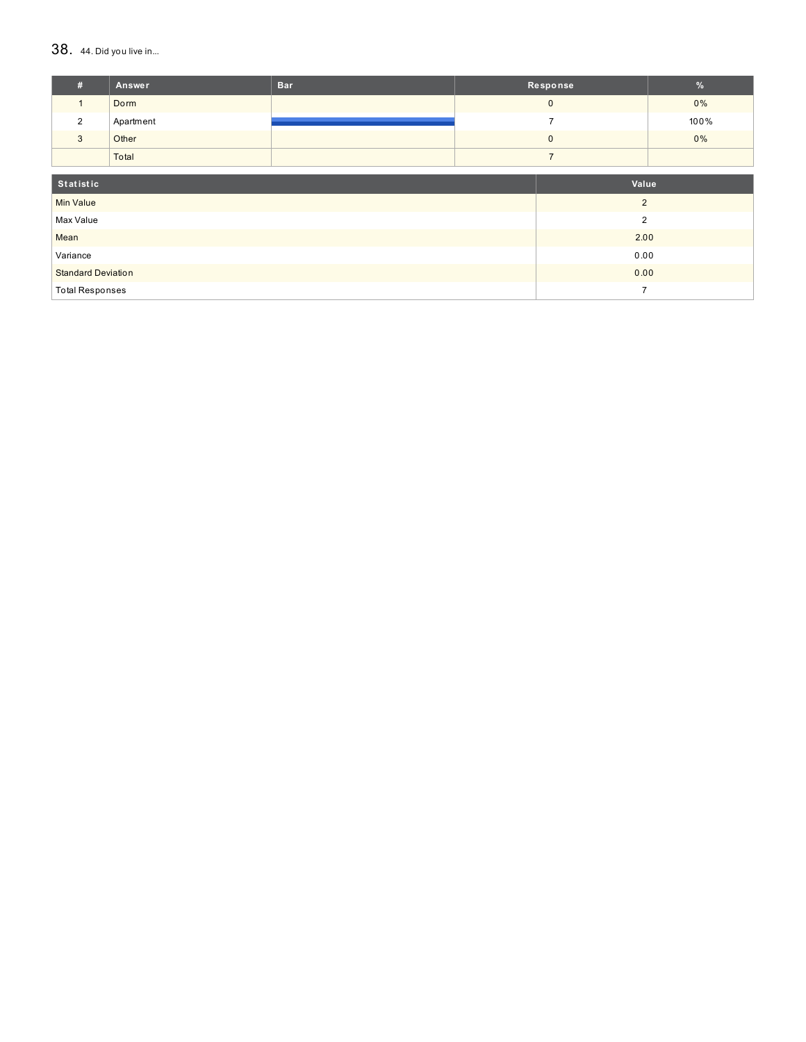## 38. 44. Did you live in...

| # | Answer | Bar | Response | % |
|---|---|---|---|---|
| 1 | Dorm | | 0 | 0% |
| 2 | Apartment | | 7 | 100% |
| 3 | Other | | 0 | 0% |
| | Total | | 7 | |

| Statistic | Value |
|---|---|
| Min Value | 2 |
| Max Value | 2 |
| Mean | 2.00 |
| Variance | 0.00 |
| Standard Deviation | 0.00 |
| Total Responses | 7 |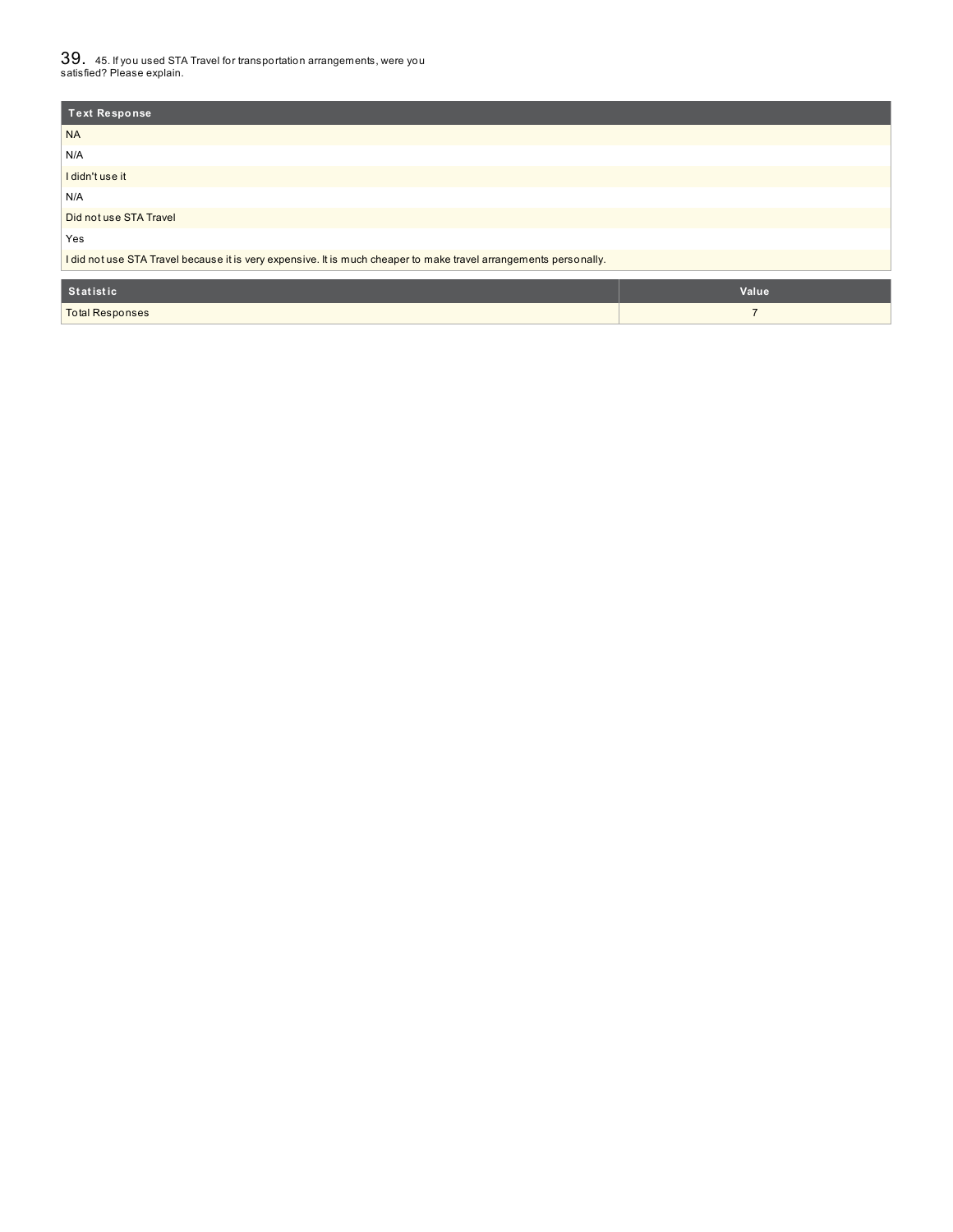## 39. 45. If you used STA Travel for transportation arrangements, were you satisfied? Please explain.

| Text Response |
| --- |
| NA |
| N/A |
| I didn't use it |
| N/A |
| Did not use STA Travel |
| Yes |
| I did not use STA Travel because it is very expensive. It is much cheaper to make travel arrangements personally. |

| Statistic | Value |
| --- | --- |
| Total Responses | 7 |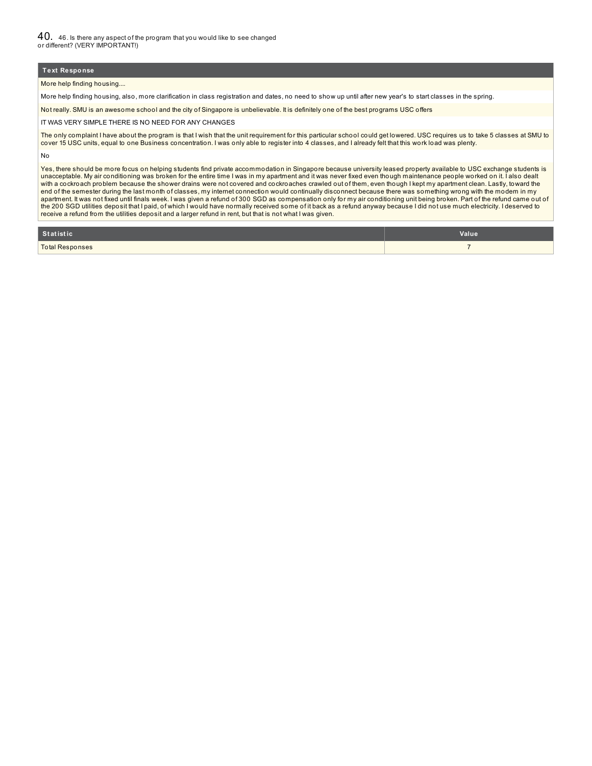## 40. 46. Is there any aspect of the program that you would like to see changed or different? (VERY IMPORTANT!)

| Text Response |
|---|
| More help finding housing.... |
| More help finding housing, also, more clarification in class registration and dates, no need to show up until after new year's to start classes in the spring. |
| Not really. SMU is an awesome school and the city of Singapore is unbelievable. It is definitely one of the best programs USC offers |
| IT WAS VERY SIMPLE THERE IS NO NEED FOR ANY CHANGES |
| The only complaint I have about the program is that I wish that the unit requirement for this particular school could get lowered. USC requires us to take 5 classes at SMU to cover 15 USC units, equal to one Business concentration. I was only able to register into 4 classes, and I already felt that this work load was plenty. |
| No |
| Yes, there should be more focus on helping students find private accommodation in Singapore because university leased property available to USC exchange students is unacceptable. My air conditioning was broken for the entire time I was in my apartment and it was never fixed even though maintenance people worked on it. I also dealt with a cockroach problem because the shower drains were not covered and cockroaches crawled out of them, even though I kept my apartment clean. Lastly, toward the end of the semester during the last month of classes, my internet connection would continually disconnect because there was something wrong with the modem in my apartment. It was not fixed until finals week. I was given a refund of 300 SGD as compensation only for my air conditioning unit being broken. Part of the refund came out of the 200 SGD utilities deposit that I paid, of which I would have normally received some of it back as a refund anyway because I did not use much electricity. I deserved to receive a refund from the utilities deposit and a larger refund in rent, but that is not what I was given. |

| Statistic | Value |
|---|---|
| Total Responses | 7 |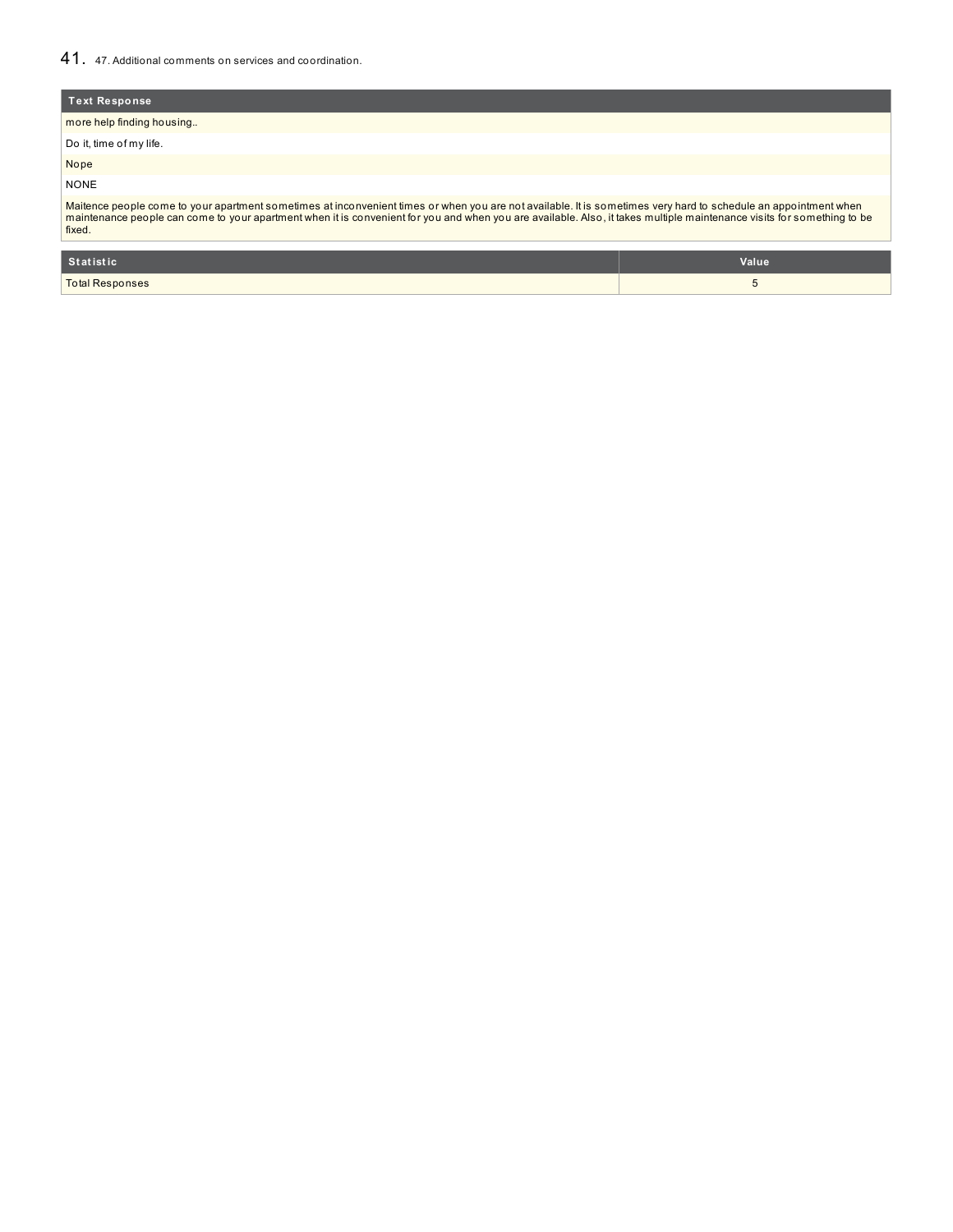## 41. 47. Additional comments on services and coordination.

| Text Response |
|---|
| more help finding housing.. |
| Do it, time of my life. |
| Nope |
| NONE |
| Maitence people come to your apartment sometimes at inconvenient times or when you are not available. It is sometimes very hard to schedule an appointment when maintenance people can come to your apartment when it is convenient for you and when you are available. Also, it takes multiple maintenance visits for something to be fixed. |

| Statistic | Value |
|---|---|
| Total Responses | 5 |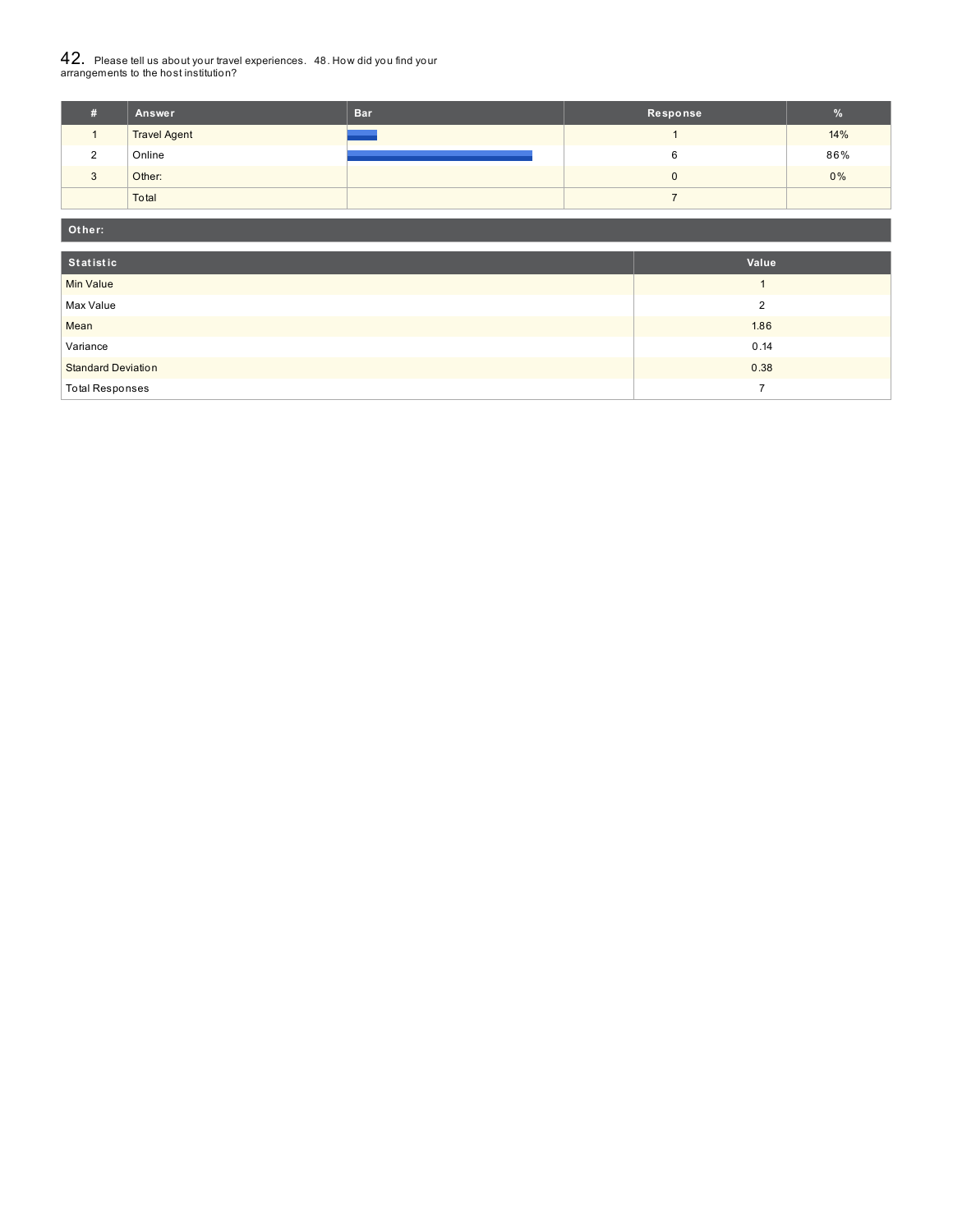## 42. Please tell us about your travel experiences. 48. How did you find your arrangements to the host institution?

| # | Answer | Bar | Response | % |
|---|---|---|---|---|
| 1 | Travel Agent | | 1 | 14% |
| 2 | Online | | 6 | 86% |
| 3 | Other: | | 0 | 0% |
| | Total | | 7 | |

**Other:**

| Statistic | Value |
|---|---|
| Min Value | 1 |
| Max Value | 2 |
| Mean | 1.86 |
| Variance | 0.14 |
| Standard Deviation | 0.38 |
| Total Responses | 7 |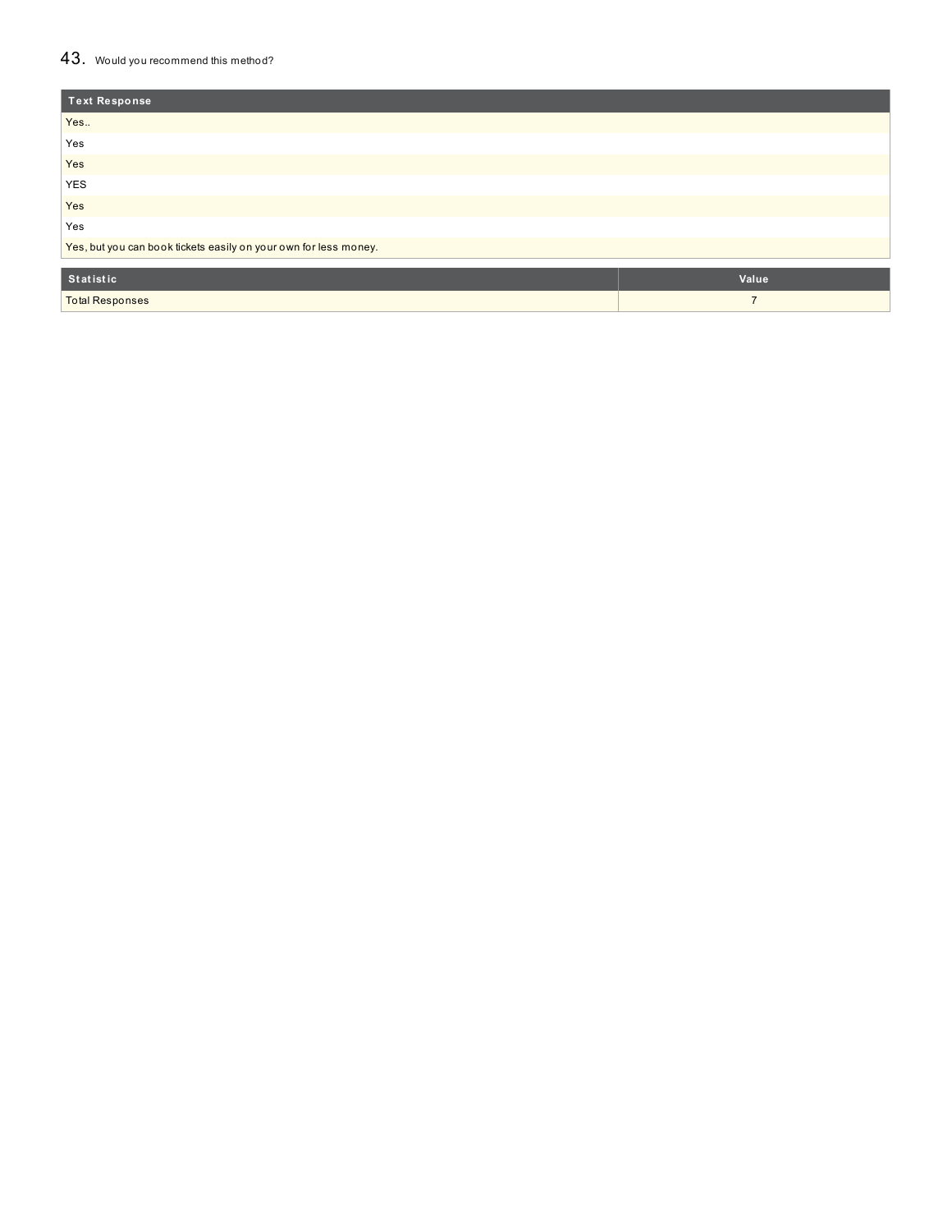## 43. Would you recommend this method?

| Text Response |
| --- |
| Yes.. |
| Yes |
| Yes |
| YES |
| Yes |
| Yes |
| Yes, but you can book tickets easily on your own for less money. |

| Statistic | Value |
| --- | --- |
| Total Responses | 7 |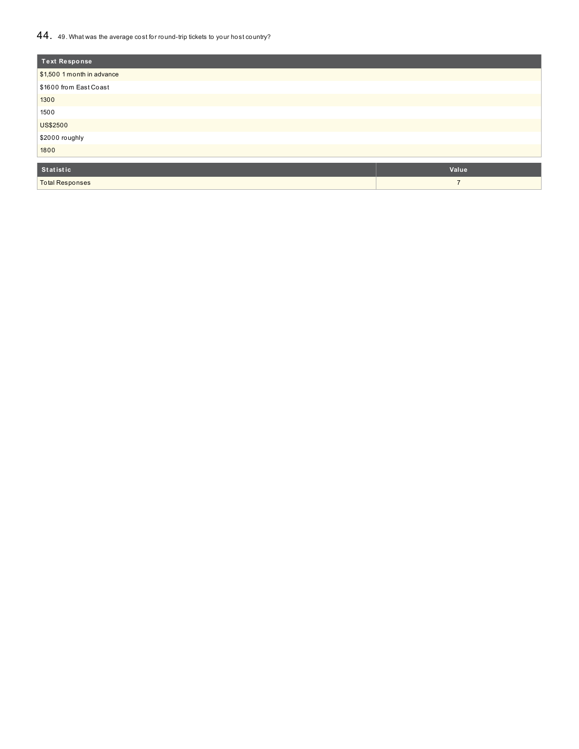## 44. 49. What was the average cost for round-trip tickets to your host country?

| Text Response |
| --- |
| $1,500 1 month in advance |
| $1600 from East Coast |
| 1300 |
| 1500 |
| US$2500 |
| $2000 roughly |
| 1800 |

| Statistic | Value |
| --- | --- |
| Total Responses | 7 |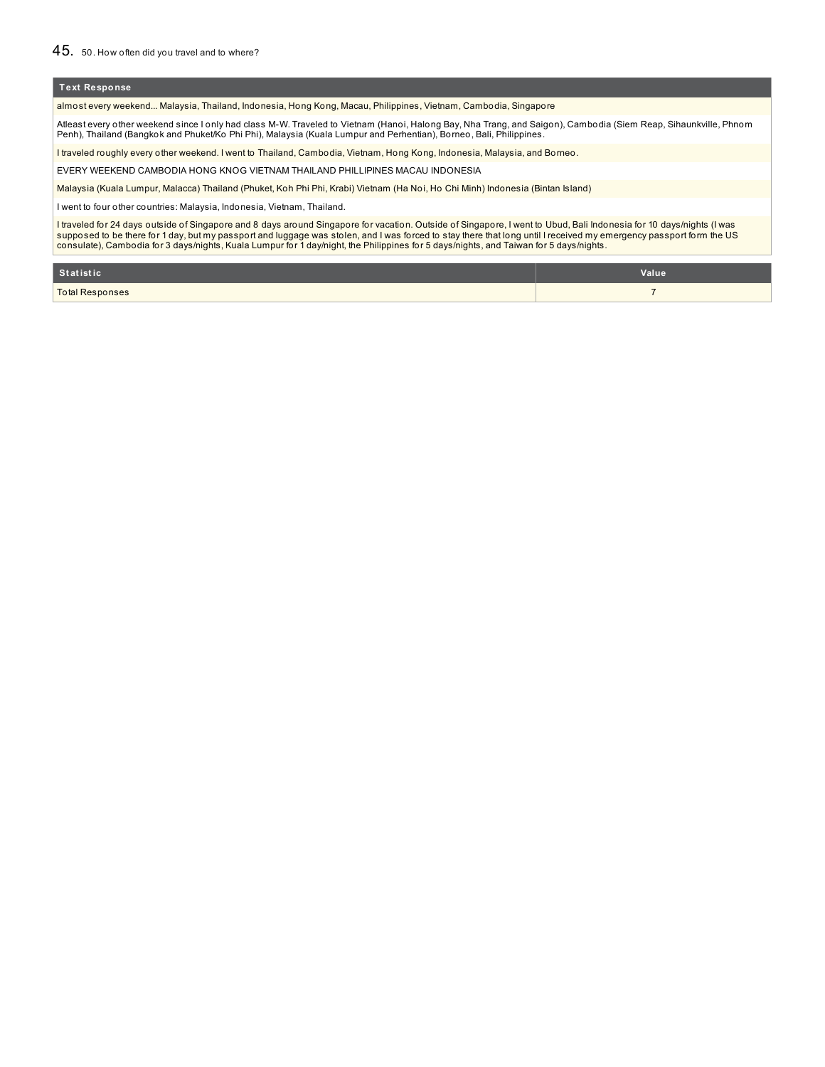## 45. 50. How often did you travel and to where?

| Text Response |
|---|
| almost every weekend... Malaysia, Thailand, Indonesia, Hong Kong, Macau, Philippines, Vietnam, Cambodia, Singapore |
| Atleast every other weekend since I only had class M-W. Traveled to Vietnam (Hanoi, Halong Bay, Nha Trang, and Saigon), Cambodia (Siem Reap, Sihaunkville, Phnom Penh), Thailand (Bangkok and Phuket/Ko Phi Phi), Malaysia (Kuala Lumpur and Perhentian), Borneo, Bali, Philippines. |
| I traveled roughly every other weekend. I went to Thailand, Cambodia, Vietnam, Hong Kong, Indonesia, Malaysia, and Borneo. |
| EVERY WEEKEND CAMBODIA HONG KNOG VIETNAM THAILAND PHILLIPINES MACAU INDONESIA |
| Malaysia (Kuala Lumpur, Malacca) Thailand (Phuket, Koh Phi Phi, Krabi) Vietnam (Ha Noi, Ho Chi Minh) Indonesia (Bintan Island) |
| I went to four other countries: Malaysia, Indonesia, Vietnam, Thailand. |
| I traveled for 24 days outside of Singapore and 8 days around Singapore for vacation. Outside of Singapore, I went to Ubud, Bali Indonesia for 10 days/nights (I was supposed to be there for 1 day, but my passport and luggage was stolen, and I was forced to stay there that long until I received my emergency passport form the US consulate), Cambodia for 3 days/nights, Kuala Lumpur for 1 day/night, the Philippines for 5 days/nights, and Taiwan for 5 days/nights. |

| Statistic | Value |
|---|---|
| Total Responses | 7 |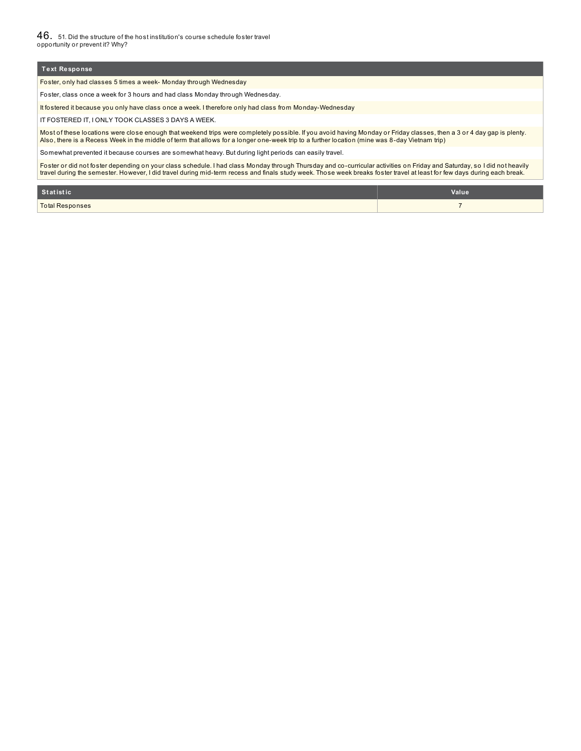## 46. 51. Did the structure of the host institution's course schedule foster travel opportunity or prevent it? Why?

| Text Response |
|---|
| Foster, only had classes 5 times a week- Monday through Wednesday |
| Foster, class once a week for 3 hours and had class Monday through Wednesday. |
| It fostered it because you only have class once a week. I therefore only had class from Monday-Wednesday |
| IT FOSTERED IT, I ONLY TOOK CLASSES 3 DAYS A WEEK. |
| Most of these locations were close enough that weekend trips were completely possible. If you avoid having Monday or Friday classes, then a 3 or 4 day gap is plenty. Also, there is a Recess Week in the middle of term that allows for a longer one-week trip to a further location (mine was 8-day Vietnam trip) |
| Somewhat prevented it because courses are somewhat heavy. But during light periods can easily travel. |
| Foster or did not foster depending on your class schedule. I had class Monday through Thursday and co-curricular activities on Friday and Saturday, so I did not heavily travel during the semester. However, I did travel during mid-term recess and finals study week. Those week breaks foster travel at least for few days during each break. |

| Statistic | Value |
|---|---|
| Total Responses | 7 |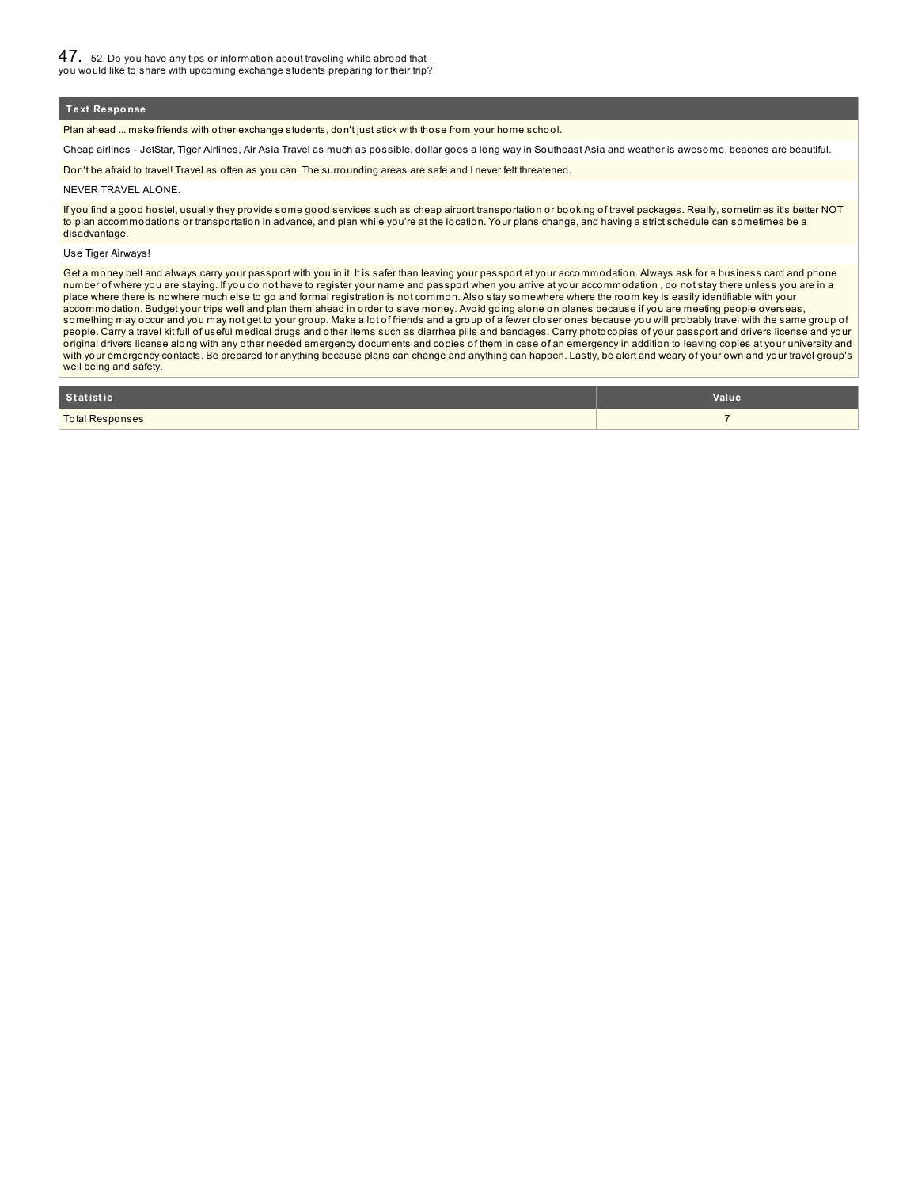## 47. 52. Do you have any tips or information about traveling while abroad that you would like to share with upcoming exchange students preparing for their trip?

| Text Response |
| --- |
| Plan ahead ... make friends with other exchange students, don't just stick with those from your home school. |
| Cheap airlines - JetStar, Tiger Airlines, Air Asia Travel as much as possible, dollar goes a long way in Southeast Asia and weather is awesome, beaches are beautiful. |
| Don't be afraid to travel! Travel as often as you can. The surrounding areas are safe and I never felt threatened. |
| NEVER TRAVEL ALONE. |
| If you find a good hostel, usually they provide some good services such as cheap airport transportation or booking of travel packages. Really, sometimes it's better NOT to plan accommodations or transportation in advance, and plan while you're at the location. Your plans change, and having a strict schedule can sometimes be a disadvantage. |
| Use Tiger Airways! |
| Get a money belt and always carry your passport with you in it. It is safer than leaving your passport at your accommodation. Always ask for a business card and phone number of where you are staying. If you do not have to register your name and passport when you arrive at your accommodation , do not stay there unless you are in a place where there is nowhere much else to go and formal registration is not common. Also stay somewhere where the room key is easily identifiable with your accommodation. Budget your trips well and plan them ahead in order to save money. Avoid going alone on planes because if you are meeting people overseas, something may occur and you may not get to your group. Make a lot of friends and a group of a fewer closer ones because you will probably travel with the same group of people. Carry a travel kit full of useful medical drugs and other items such as diarrhea pills and bandages. Carry photocopies of your passport and drivers license and your original drivers license along with any other needed emergency documents and copies of them in case of an emergency in addition to leaving copies at your university and with your emergency contacts. Be prepared for anything because plans can change and anything can happen. Lastly, be alert and weary of your own and your travel group's well being and safety. |

| Statistic | Value |
| --- | --- |
| Total Responses | 7 |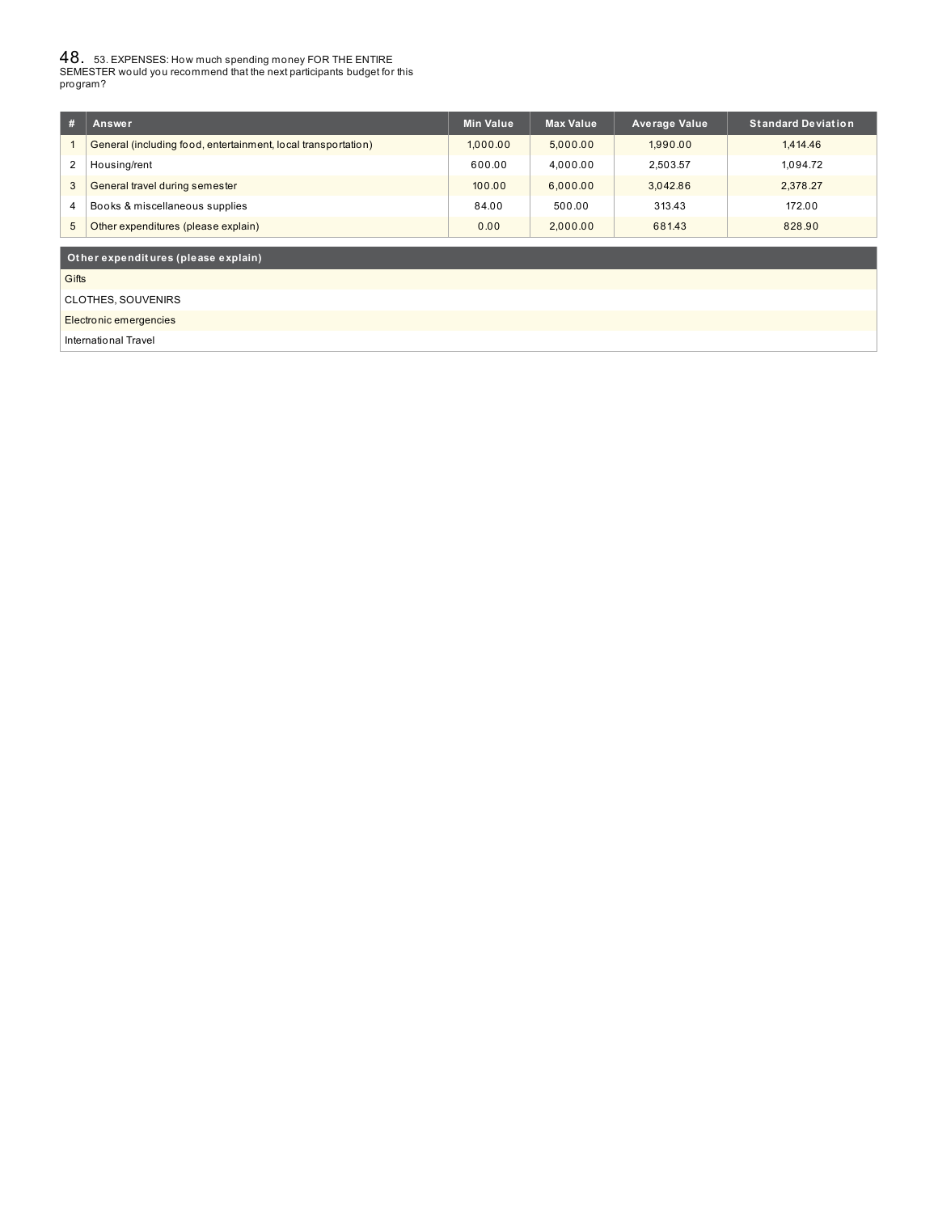## 48. 53. EXPENSES: How much spending money FOR THE ENTIRE SEMESTER would you recommend that the next participants budget for this program?

| # | Answer | Min Value | Max Value | Average Value | Standard Deviation |
|---|---|---|---|---|---|
| 1 | General (including food, entertainment, local transportation) | 1,000.00 | 5,000.00 | 1,990.00 | 1,414.46 |
| 2 | Housing/rent | 600.00 | 4,000.00 | 2,503.57 | 1,094.72 |
| 3 | General travel during semester | 100.00 | 6,000.00 | 3,042.86 | 2,378.27 |
| 4 | Books & miscellaneous supplies | 84.00 | 500.00 | 313.43 | 172.00 |
| 5 | Other expenditures (please explain) | 0.00 | 2,000.00 | 681.43 | 828.90 |

| Other expenditures (please explain) |
|---|
| Gifts |
| CLOTHES, SOUVENIRS |
| Electronic emergencies |
| International Travel |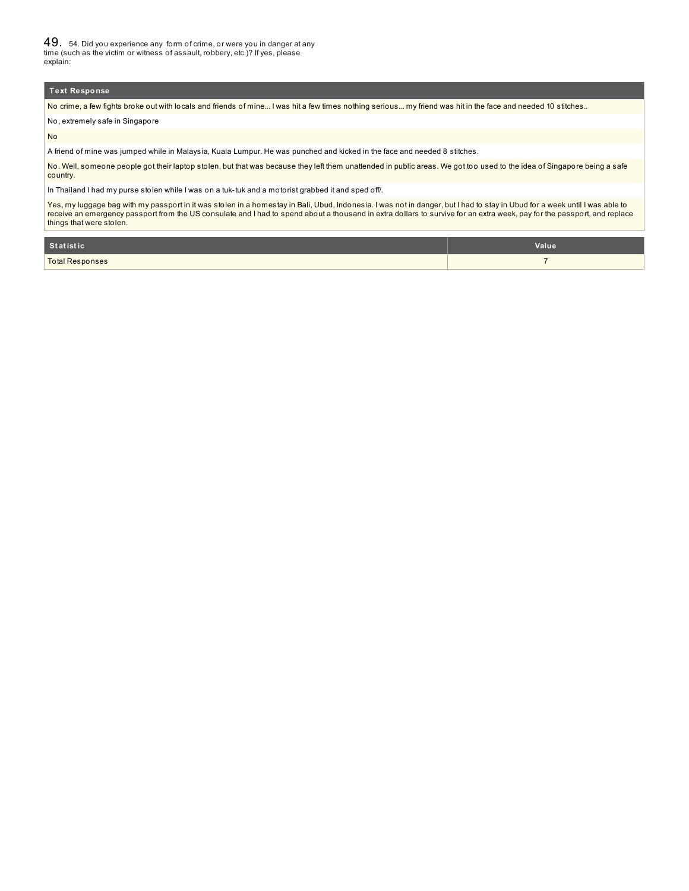## 49. 54. Did you experience any form of crime, or were you in danger at any time (such as the victim or witness of assault, robbery, etc.)? If yes, please explain:

| Text Response |
|---|
| No crime, a few fights broke out with locals and friends of mine... I was hit a few times nothing serious... my friend was hit in the face and needed 10 stitches.. |
| No, extremely safe in Singapore |
| No |
| A friend of mine was jumped while in Malaysia, Kuala Lumpur. He was punched and kicked in the face and needed 8 stitches. |
| No. Well, someone people got their laptop stolen, but that was because they left them unattended in public areas. We got too used to the idea of Singapore being a safe country. |
| In Thailand I had my purse stolen while I was on a tuk-tuk and a motorist grabbed it and sped off/. |
| Yes, my luggage bag with my passport in it was stolen in a homestay in Bali, Ubud, Indonesia. I was not in danger, but I had to stay in Ubud for a week until I was able to receive an emergency passport from the US consulate and I had to spend about a thousand in extra dollars to survive for an extra week, pay for the passport, and replace things that were stolen. |

| Statistic | Value |
|---|---|
| Total Responses | 7 |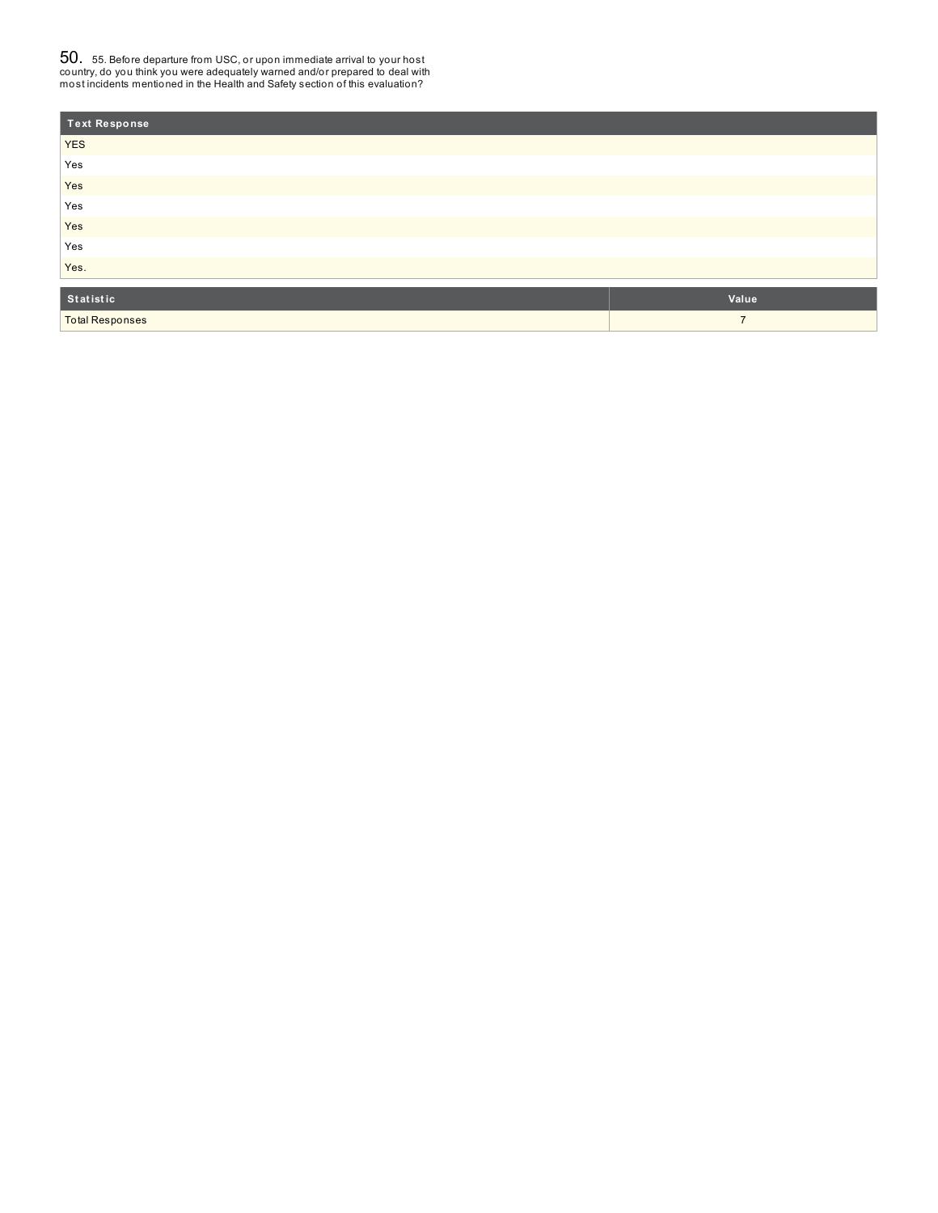## 50. 55. Before departure from USC, or upon immediate arrival to your host country, do you think you were adequately warned and/or prepared to deal with most incidents mentioned in the Health and Safety section of this evaluation?

| Text Response |
|---|
| YES |
| Yes |
| Yes |
| Yes |
| Yes |
| Yes |
| Yes. |

| Statistic | Value |
|---|---|
| Total Responses | 7 |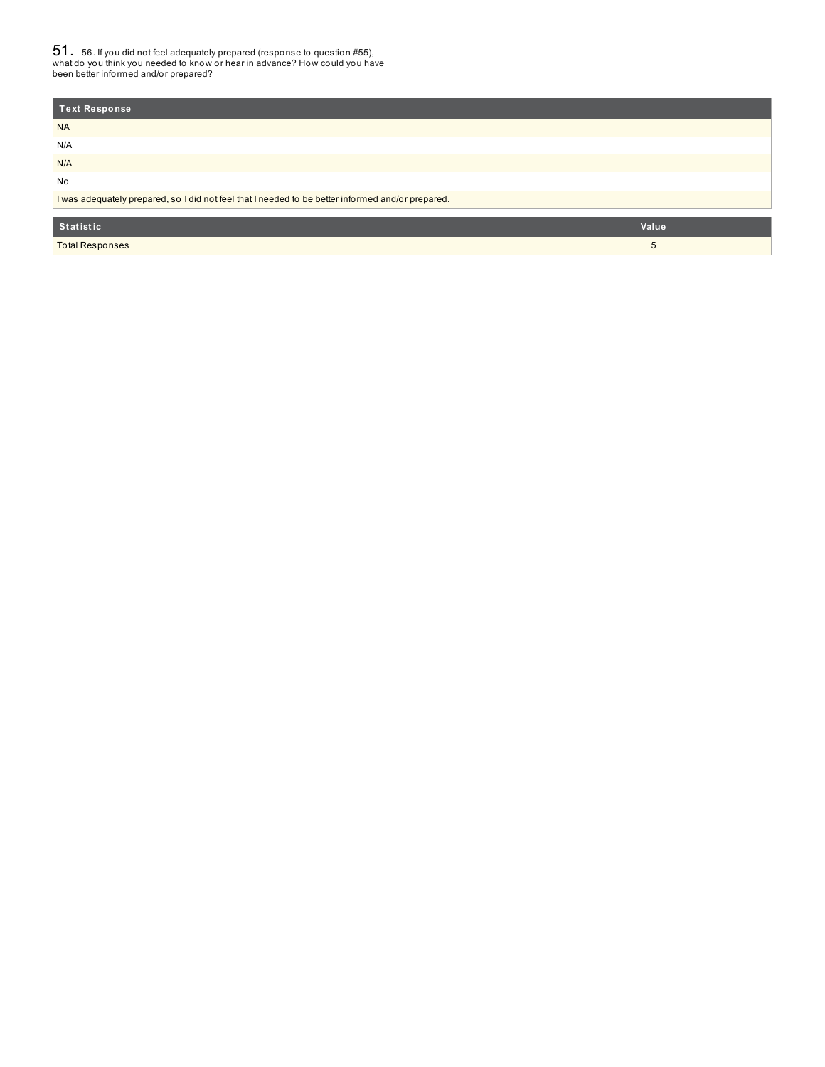## 51. 56. If you did not feel adequately prepared (response to question #55), what do you think you needed to know or hear in advance? How could you have been better informed and/or prepared?

| Text Response |
| --- |
| NA |
| N/A |
| N/A |
| No |
| I was adequately prepared, so I did not feel that I needed to be better informed and/or prepared. |

| Statistic | Value |
| --- | --- |
| Total Responses | 5 |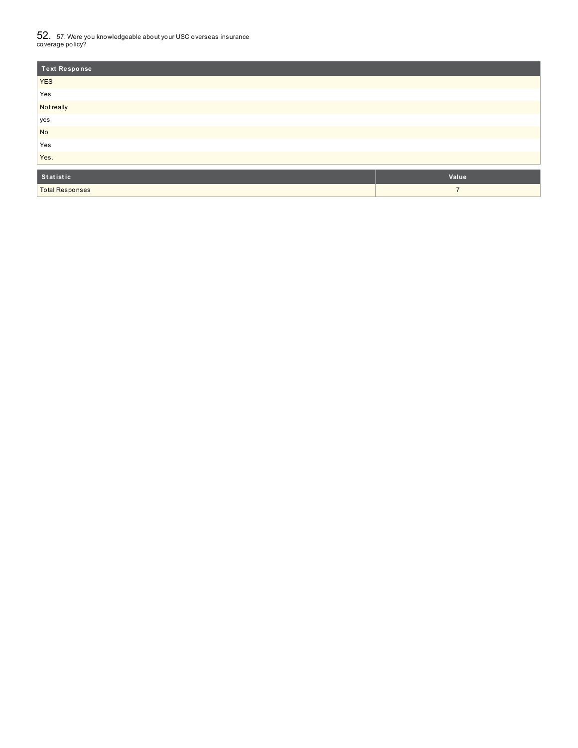## 52. 57. Were you knowledgeable about your USC overseas insurance coverage policy?

| Text Response |
| --- |
| YES |
| Yes |
| Not really |
| yes |
| No |
| Yes |
| Yes. |

| Statistic | Value |
| --- | --- |
| Total Responses | 7 |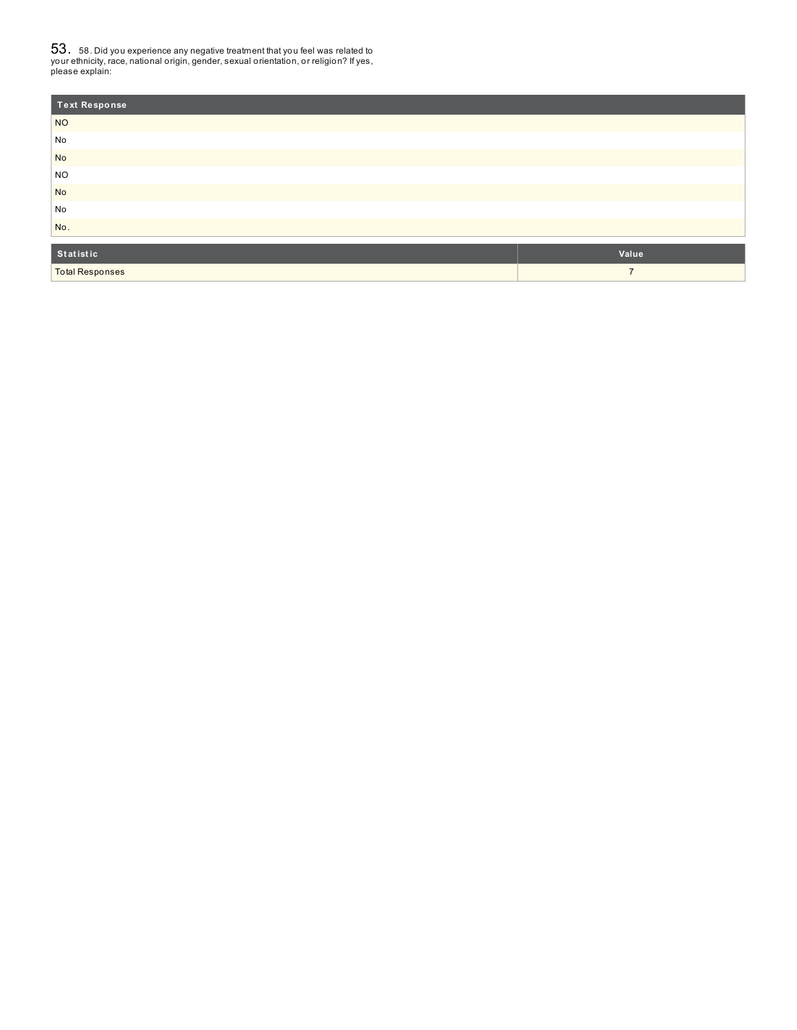## 53. 58. Did you experience any negative treatment that you feel was related to your ethnicity, race, national origin, gender, sexual orientation, or religion? If yes, please explain:

| Text Response |
| --- |
| NO |
| No |
| No |
| NO |
| No |
| No |
| No. |

| Statistic | Value |
| --- | --- |
| Total Responses | 7 |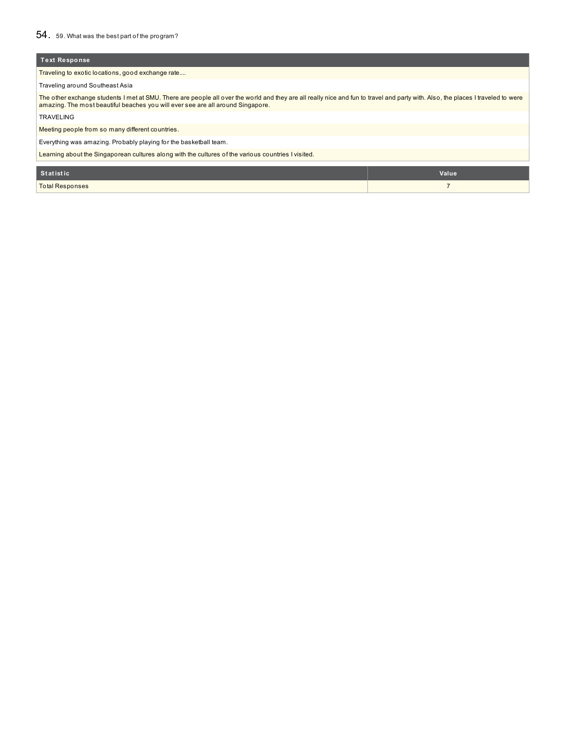## 54. 59. What was the best part of the program?

| Text Response |
| --- |
| Traveling to exotic locations, good exchange rate.... |
| Traveling around Southeast Asia |
| The other exchange students I met at SMU. There are people all over the world and they are all really nice and fun to travel and party with. Also, the places I traveled to were amazing. The most beautiful beaches you will ever see are all around Singapore. |
| TRAVELING |
| Meeting people from so many different countries. |
| Everything was amazing. Probably playing for the basketball team. |
| Learning about the Singaporean cultures along with the cultures of the various countries I visited. |

| Statistic | Value |
| --- | --- |
| Total Responses | 7 |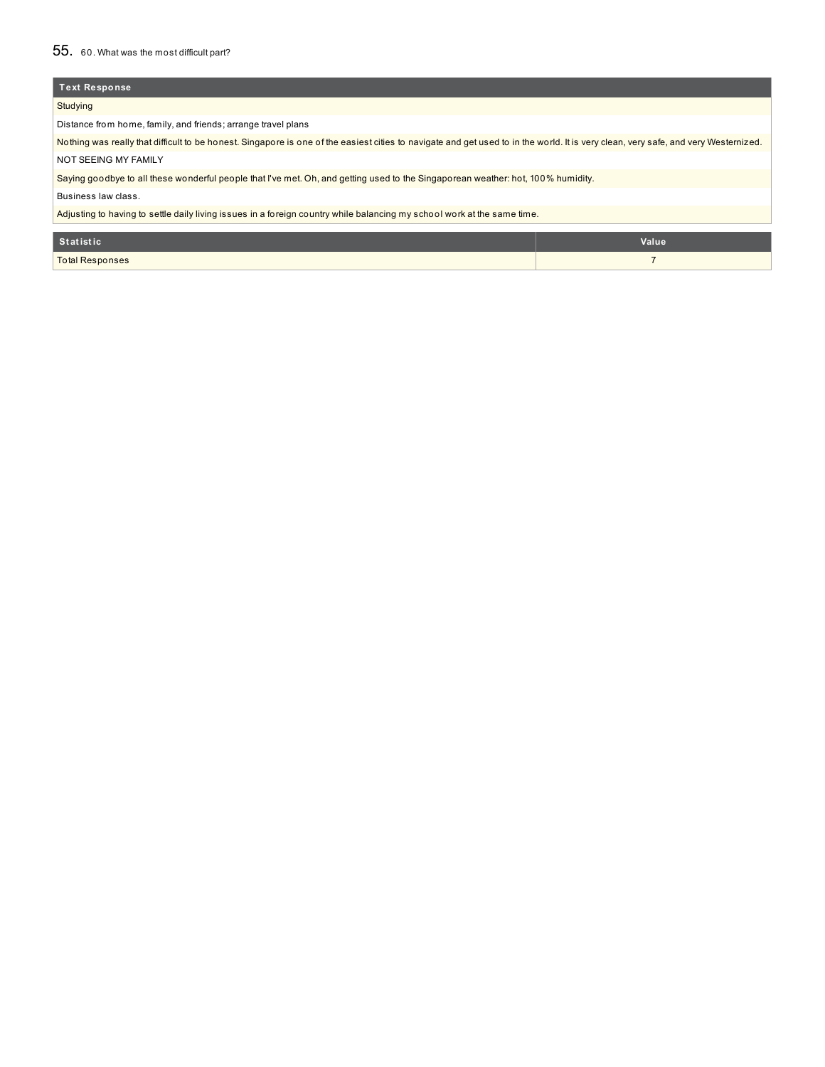## 55. 60. What was the most difficult part?

| Text Response |
|---|
| Studying |
| Distance from home, family, and friends; arrange travel plans |
| Nothing was really that difficult to be honest. Singapore is one of the easiest cities to navigate and get used to in the world. It is very clean, very safe, and very Westernized. |
| NOT SEEING MY FAMILY |
| Saying goodbye to all these wonderful people that I've met. Oh, and getting used to the Singaporean weather: hot, 100% humidity. |
| Business law class. |
| Adjusting to having to settle daily living issues in a foreign country while balancing my school work at the same time. |

| Statistic | Value |
|---|---|
| Total Responses | 7 |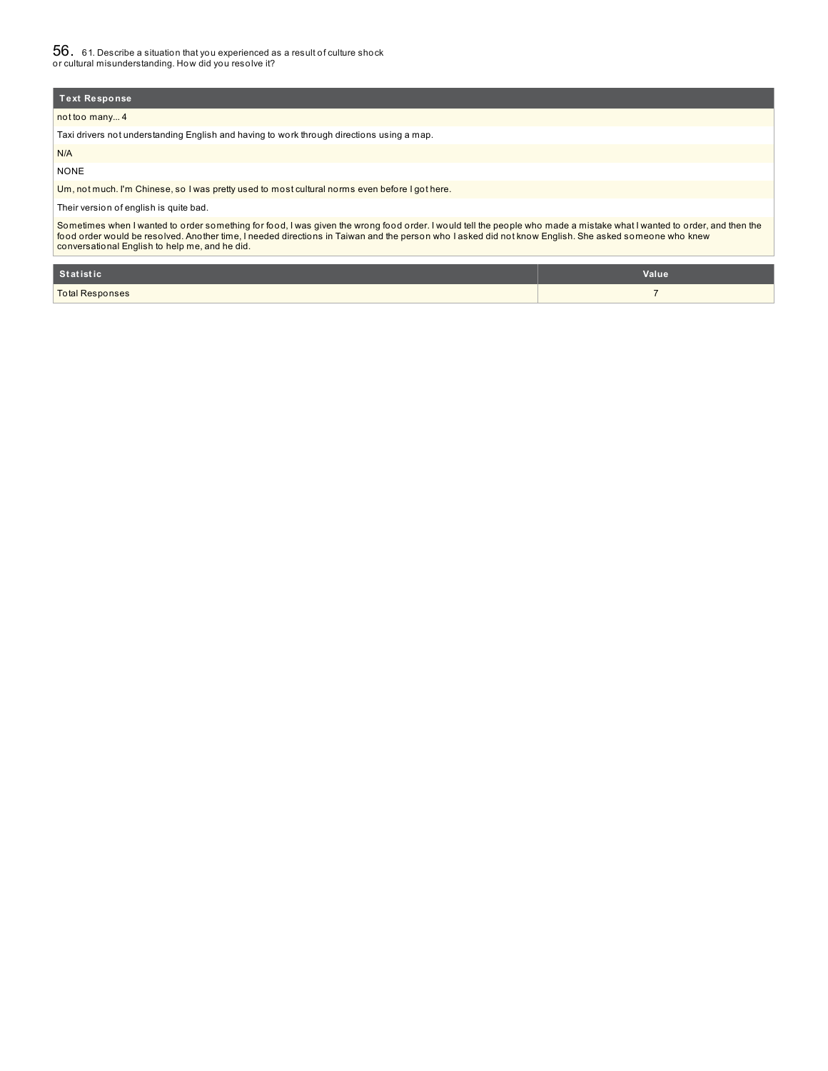## 56. 61. Describe a situation that you experienced as a result of culture shock or cultural misunderstanding. How did you resolve it?

| Text Response |
| --- |
| not too many... 4 |
| Taxi drivers not understanding English and having to work through directions using a map. |
| N/A |
| NONE |
| Um, not much. I'm Chinese, so I was pretty used to most cultural norms even before I got here. |
| Their version of english is quite bad. |
| Sometimes when I wanted to order something for food, I was given the wrong food order. I would tell the people who made a mistake what I wanted to order, and then the food order would be resolved. Another time, I needed directions in Taiwan and the person who I asked did not know English. She asked someone who knew conversational English to help me, and he did. |

| Statistic | Value |
| --- | --- |
| Total Responses | 7 |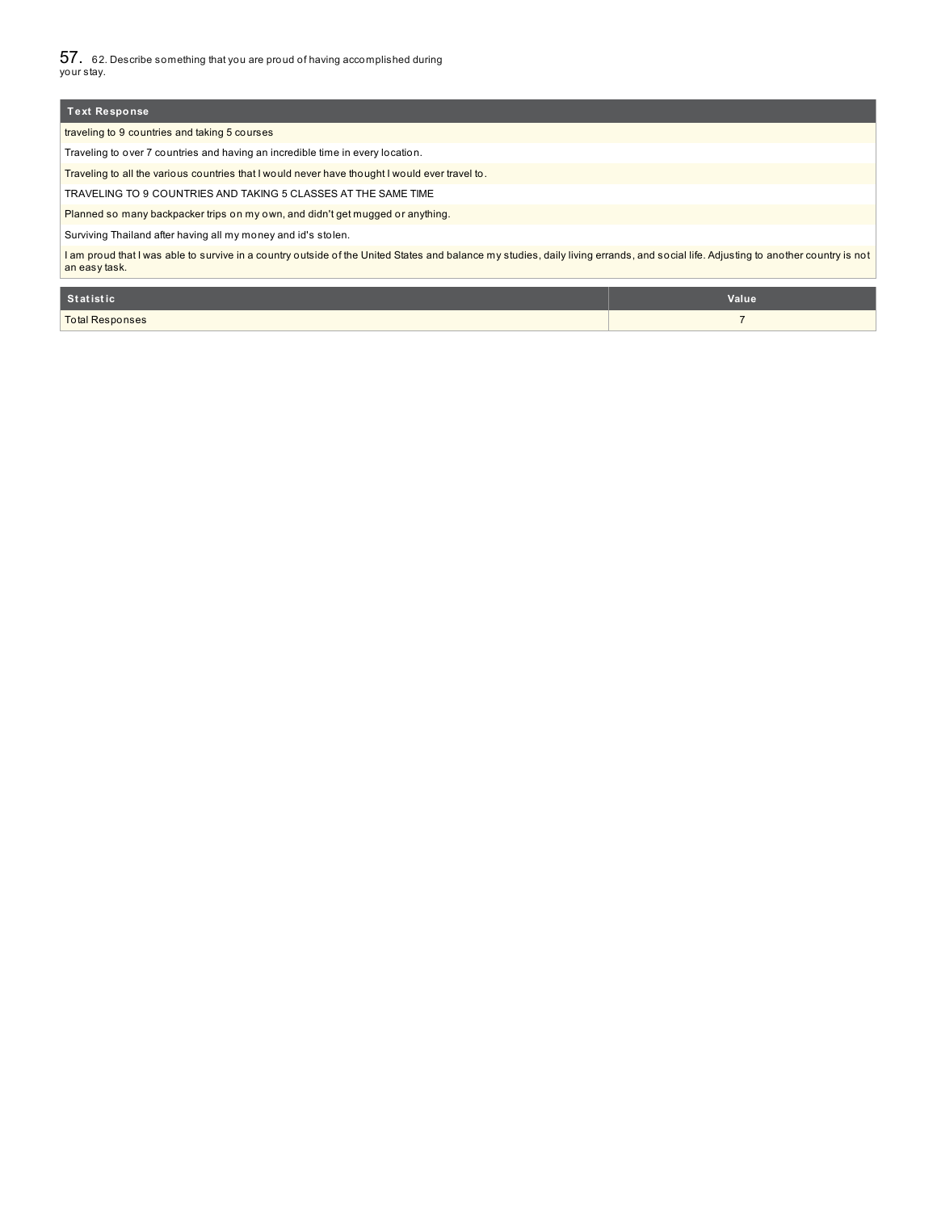## 57. 62. Describe something that you are proud of having accomplished during your stay.

| Text Response |
| --- |
| traveling to 9 countries and taking 5 courses |
| Traveling to over 7 countries and having an incredible time in every location. |
| Traveling to all the various countries that I would never have thought I would ever travel to. |
| TRAVELING TO 9 COUNTRIES AND TAKING 5 CLASSES AT THE SAME TIME |
| Planned so many backpacker trips on my own, and didn't get mugged or anything. |
| Surviving Thailand after having all my money and id's stolen. |
| I am proud that I was able to survive in a country outside of the United States and balance my studies, daily living errands, and social life. Adjusting to another country is not an easy task. |

| Statistic | Value |
| --- | --- |
| Total Responses | 7 |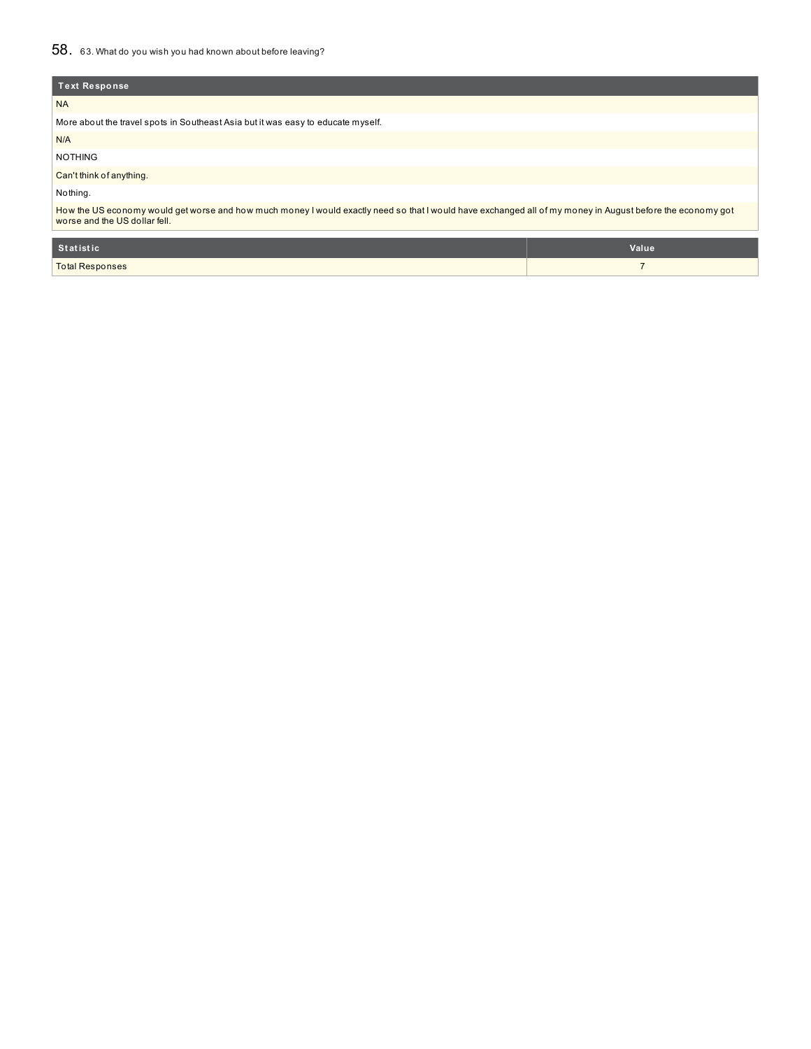## 58. 63. What do you wish you had known about before leaving?

| Text Response |
| --- |
| NA |
| More about the travel spots in Southeast Asia but it was easy to educate myself. |
| N/A |
| NOTHING |
| Can't think of anything. |
| Nothing. |
| How the US economy would get worse and how much money I would exactly need so that I would have exchanged all of my money in August before the economy got worse and the US dollar fell. |

| Statistic | Value |
| --- | --- |
| Total Responses | 7 |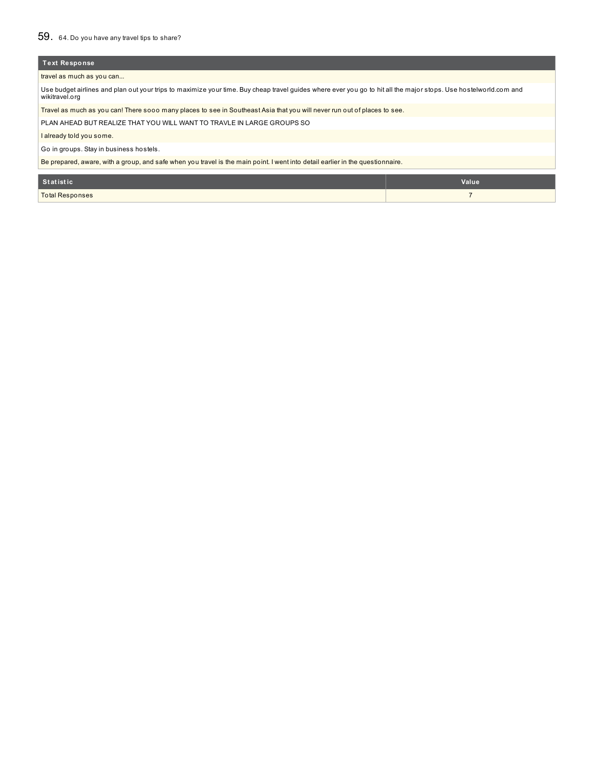## 59. 64. Do you have any travel tips to share?

| Text Response |
|---|
| travel as much as you can... |
| Use budget airlines and plan out your trips to maximize your time. Buy cheap travel guides where ever you go to hit all the major stops. Use hostelworld.com and wikitravel.org |
| Travel as much as you can! There sooo many places to see in Southeast Asia that you will never run out of places to see. |
| PLAN AHEAD BUT REALIZE THAT YOU WILL WANT TO TRAVLE IN LARGE GROUPS SO |
| I already told you some. |
| Go in groups. Stay in business hostels. |
| Be prepared, aware, with a group, and safe when you travel is the main point. I went into detail earlier in the questionnaire. |

| Statistic | Value |
|---|---|
| Total Responses | 7 |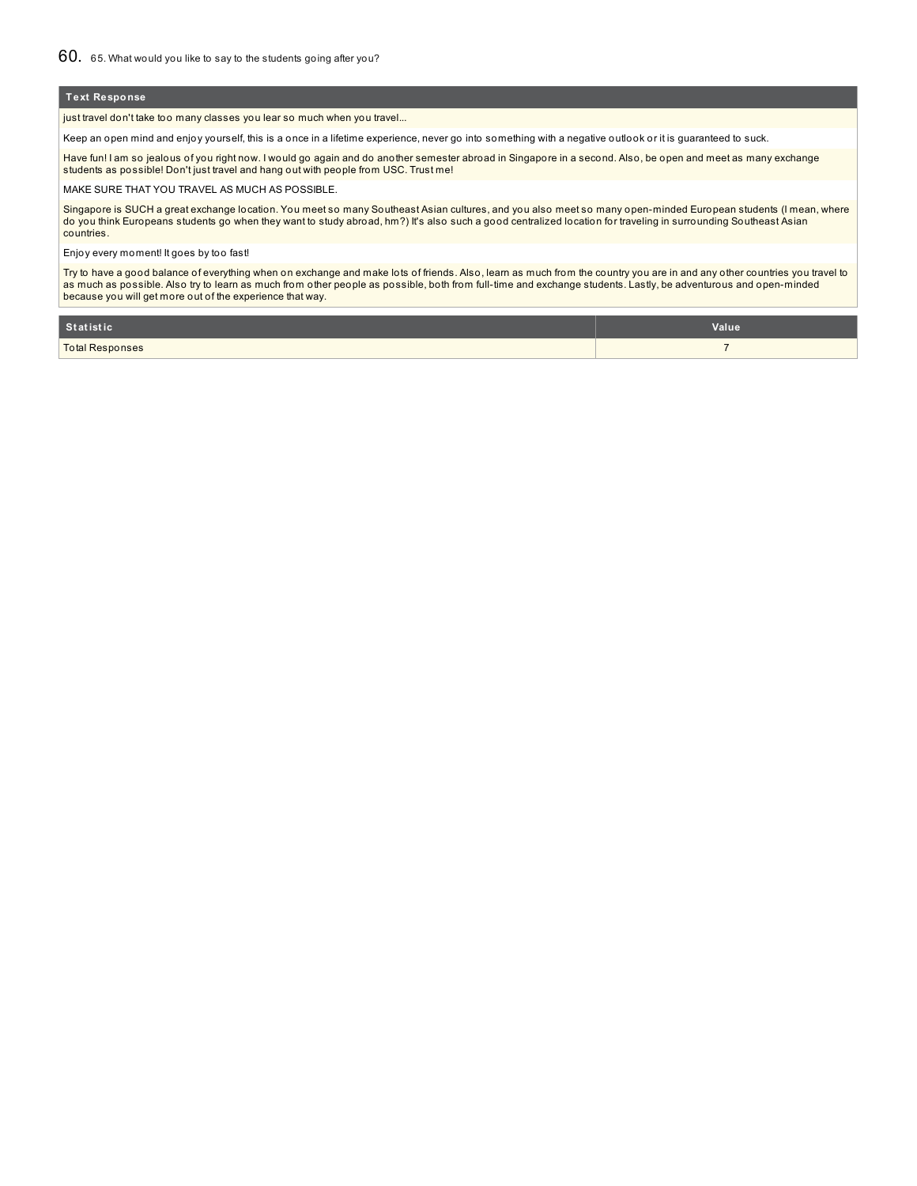## 60. 65. What would you like to say to the students going after you?

| Text Response |
| --- |
| just travel don't take too many classes you lear so much when you travel... |
| Keep an open mind and enjoy yourself, this is a once in a lifetime experience, never go into something with a negative outlook or it is guaranteed to suck. |
| Have fun! I am so jealous of you right now. I would go again and do another semester abroad in Singapore in a second. Also, be open and meet as many exchange students as possible! Don't just travel and hang out with people from USC. Trust me! |
| MAKE SURE THAT YOU TRAVEL AS MUCH AS POSSIBLE. |
| Singapore is SUCH a great exchange location. You meet so many Southeast Asian cultures, and you also meet so many open-minded European students (I mean, where do you think Europeans students go when they want to study abroad, hm?) It's also such a good centralized location for traveling in surrounding Southeast Asian countries. |
| Enjoy every moment! It goes by too fast! |
| Try to have a good balance of everything when on exchange and make lots of friends. Also, learn as much from the country you are in and any other countries you travel to as much as possible. Also try to learn as much from other people as possible, both from full-time and exchange students. Lastly, be adventurous and open-minded because you will get more out of the experience that way. |

| Statistic | Value |
| --- | --- |
| Total Responses | 7 |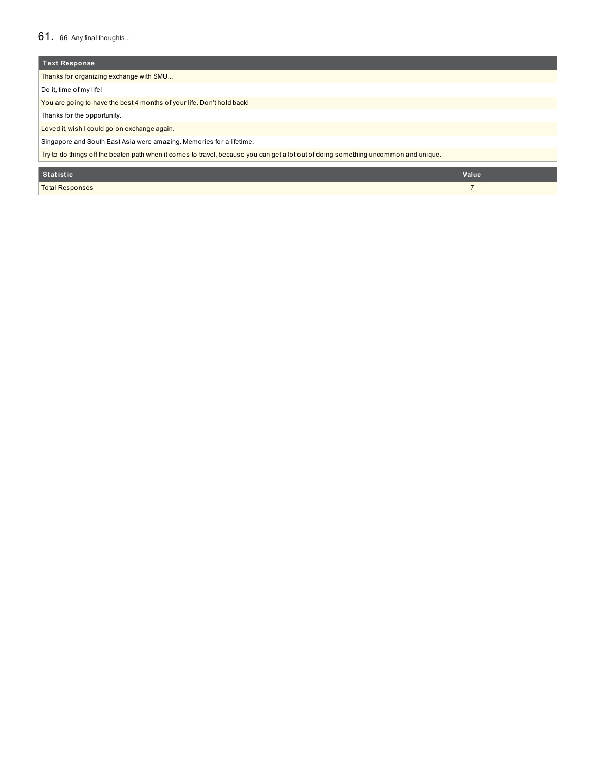## 61. 66. Any final thoughts...

| Text Response |
|---|
| Thanks for organizing exchange with SMU... |
| Do it, time of my life! |
| You are going to have the best 4 months of your life. Don't hold back! |
| Thanks for the opportunity. |
| Loved it, wish I could go on exchange again. |
| Singapore and South East Asia were amazing. Memories for a lifetime. |
| Try to do things off the beaten path when it comes to travel, because you can get a lot out of doing something uncommon and unique. |

| Statistic | Value |
|---|---|
| Total Responses | 7 |